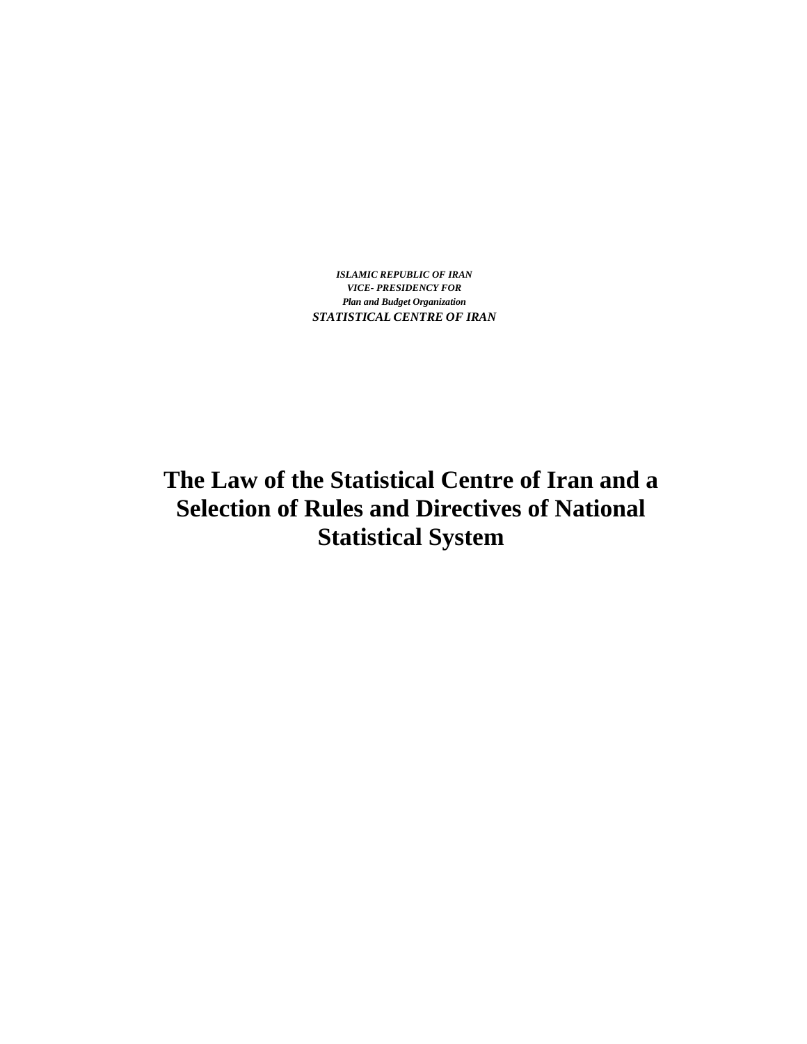*ISLAMIC REPUBLIC OF IRAN*
*VICE- PRESIDENCY FOR*
*Plan and Budget Organization*
*STATISTICAL CENTRE OF IRAN*

# The Law of the Statistical Centre of Iran and a Selection of Rules and Directives of National Statistical System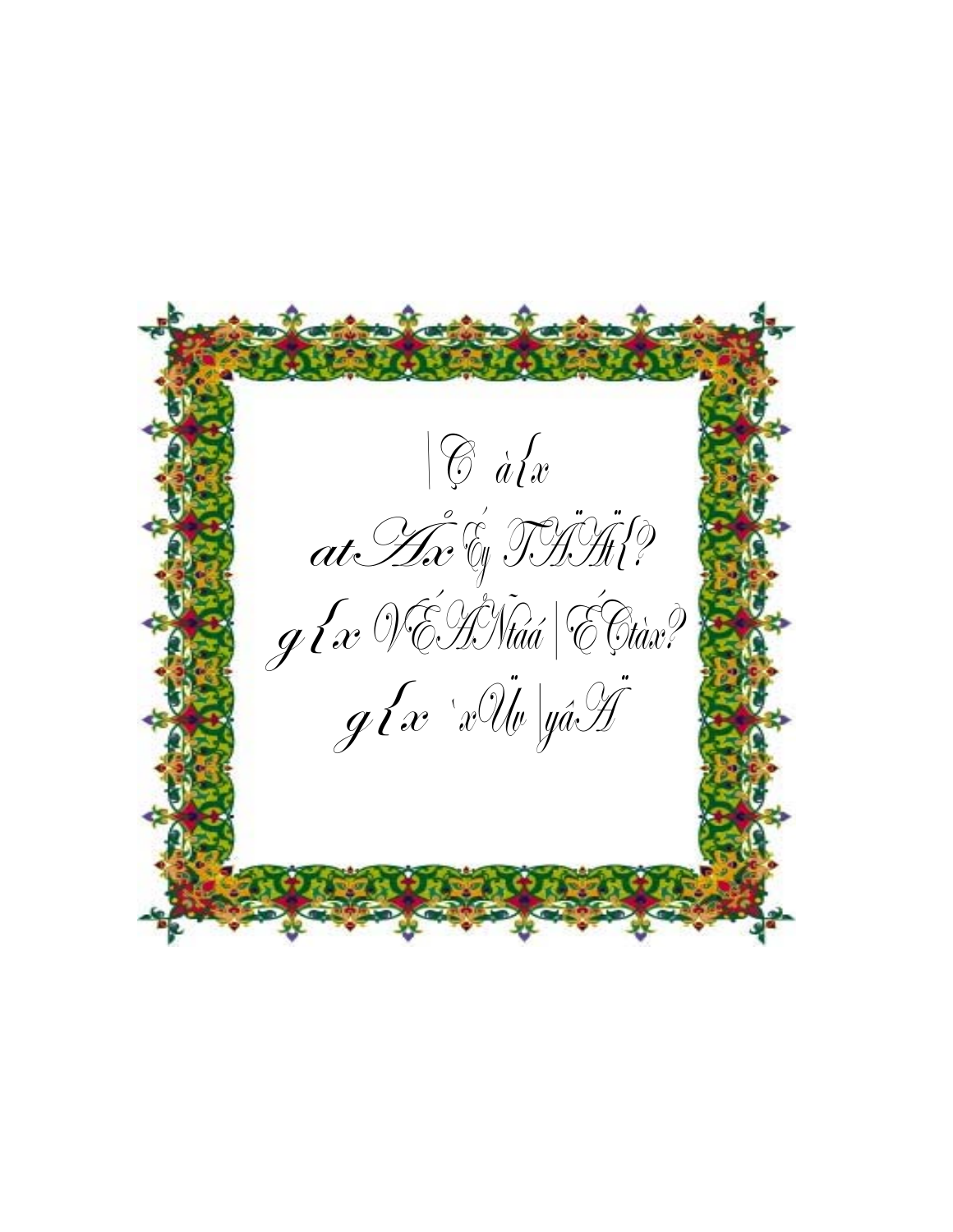|Ç à{x

atÅx Éy TÄÄt{?

g{x VÉÅÑtáá|ÉÇtàx?

g{x `xÜv|yâÄ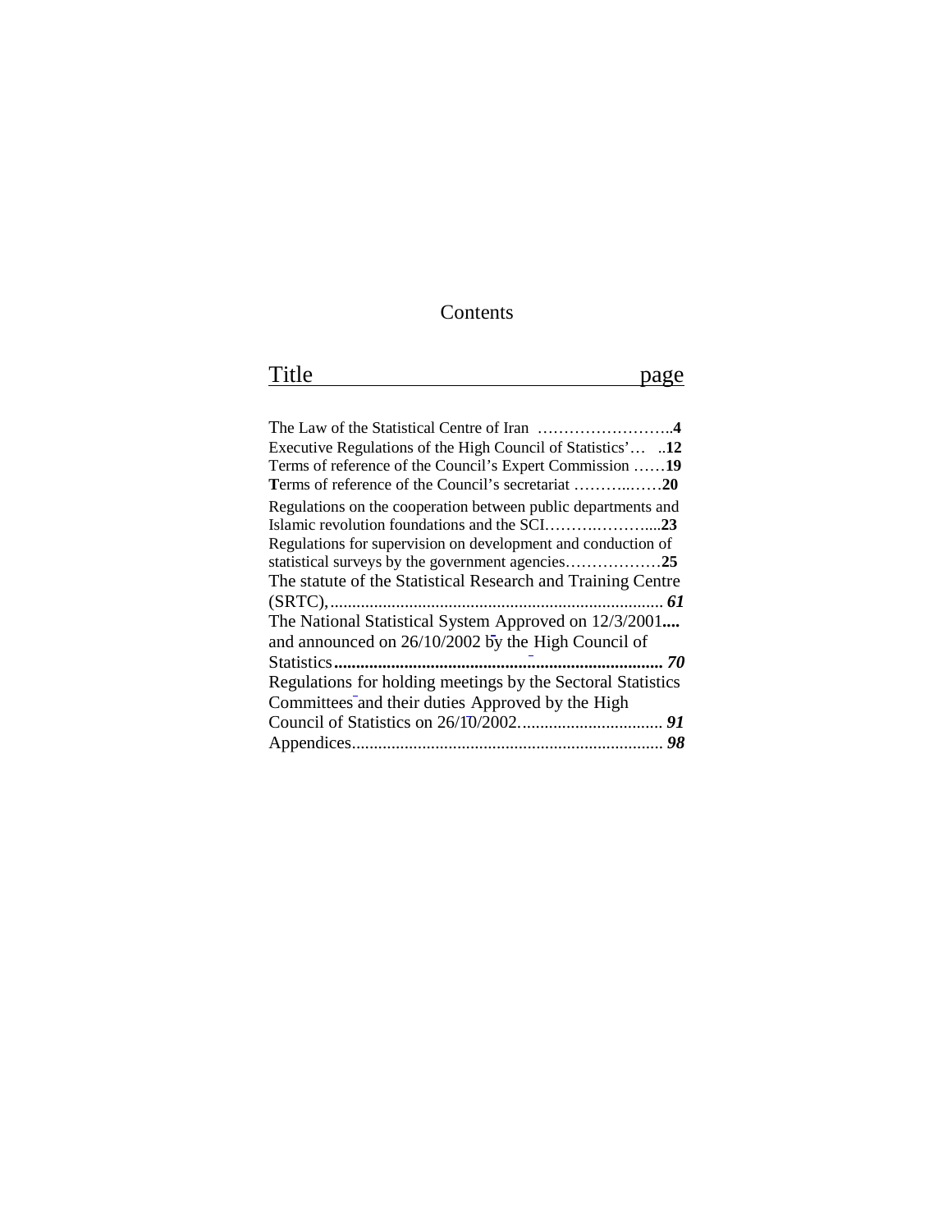# Contents

| Title | page |
|---|---|
| The Law of the Statistical Centre of Iran | 4 |
| Executive Regulations of the High Council of Statistics' | 12 |
| Terms of reference of the Council's Expert Commission | 19 |
| Terms of reference of the Council's secretariat | 20 |
| Regulations on the cooperation between public departments and Islamic revolution foundations and the SCI | 23 |
| Regulations for supervision on development and conduction of statistical surveys by the government agencies | 25 |
| The statute of the Statistical Research and Training Centre (SRTC), | 61 |
| The National Statistical System Approved on 12/3/2001 and announced on 26/10/2002 by the High Council of Statistics | 70 |
| Regulations for holding meetings by the Sectoral Statistics Committees and their duties Approved by the High Council of Statistics on 26/10/2002. | 91 |
| Appendices | 98 |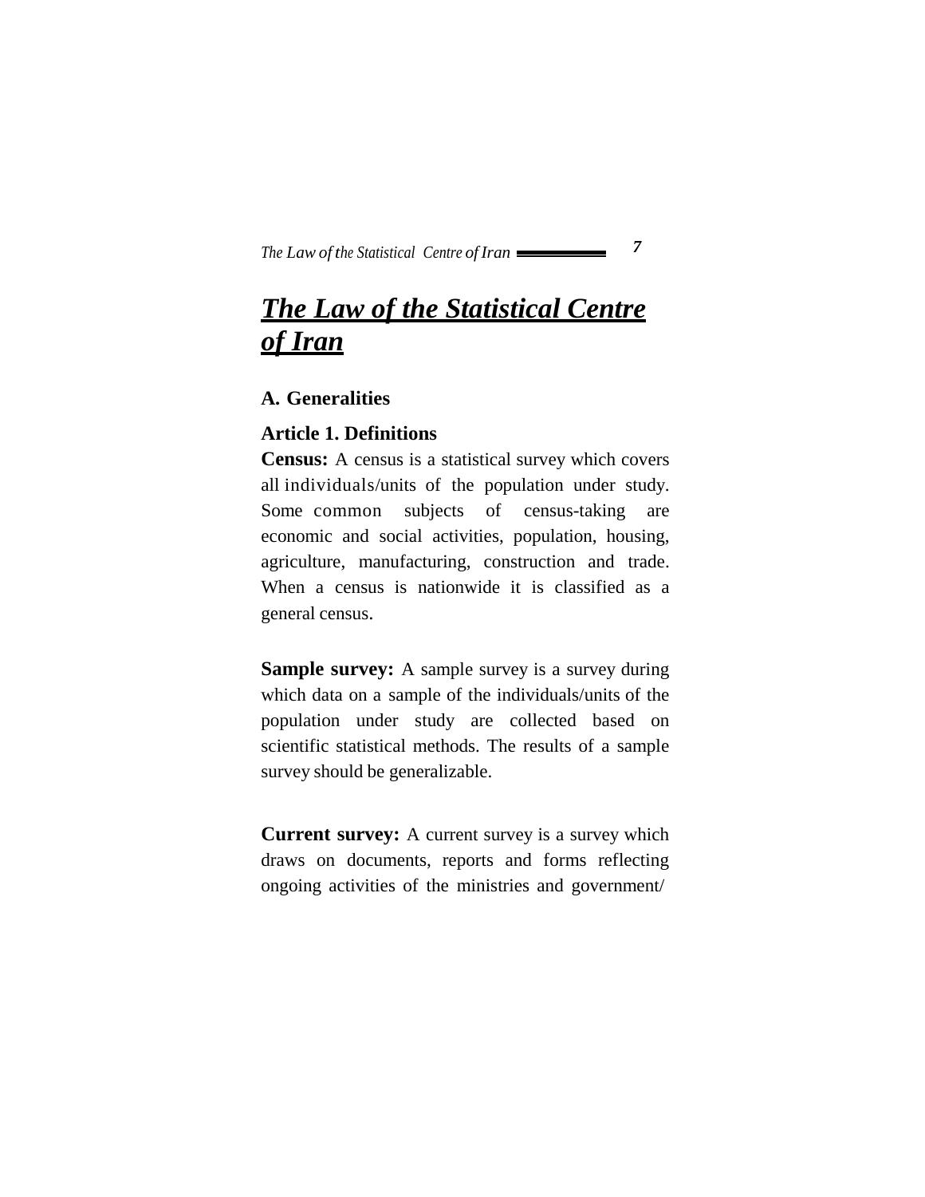# ***The Law of the Statistical Centre of Iran***

## A. Generalities

### Article 1. Definitions

**Census:** A census is a statistical survey which covers all individuals/units of the population under study. Some common subjects of census-taking are economic and social activities, population, housing, agriculture, manufacturing, construction and trade. When a census is nationwide it is classified as a general census.

**Sample survey:** A sample survey is a survey during which data on a sample of the individuals/units of the population under study are collected based on scientific statistical methods. The results of a sample survey should be generalizable.

**Current survey:** A current survey is a survey which draws on documents, reports and forms reflecting ongoing activities of the ministries and government/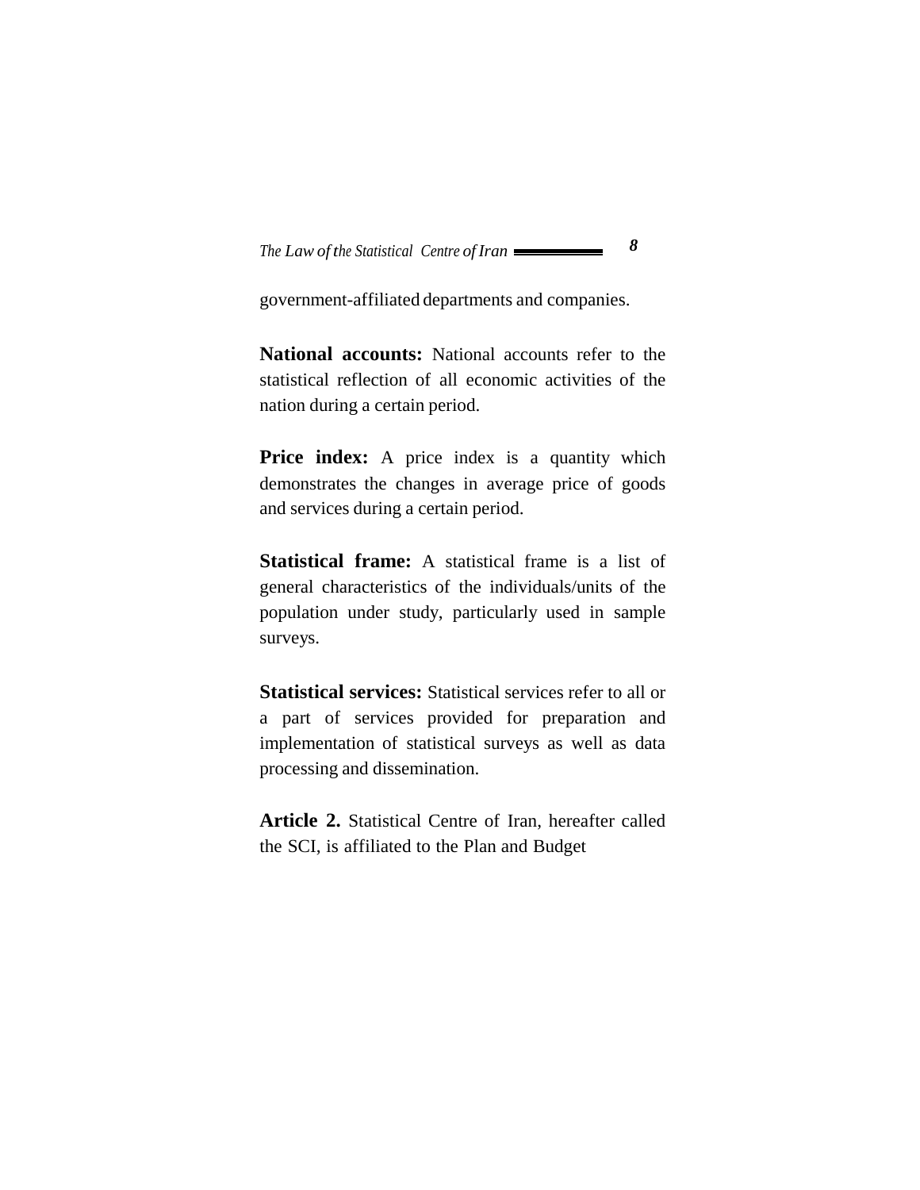government-affiliated departments and companies.

**National accounts:** National accounts refer to the statistical reflection of all economic activities of the nation during a certain period.

**Price index:** A price index is a quantity which demonstrates the changes in average price of goods and services during a certain period.

**Statistical frame:** A statistical frame is a list of general characteristics of the individuals/units of the population under study, particularly used in sample surveys.

**Statistical services:** Statistical services refer to all or a part of services provided for preparation and implementation of statistical surveys as well as data processing and dissemination.

**Article 2.** Statistical Centre of Iran, hereafter called the SCI, is affiliated to the Plan and Budget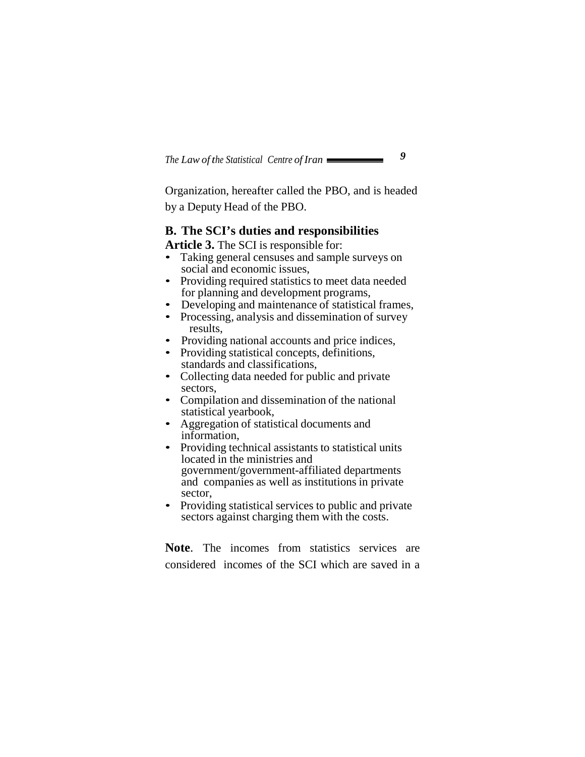Organization, hereafter called the PBO, and is headed by a Deputy Head of the PBO.

## B. The SCI's duties and responsibilities

**Article 3.** The SCI is responsible for:

- Taking general censuses and sample surveys on social and economic issues,
- Providing required statistics to meet data needed for planning and development programs,
- Developing and maintenance of statistical frames,
- Processing, analysis and dissemination of survey results,
- Providing national accounts and price indices,
- Providing statistical concepts, definitions, standards and classifications,
- Collecting data needed for public and private sectors,
- Compilation and dissemination of the national statistical yearbook,
- Aggregation of statistical documents and information,
- Providing technical assistants to statistical units located in the ministries and government/government-affiliated departments and companies as well as institutions in private sector,
- Providing statistical services to public and private sectors against charging them with the costs.

**Note**. The incomes from statistics services are considered incomes of the SCI which are saved in a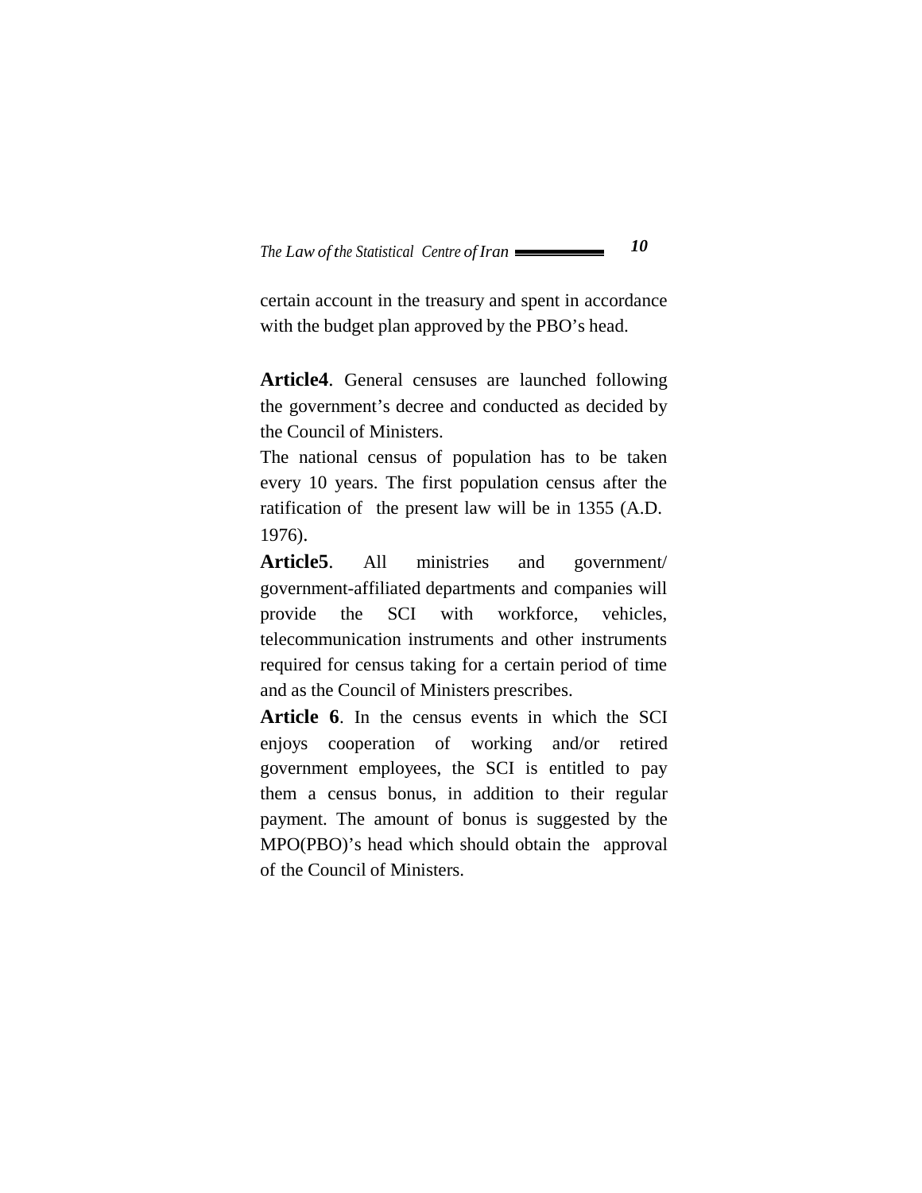certain account in the treasury and spent in accordance with the budget plan approved by the PBO's head.

**Article4**. General censuses are launched following the government's decree and conducted as decided by the Council of Ministers.

The national census of population has to be taken every 10 years. The first population census after the ratification of the present law will be in 1355 (A.D. 1976).

**Article5**. All ministries and government/ government-affiliated departments and companies will provide the SCI with workforce, vehicles, telecommunication instruments and other instruments required for census taking for a certain period of time and as the Council of Ministers prescribes.

**Article 6**. In the census events in which the SCI enjoys cooperation of working and/or retired government employees, the SCI is entitled to pay them a census bonus, in addition to their regular payment. The amount of bonus is suggested by the MPO(PBO)'s head which should obtain the approval of the Council of Ministers.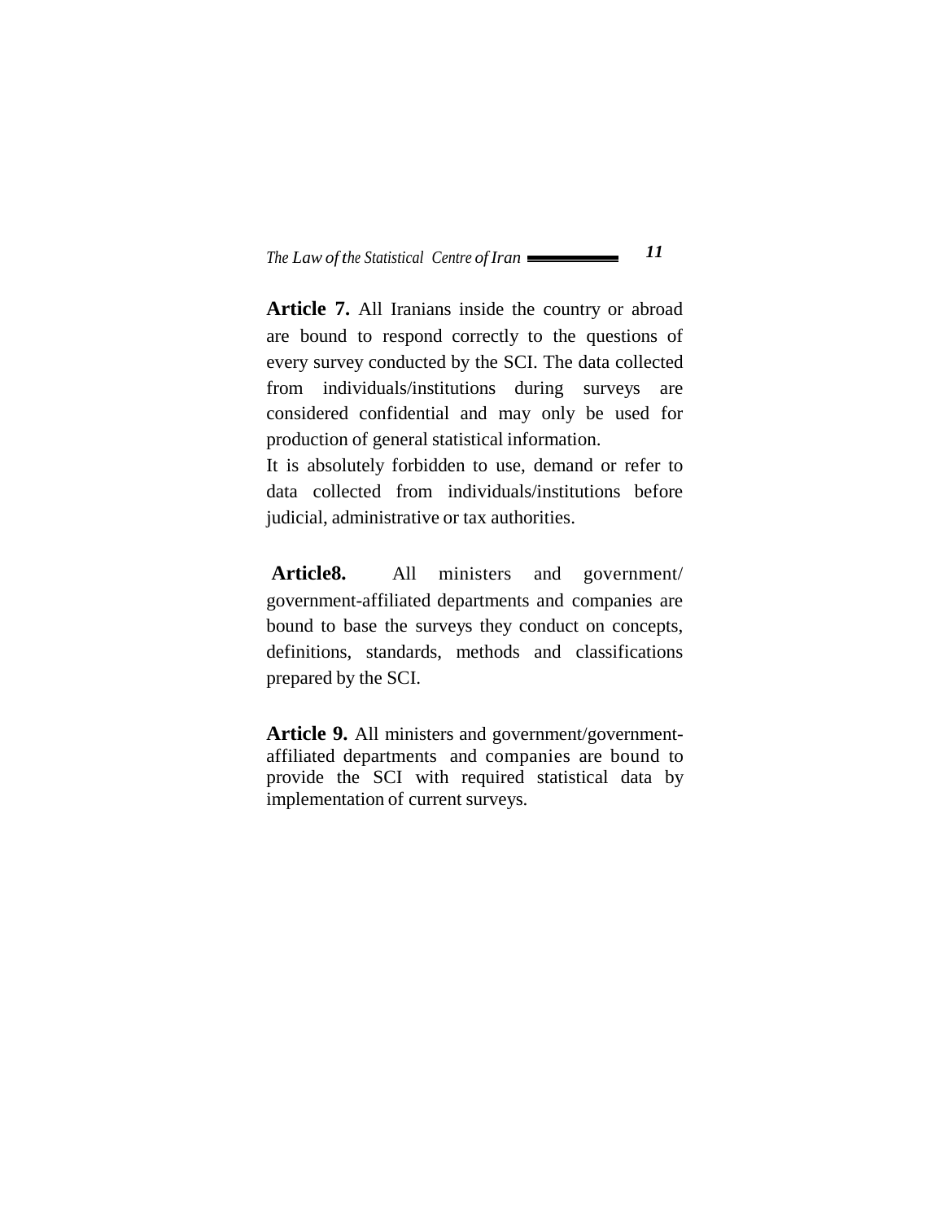**Article 7.** All Iranians inside the country or abroad are bound to respond correctly to the questions of every survey conducted by the SCI. The data collected from individuals/institutions during surveys are considered confidential and may only be used for production of general statistical information.

It is absolutely forbidden to use, demand or refer to data collected from individuals/institutions before judicial, administrative or tax authorities.

**Article8.** All ministers and government/ government-affiliated departments and companies are bound to base the surveys they conduct on concepts, definitions, standards, methods and classifications prepared by the SCI.

**Article 9.** All ministers and government/government-affiliated departments and companies are bound to provide the SCI with required statistical data by implementation of current surveys.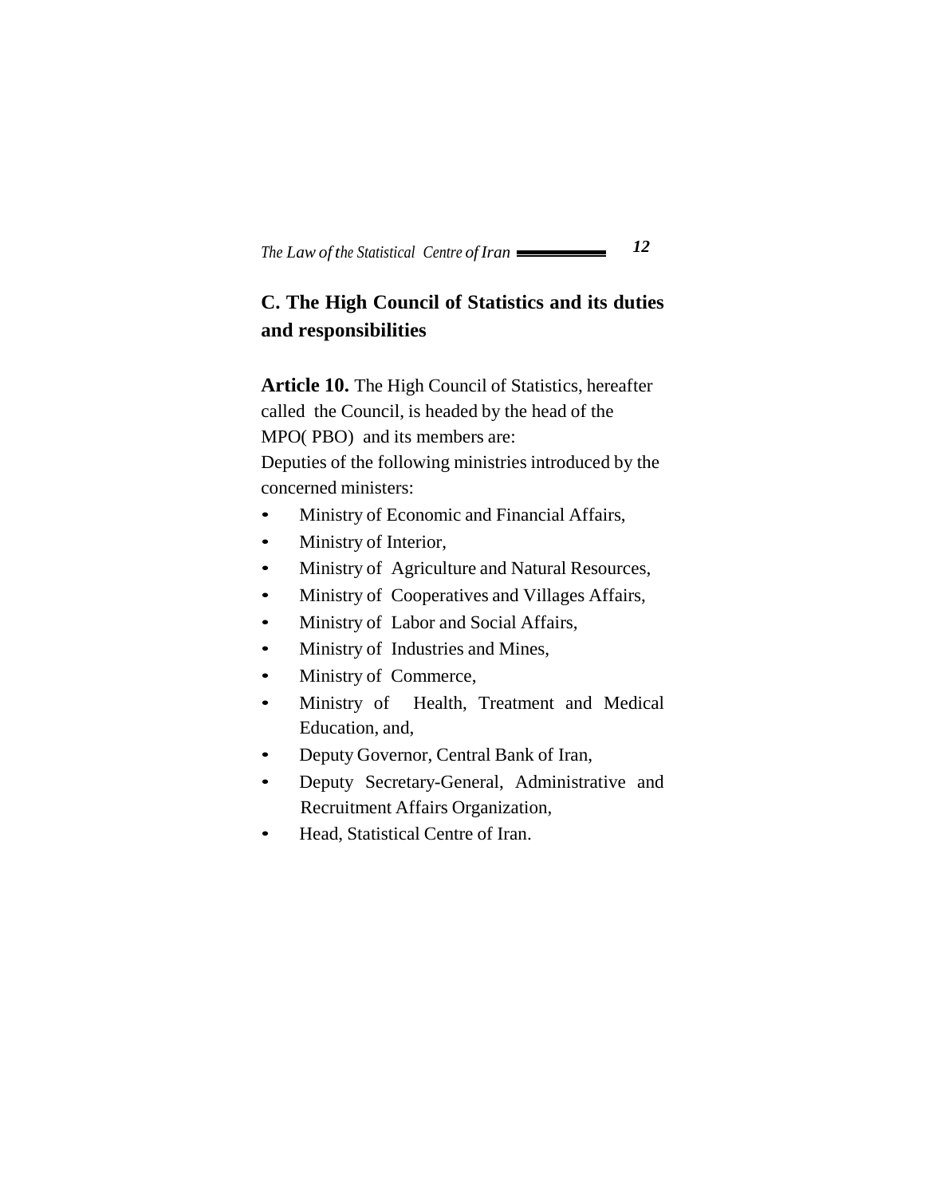## C. The High Council of Statistics and its duties and responsibilities

**Article 10.** The High Council of Statistics, hereafter called the Council, is headed by the head of the MPO( PBO) and its members are:

Deputies of the following ministries introduced by the concerned ministers:

- Ministry of Economic and Financial Affairs,
- Ministry of Interior,
- Ministry of Agriculture and Natural Resources,
- Ministry of Cooperatives and Villages Affairs,
- Ministry of Labor and Social Affairs,
- Ministry of Industries and Mines,
- Ministry of Commerce,
- Ministry of Health, Treatment and Medical Education, and,
- Deputy Governor, Central Bank of Iran,
- Deputy Secretary-General, Administrative and Recruitment Affairs Organization,
- Head, Statistical Centre of Iran.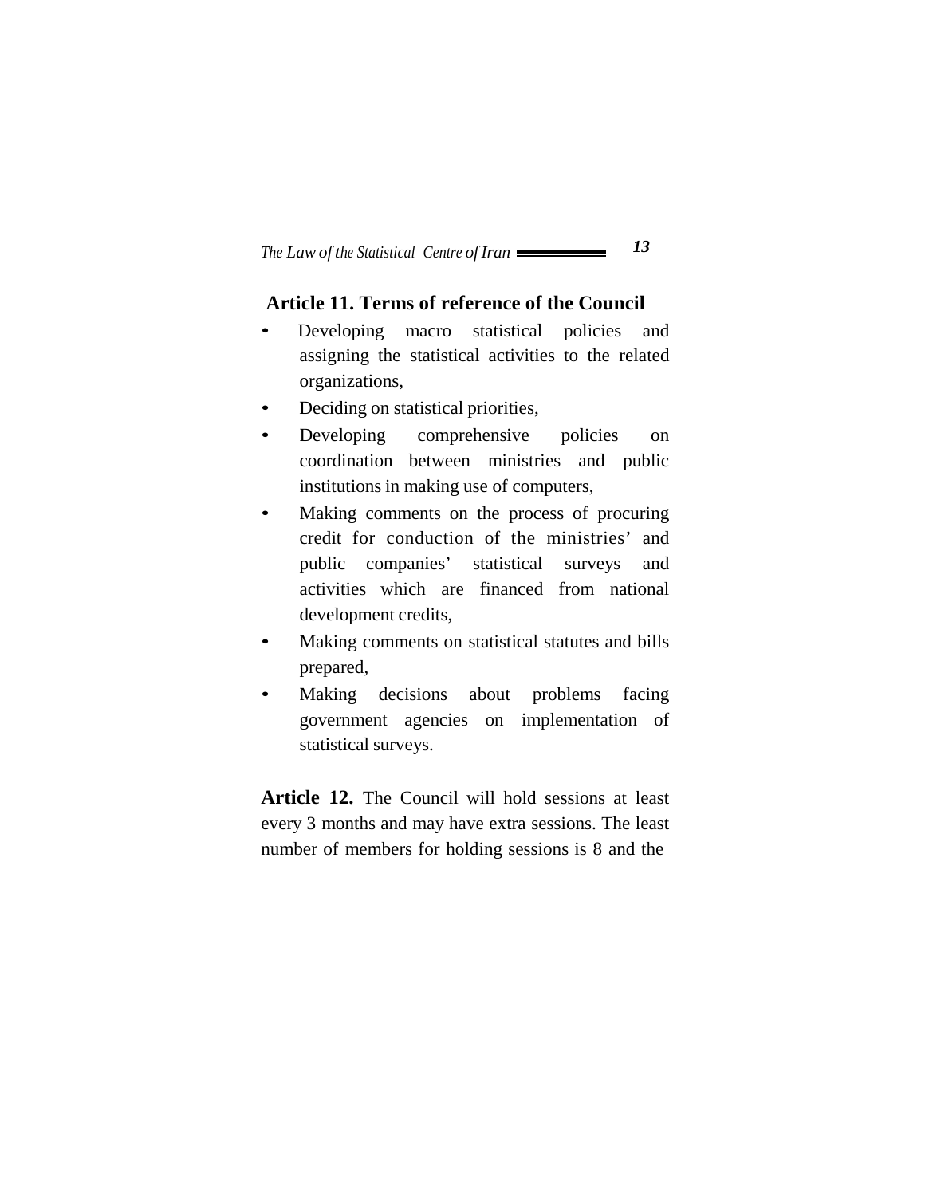## Article 11. Terms of reference of the Council

- Developing macro statistical policies and assigning the statistical activities to the related organizations,
- Deciding on statistical priorities,
- Developing comprehensive policies on coordination between ministries and public institutions in making use of computers,
- Making comments on the process of procuring credit for conduction of the ministries' and public companies' statistical surveys and activities which are financed from national development credits,
- Making comments on statistical statutes and bills prepared,
- Making decisions about problems facing government agencies on implementation of statistical surveys.

**Article 12.** The Council will hold sessions at least every 3 months and may have extra sessions. The least number of members for holding sessions is 8 and the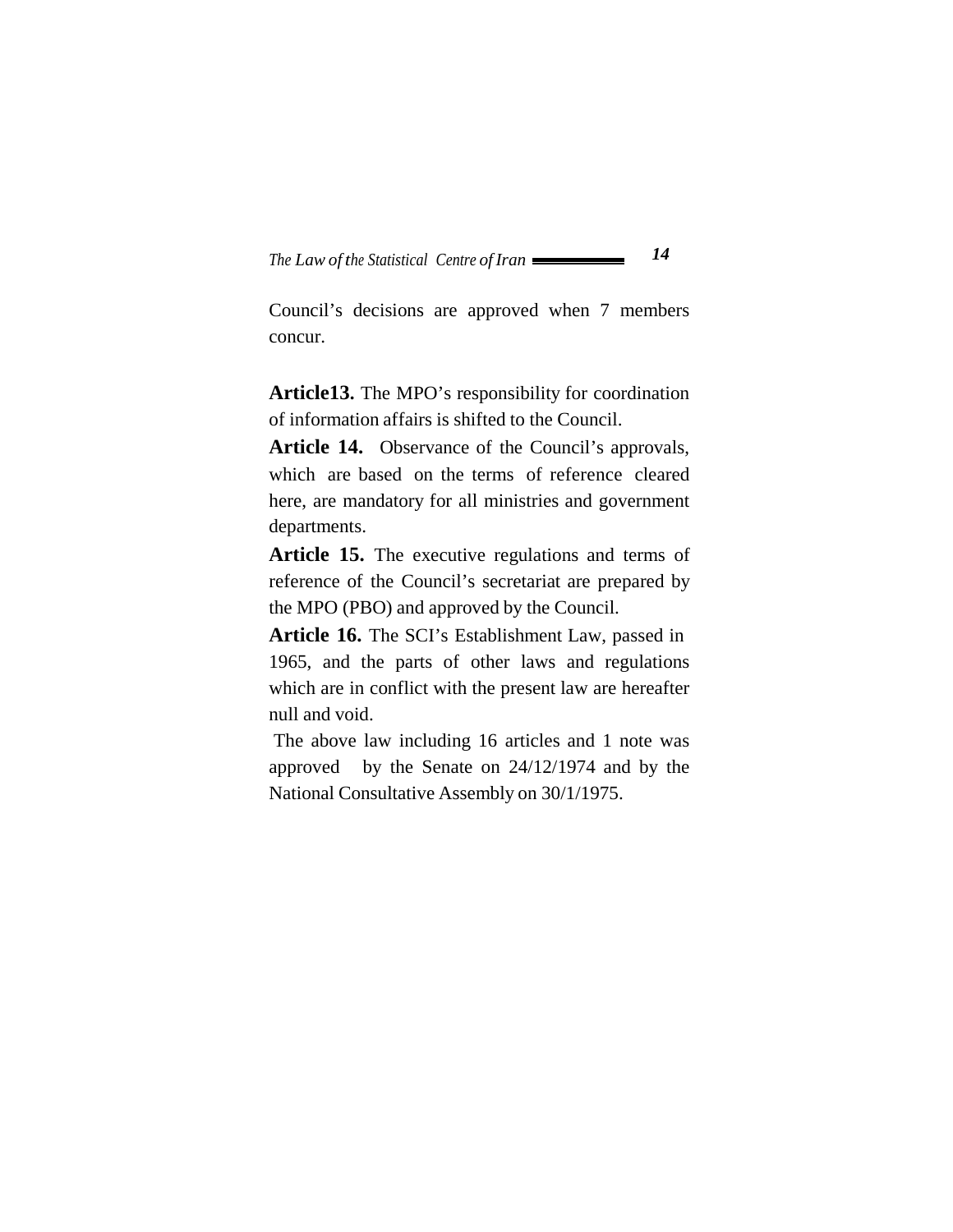Council's decisions are approved when 7 members concur.

**Article13.** The MPO's responsibility for coordination of information affairs is shifted to the Council.

**Article 14.** Observance of the Council's approvals, which are based on the terms of reference cleared here, are mandatory for all ministries and government departments.

**Article 15.** The executive regulations and terms of reference of the Council's secretariat are prepared by the MPO (PBO) and approved by the Council.

**Article 16.** The SCI's Establishment Law, passed in 1965, and the parts of other laws and regulations which are in conflict with the present law are hereafter null and void.

The above law including 16 articles and 1 note was approved by the Senate on 24/12/1974 and by the National Consultative Assembly on 30/1/1975.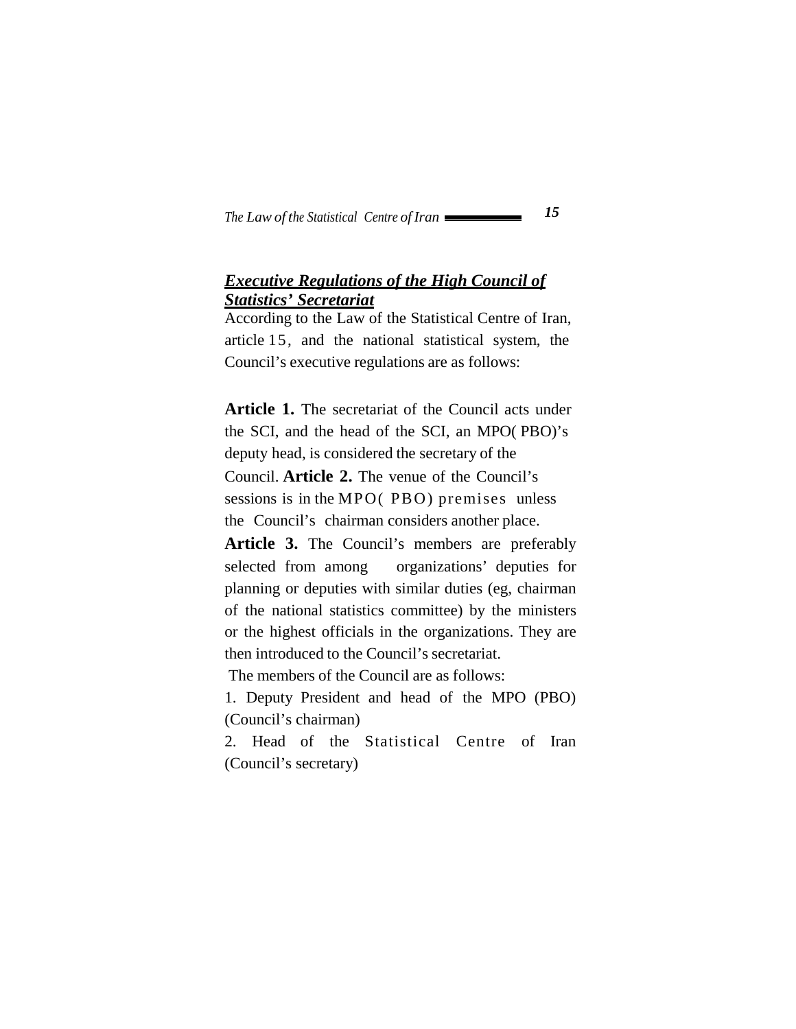***Executive Regulations of the High Council of Statistics' Secretariat***

According to the Law of the Statistical Centre of Iran, article 15, and the national statistical system, the Council's executive regulations are as follows:

**Article 1.** The secretariat of the Council acts under the SCI, and the head of the SCI, an MPO( PBO)'s deputy head, is considered the secretary of the Council.

**Article 2.** The venue of the Council's sessions is in the MPO( PBO) premises unless the Council's chairman considers another place.

**Article 3.** The Council's members are preferably selected from among organizations' deputies for planning or deputies with similar duties (eg, chairman of the national statistics committee) by the ministers or the highest officials in the organizations. They are then introduced to the Council's secretariat.

The members of the Council are as follows:

1. Deputy President and head of the MPO (PBO) (Council's chairman)
2. Head of the Statistical Centre of Iran (Council's secretary)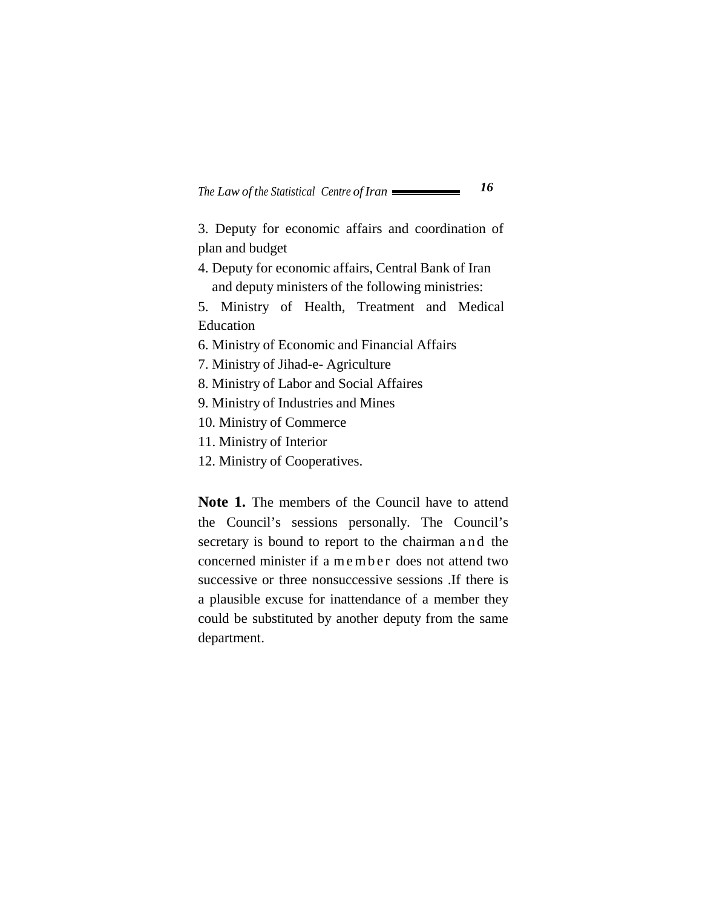3. Deputy for economic affairs and coordination of plan and budget

4. Deputy for economic affairs, Central Bank of Iran and deputy ministers of the following ministries:

5. Ministry of Health, Treatment and Medical Education

6. Ministry of Economic and Financial Affairs

7. Ministry of Jihad-e- Agriculture

8. Ministry of Labor and Social Affaires

9. Ministry of Industries and Mines

10. Ministry of Commerce

11. Ministry of Interior

12. Ministry of Cooperatives.

**Note 1.** The members of the Council have to attend the Council's sessions personally. The Council's secretary is bound to report to the chairman and the concerned minister if a member does not attend two successive or three nonsuccessive sessions .If there is a plausible excuse for inattendance of a member they could be substituted by another deputy from the same department.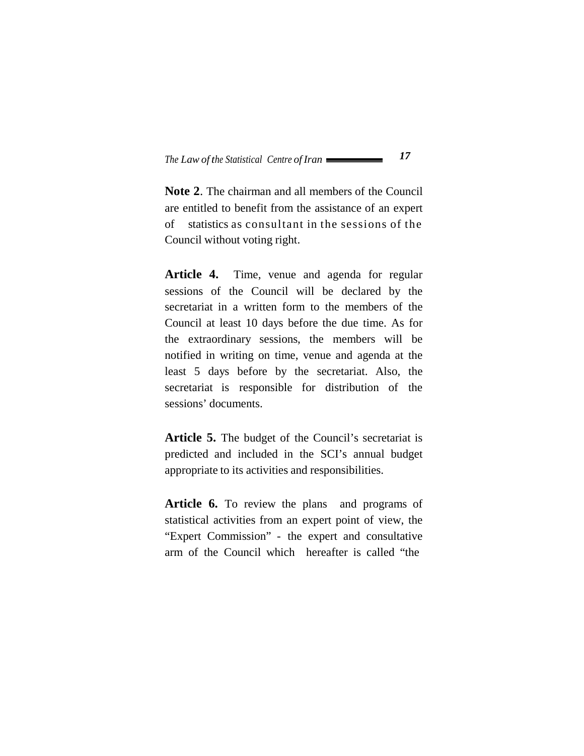**Note 2**. The chairman and all members of the Council are entitled to benefit from the assistance of an expert of statistics as consultant in the sessions of the Council without voting right.

**Article 4.** Time, venue and agenda for regular sessions of the Council will be declared by the secretariat in a written form to the members of the Council at least 10 days before the due time. As for the extraordinary sessions, the members will be notified in writing on time, venue and agenda at the least 5 days before by the secretariat. Also, the secretariat is responsible for distribution of the sessions' documents.

**Article 5.** The budget of the Council's secretariat is predicted and included in the SCI's annual budget appropriate to its activities and responsibilities.

**Article 6.** To review the plans and programs of statistical activities from an expert point of view, the "Expert Commission" - the expert and consultative arm of the Council which hereafter is called "the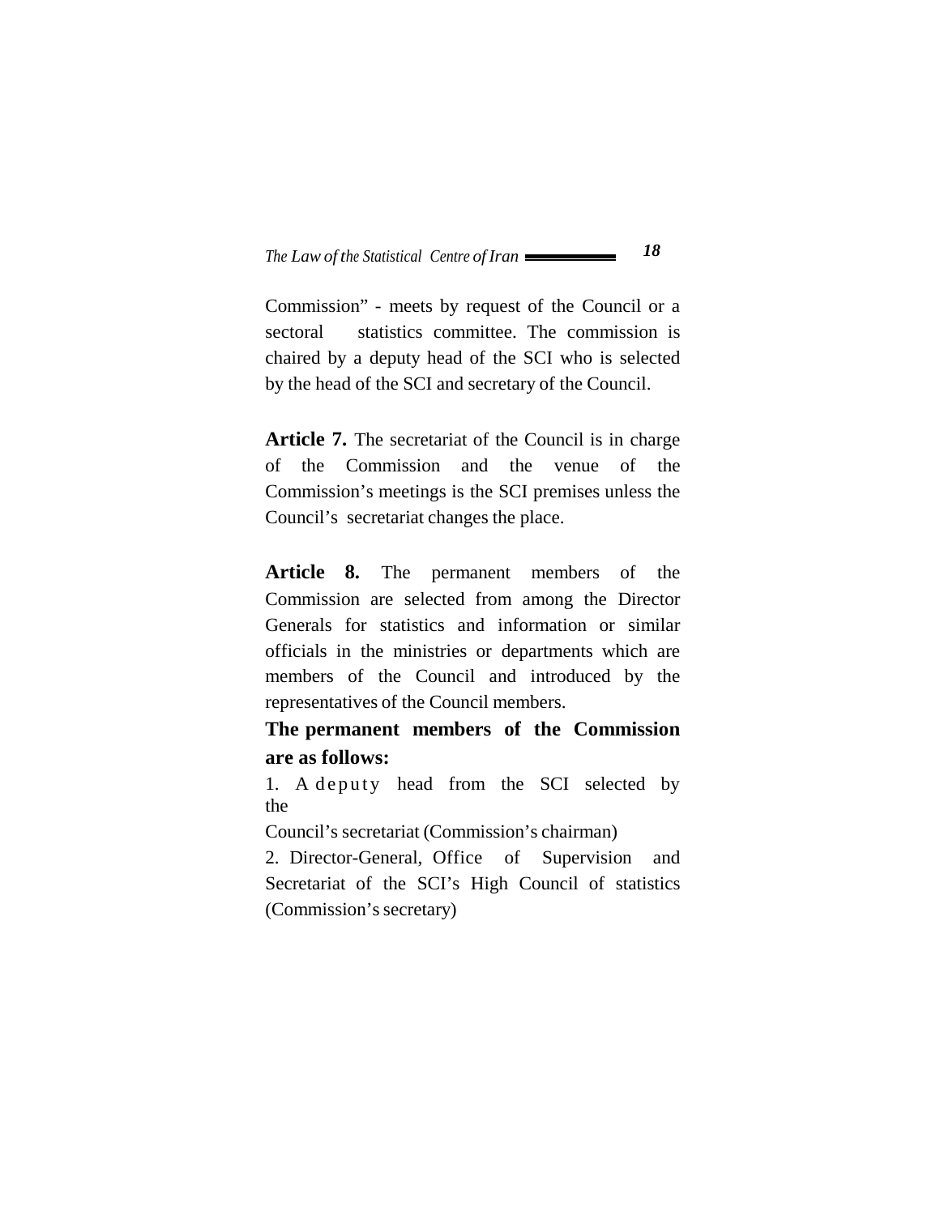Commission" - meets by request of the Council or a sectoral statistics committee. The commission is chaired by a deputy head of the SCI who is selected by the head of the SCI and secretary of the Council.

**Article 7.** The secretariat of the Council is in charge of the Commission and the venue of the Commission's meetings is the SCI premises unless the Council's secretariat changes the place.

**Article 8.** The permanent members of the Commission are selected from among the Director Generals for statistics and information or similar officials in the ministries or departments which are members of the Council and introduced by the representatives of the Council members.

**The permanent members of the Commission are as follows:**

1. A deputy head from the SCI selected by the Council's secretariat (Commission's chairman)
2. Director-General, Office of Supervision and Secretariat of the SCI's High Council of statistics (Commission's secretary)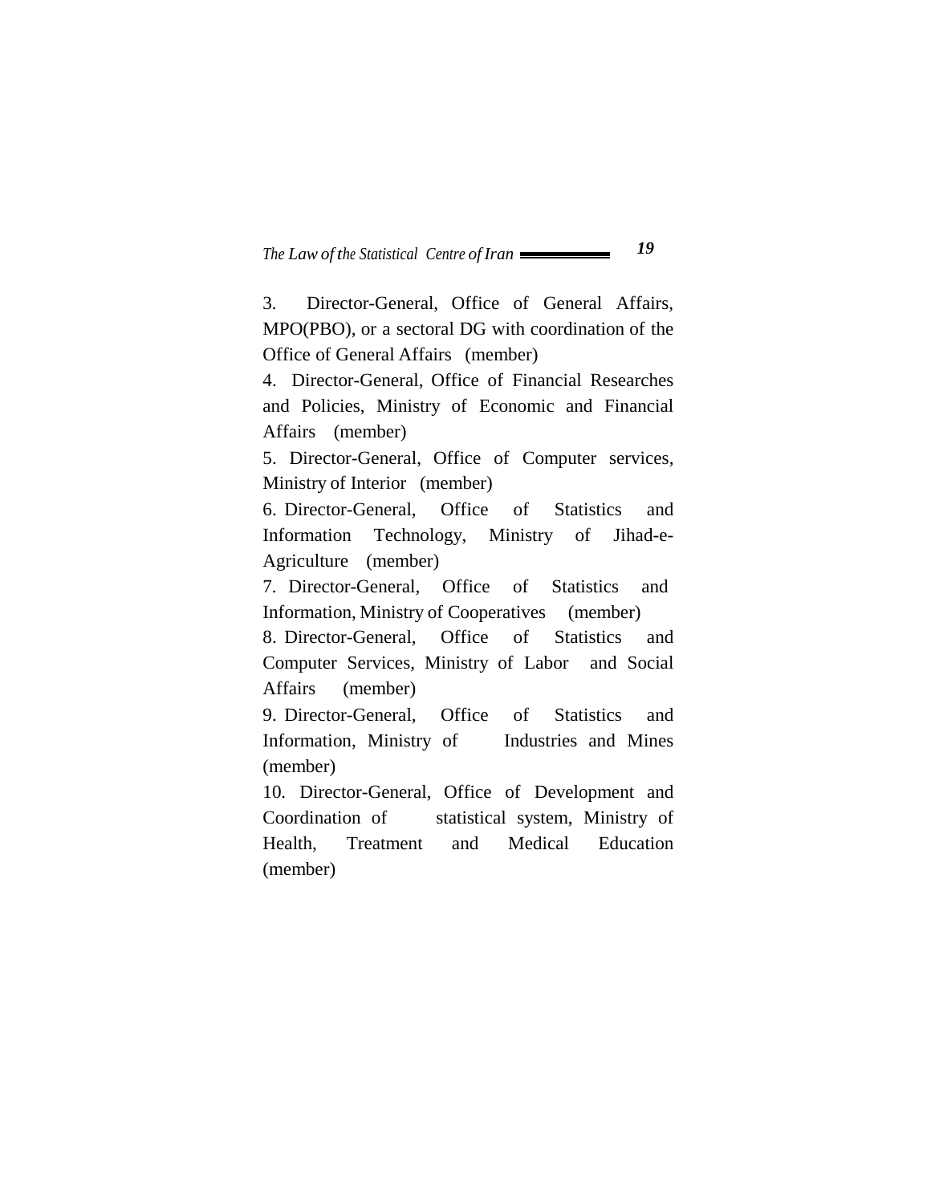3. Director-General, Office of General Affairs, MPO(PBO), or a sectoral DG with coordination of the Office of General Affairs (member)

4. Director-General, Office of Financial Researches and Policies, Ministry of Economic and Financial Affairs (member)

5. Director-General, Office of Computer services, Ministry of Interior (member)

6. Director-General, Office of Statistics and Information Technology, Ministry of Jihad-e-Agriculture (member)

7. Director-General, Office of Statistics and Information, Ministry of Cooperatives (member)

8. Director-General, Office of Statistics and Computer Services, Ministry of Labor and Social Affairs (member)

9. Director-General, Office of Statistics and Information, Ministry of Industries and Mines (member)

10. Director-General, Office of Development and Coordination of statistical system, Ministry of Health, Treatment and Medical Education (member)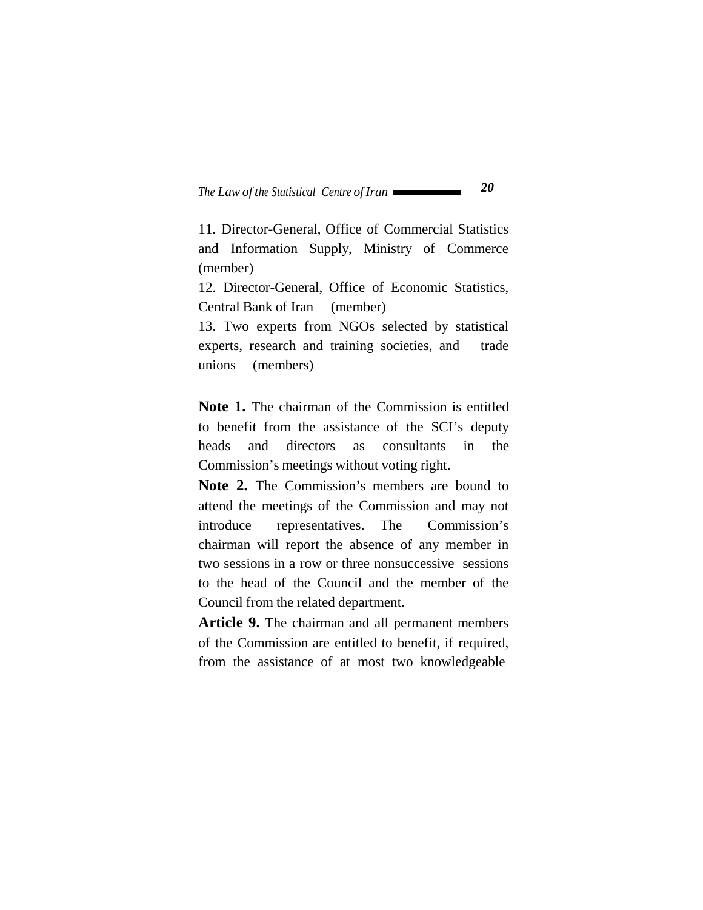11. Director-General, Office of Commercial Statistics and Information Supply, Ministry of Commerce (member)

12. Director-General, Office of Economic Statistics, Central Bank of Iran (member)

13. Two experts from NGOs selected by statistical experts, research and training societies, and trade unions (members)

**Note 1.** The chairman of the Commission is entitled to benefit from the assistance of the SCI's deputy heads and directors as consultants in the Commission's meetings without voting right.

**Note 2.** The Commission's members are bound to attend the meetings of the Commission and may not introduce representatives. The Commission's chairman will report the absence of any member in two sessions in a row or three nonsuccessive sessions to the head of the Council and the member of the Council from the related department.

**Article 9.** The chairman and all permanent members of the Commission are entitled to benefit, if required, from the assistance of at most two knowledgeable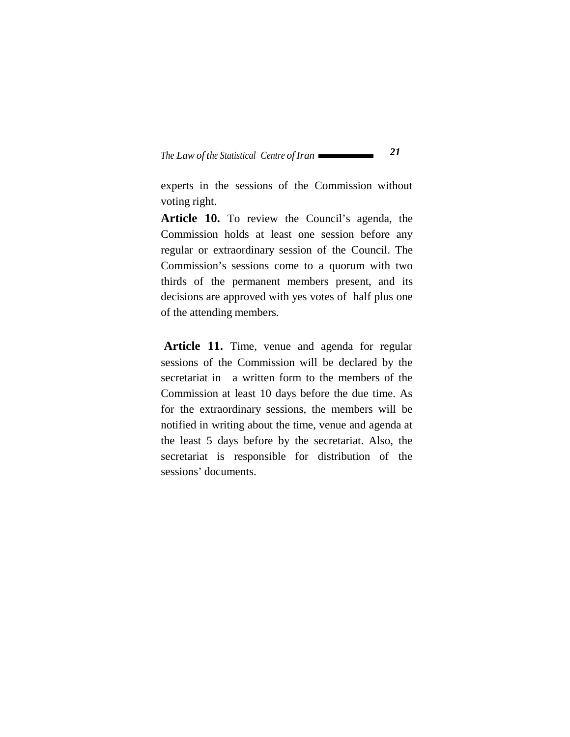experts in the sessions of the Commission without voting right.

**Article 10.** To review the Council's agenda, the Commission holds at least one session before any regular or extraordinary session of the Council. The Commission's sessions come to a quorum with two thirds of the permanent members present, and its decisions are approved with yes votes of half plus one of the attending members.

**Article 11.** Time, venue and agenda for regular sessions of the Commission will be declared by the secretariat in a written form to the members of the Commission at least 10 days before the due time. As for the extraordinary sessions, the members will be notified in writing about the time, venue and agenda at the least 5 days before by the secretariat. Also, the secretariat is responsible for distribution of the sessions' documents.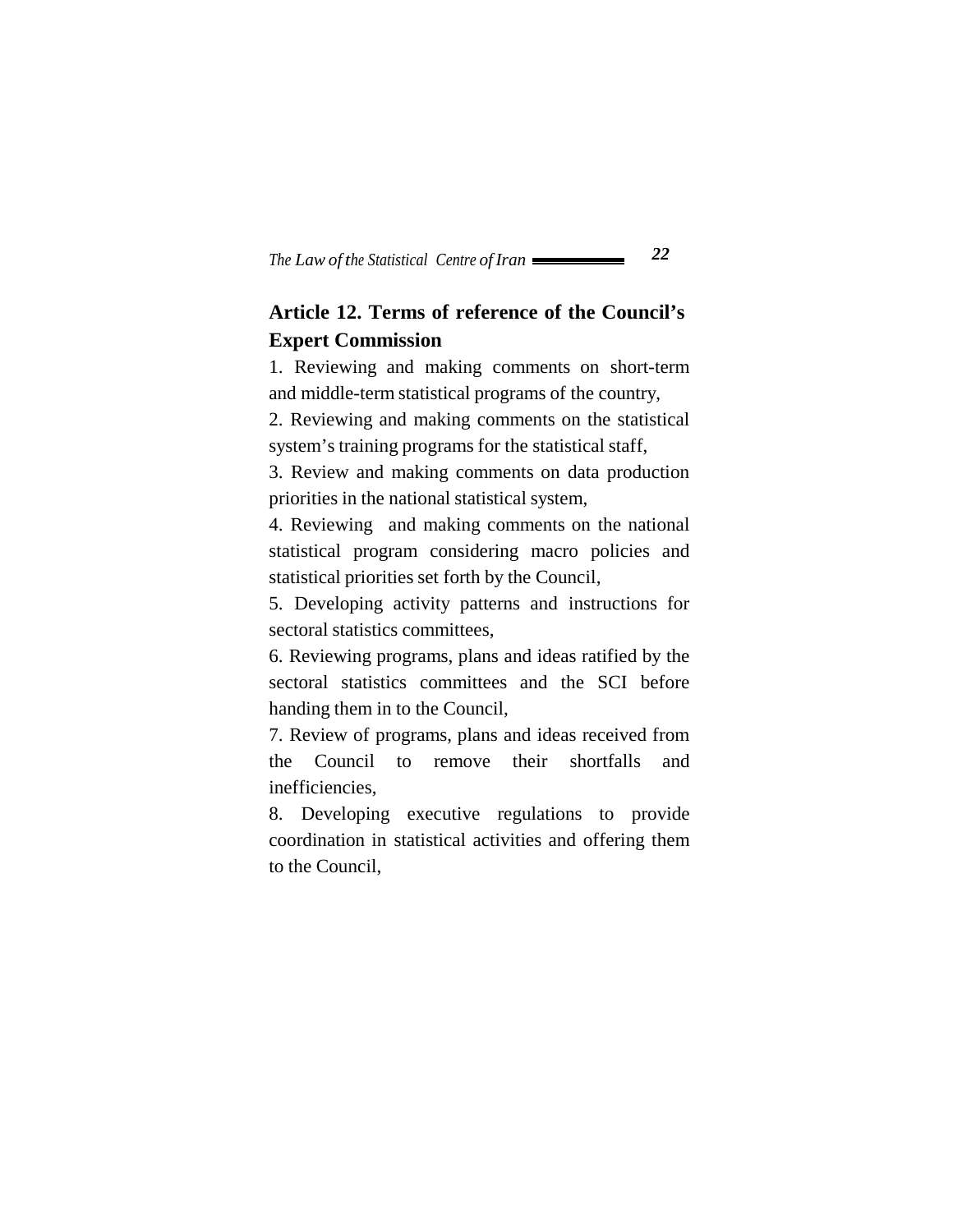## Article 12. Terms of reference of the Council's Expert Commission

1. Reviewing and making comments on short-term and middle-term statistical programs of the country,

2. Reviewing and making comments on the statistical system's training programs for the statistical staff,

3. Review and making comments on data production priorities in the national statistical system,

4. Reviewing and making comments on the national statistical program considering macro policies and statistical priorities set forth by the Council,

5. Developing activity patterns and instructions for sectoral statistics committees,

6. Reviewing programs, plans and ideas ratified by the sectoral statistics committees and the SCI before handing them in to the Council,

7. Review of programs, plans and ideas received from the Council to remove their shortfalls and inefficiencies,

8. Developing executive regulations to provide coordination in statistical activities and offering them to the Council,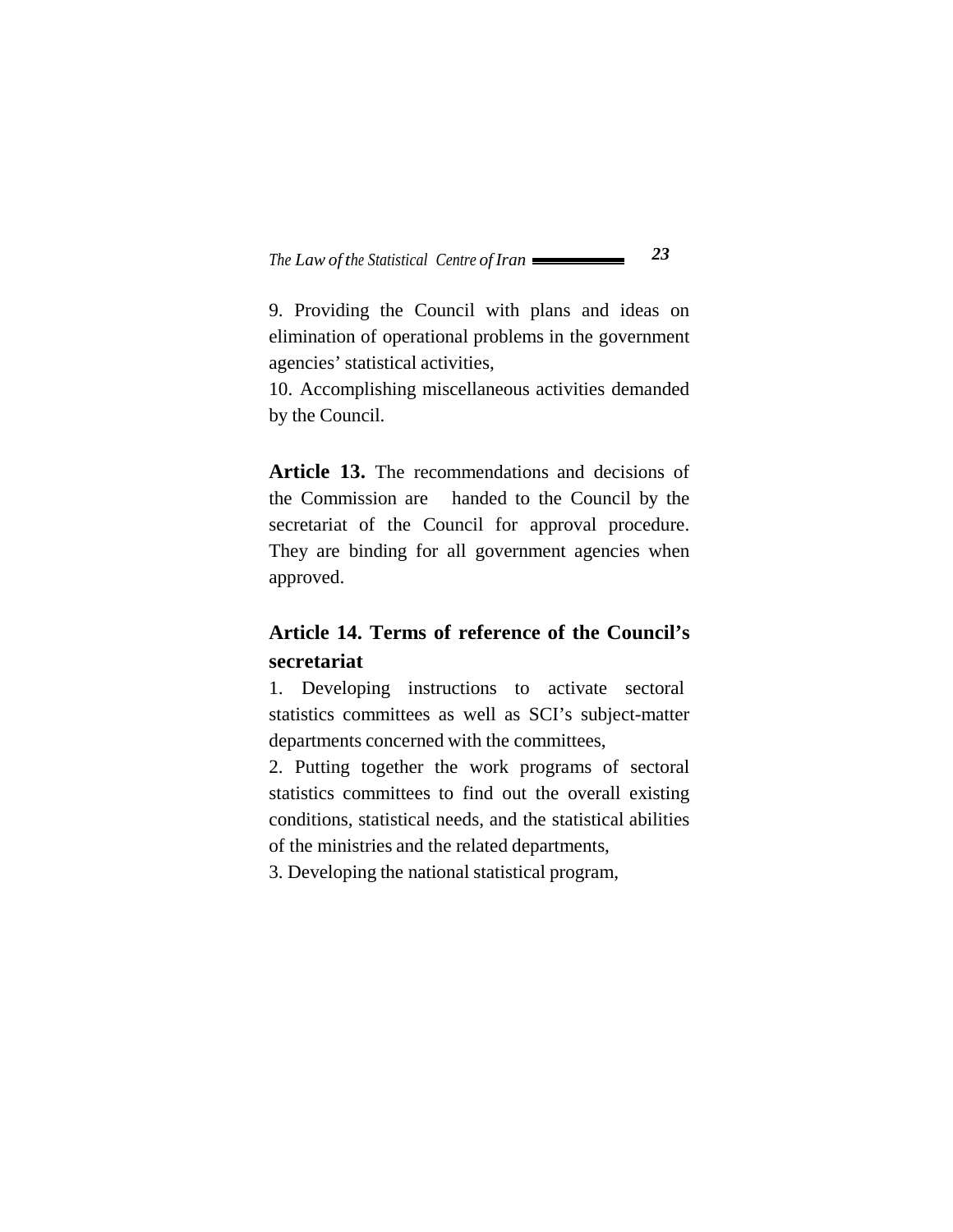9. Providing the Council with plans and ideas on elimination of operational problems in the government agencies' statistical activities,

10. Accomplishing miscellaneous activities demanded by the Council.

**Article 13.** The recommendations and decisions of the Commission are handed to the Council by the secretariat of the Council for approval procedure. They are binding for all government agencies when approved.

## Article 14. Terms of reference of the Council's secretariat

1. Developing instructions to activate sectoral statistics committees as well as SCI's subject-matter departments concerned with the committees,

2. Putting together the work programs of sectoral statistics committees to find out the overall existing conditions, statistical needs, and the statistical abilities of the ministries and the related departments,

3. Developing the national statistical program,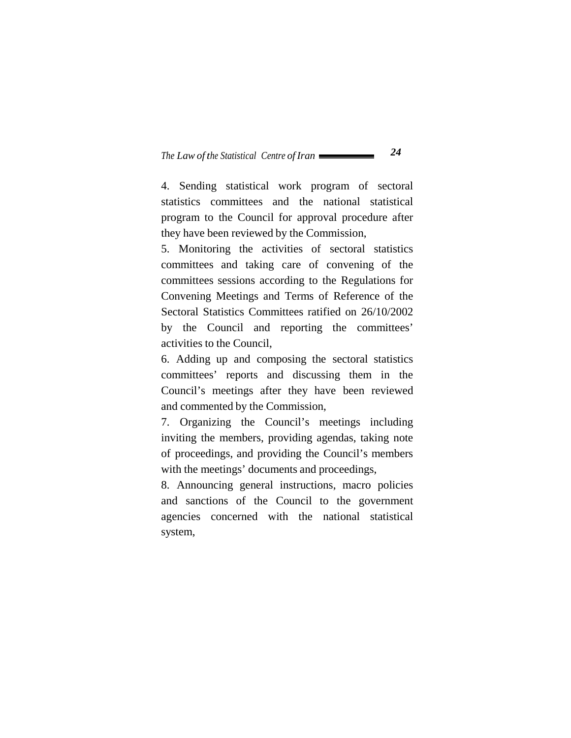4. Sending statistical work program of sectoral statistics committees and the national statistical program to the Council for approval procedure after they have been reviewed by the Commission,

5. Monitoring the activities of sectoral statistics committees and taking care of convening of the committees sessions according to the Regulations for Convening Meetings and Terms of Reference of the Sectoral Statistics Committees ratified on 26/10/2002 by the Council and reporting the committees' activities to the Council,

6. Adding up and composing the sectoral statistics committees' reports and discussing them in the Council's meetings after they have been reviewed and commented by the Commission,

7. Organizing the Council's meetings including inviting the members, providing agendas, taking note of proceedings, and providing the Council's members with the meetings' documents and proceedings,

8. Announcing general instructions, macro policies and sanctions of the Council to the government agencies concerned with the national statistical system,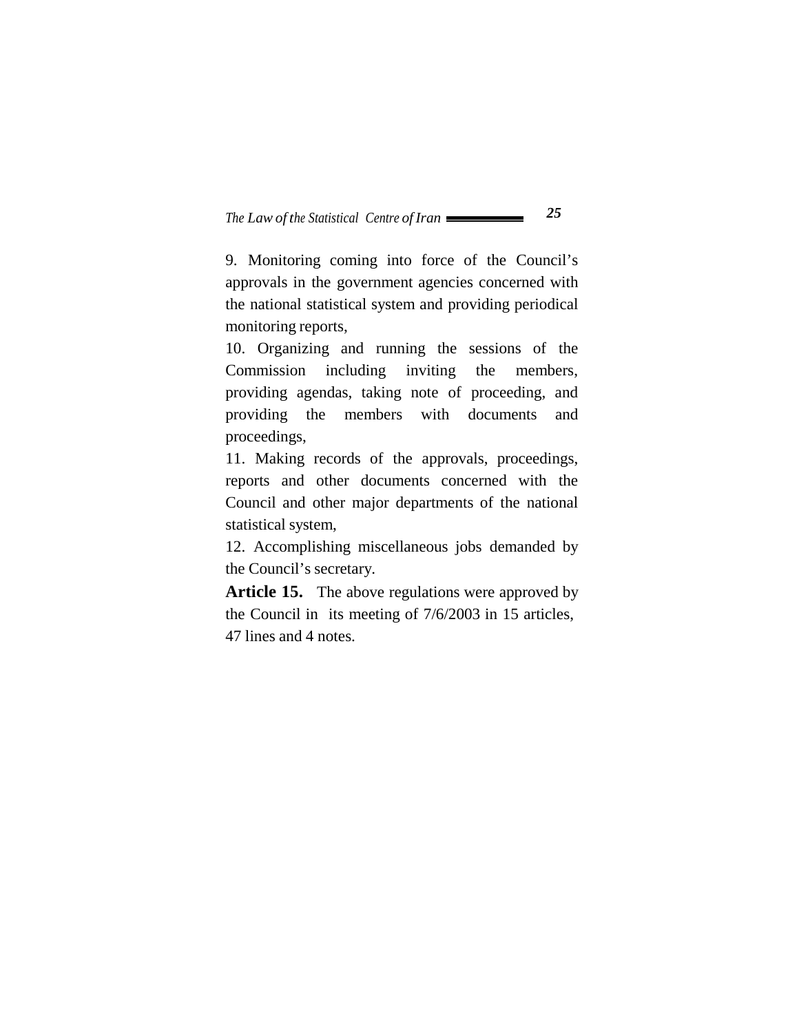9. Monitoring coming into force of the Council’s approvals in the government agencies concerned with the national statistical system and providing periodical monitoring reports,

10. Organizing and running the sessions of the Commission including inviting the members, providing agendas, taking note of proceeding, and providing the members with documents and proceedings,

11. Making records of the approvals, proceedings, reports and other documents concerned with the Council and other major departments of the national statistical system,

12. Accomplishing miscellaneous jobs demanded by the Council’s secretary.

**Article 15.** The above regulations were approved by the Council in its meeting of 7/6/2003 in 15 articles, 47 lines and 4 notes.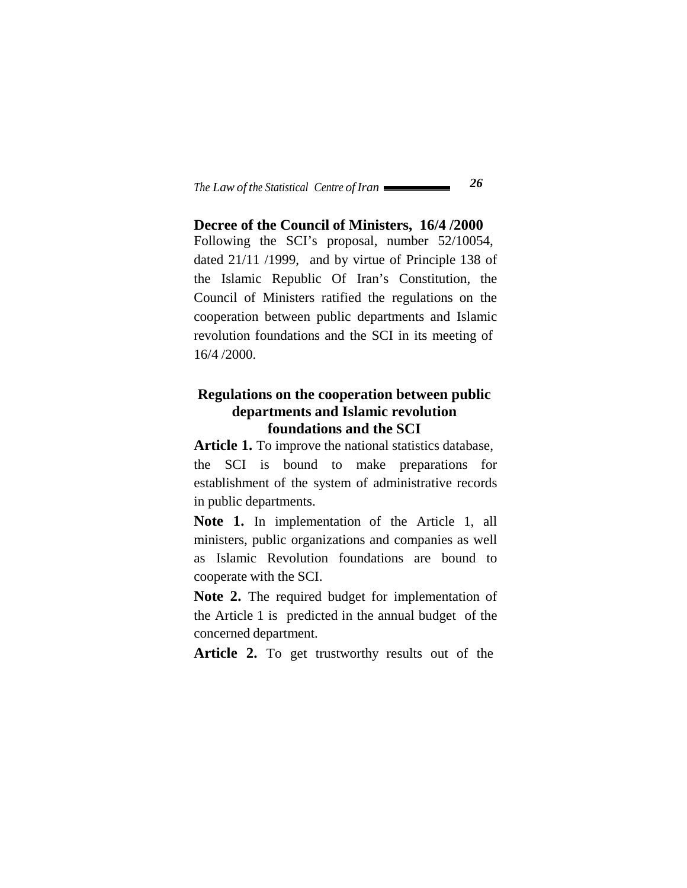## Decree of the Council of Ministers, 16/4 /2000

Following the SCI's proposal, number 52/10054, dated 21/11 /1999, and by virtue of Principle 138 of the Islamic Republic Of Iran's Constitution, the Council of Ministers ratified the regulations on the cooperation between public departments and Islamic revolution foundations and the SCI in its meeting of 16/4 /2000.

## Regulations on the cooperation between public departments and Islamic revolution foundations and the SCI

**Article 1.** To improve the national statistics database, the SCI is bound to make preparations for establishment of the system of administrative records in public departments.

**Note 1.** In implementation of the Article 1, all ministers, public organizations and companies as well as Islamic Revolution foundations are bound to cooperate with the SCI.

**Note 2.** The required budget for implementation of the Article 1 is predicted in the annual budget of the concerned department.

**Article 2.** To get trustworthy results out of the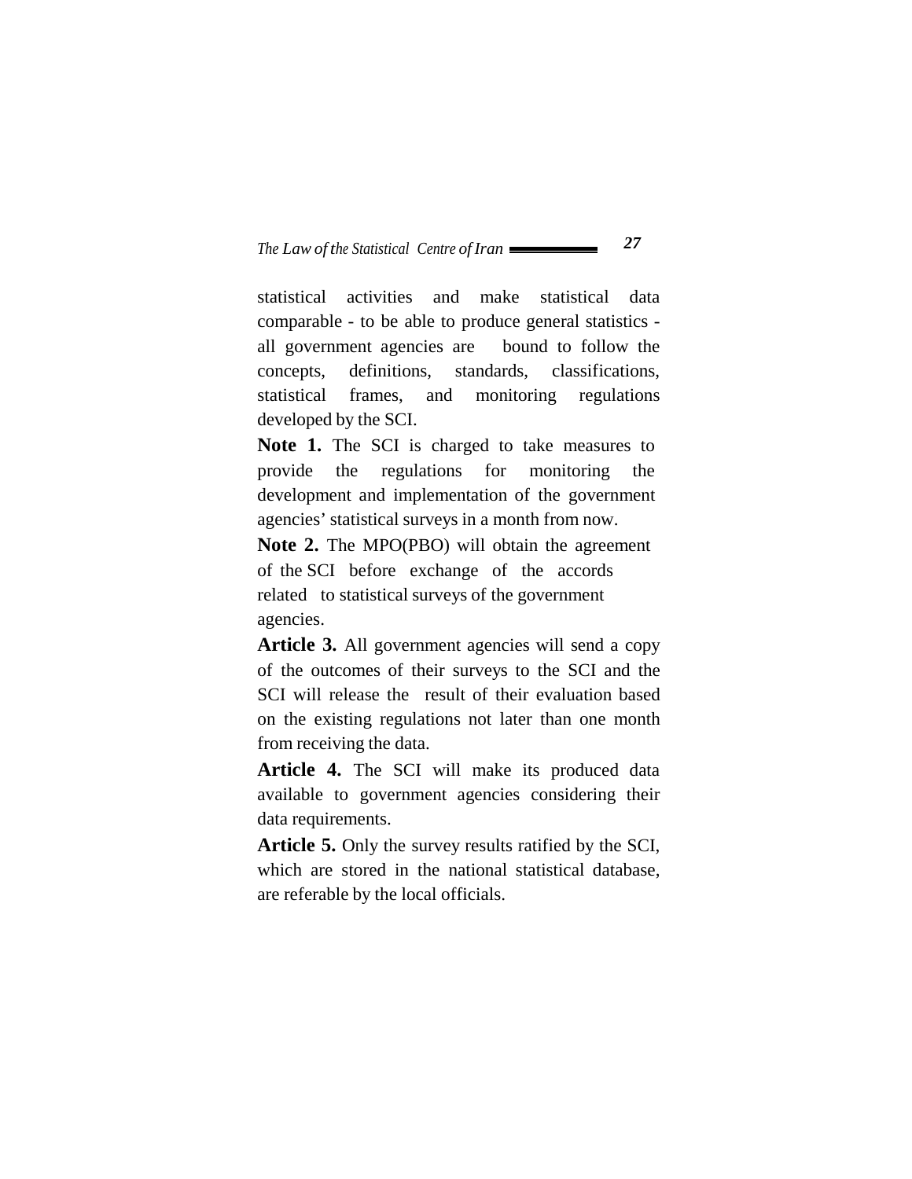statistical activities and make statistical data comparable - to be able to produce general statistics - all government agencies are bound to follow the concepts, definitions, standards, classifications, statistical frames, and monitoring regulations developed by the SCI.

**Note 1.** The SCI is charged to take measures to provide the regulations for monitoring the development and implementation of the government agencies' statistical surveys in a month from now.

**Note 2.** The MPO(PBO) will obtain the agreement of the SCI before exchange of the accords related to statistical surveys of the government agencies.

**Article 3.** All government agencies will send a copy of the outcomes of their surveys to the SCI and the SCI will release the result of their evaluation based on the existing regulations not later than one month from receiving the data.

**Article 4.** The SCI will make its produced data available to government agencies considering their data requirements.

**Article 5.** Only the survey results ratified by the SCI, which are stored in the national statistical database, are referable by the local officials.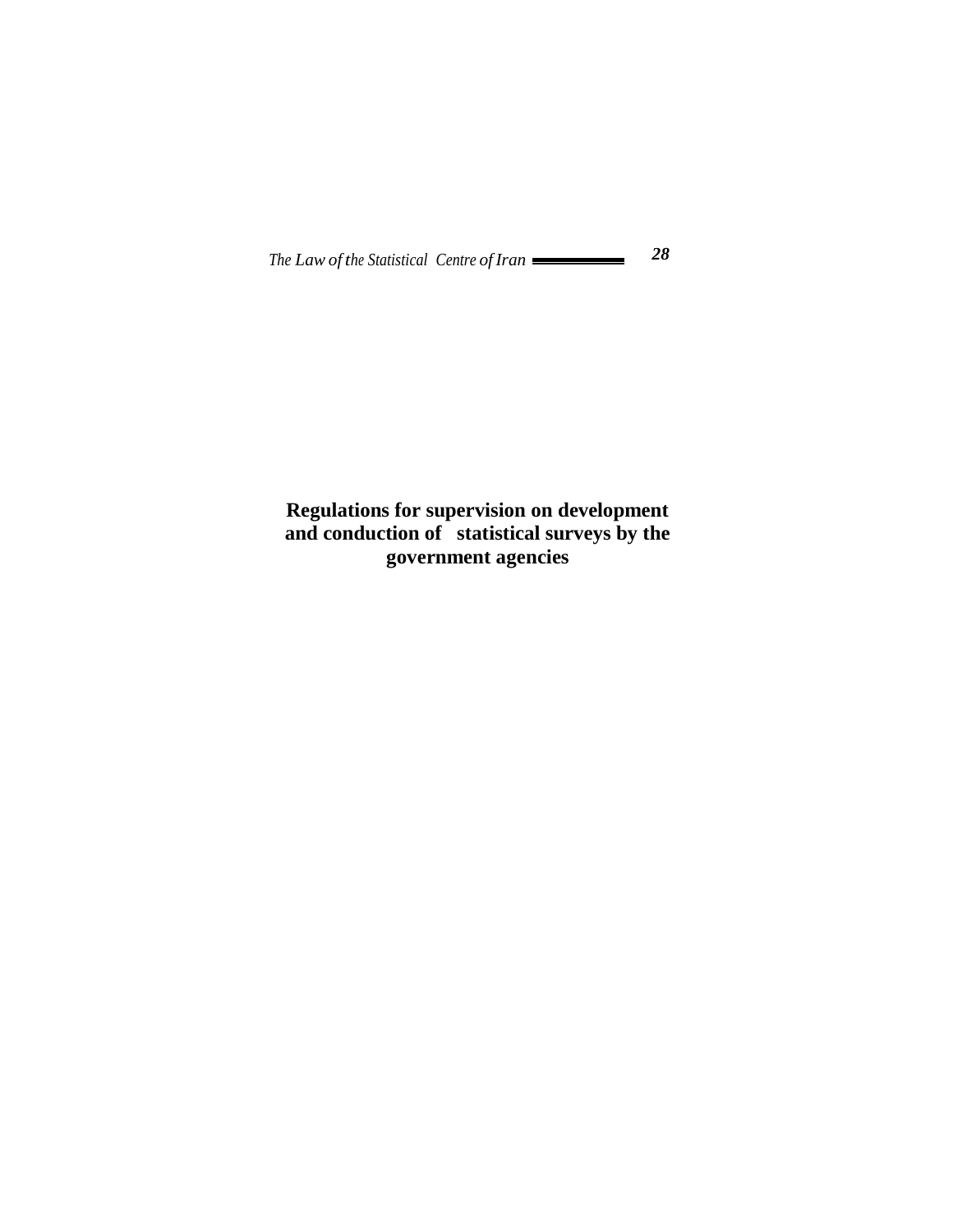# Regulations for supervision on development and conduction of statistical surveys by the government agencies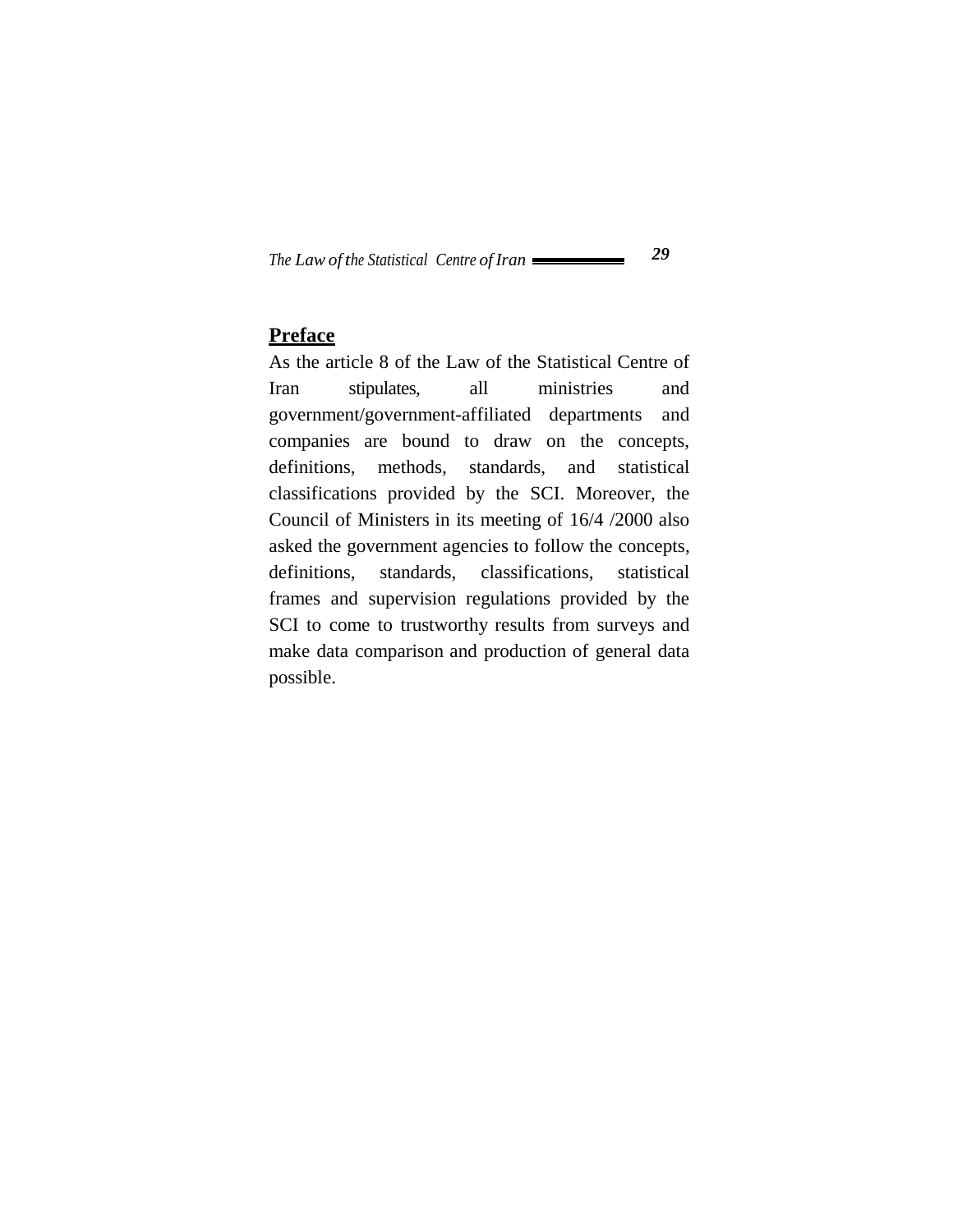## Preface

As the article 8 of the Law of the Statistical Centre of Iran stipulates, all ministries and government/government-affiliated departments and companies are bound to draw on the concepts, definitions, methods, standards, and statistical classifications provided by the SCI. Moreover, the Council of Ministers in its meeting of 16/4 /2000 also asked the government agencies to follow the concepts, definitions, standards, classifications, statistical frames and supervision regulations provided by the SCI to come to trustworthy results from surveys and make data comparison and production of general data possible.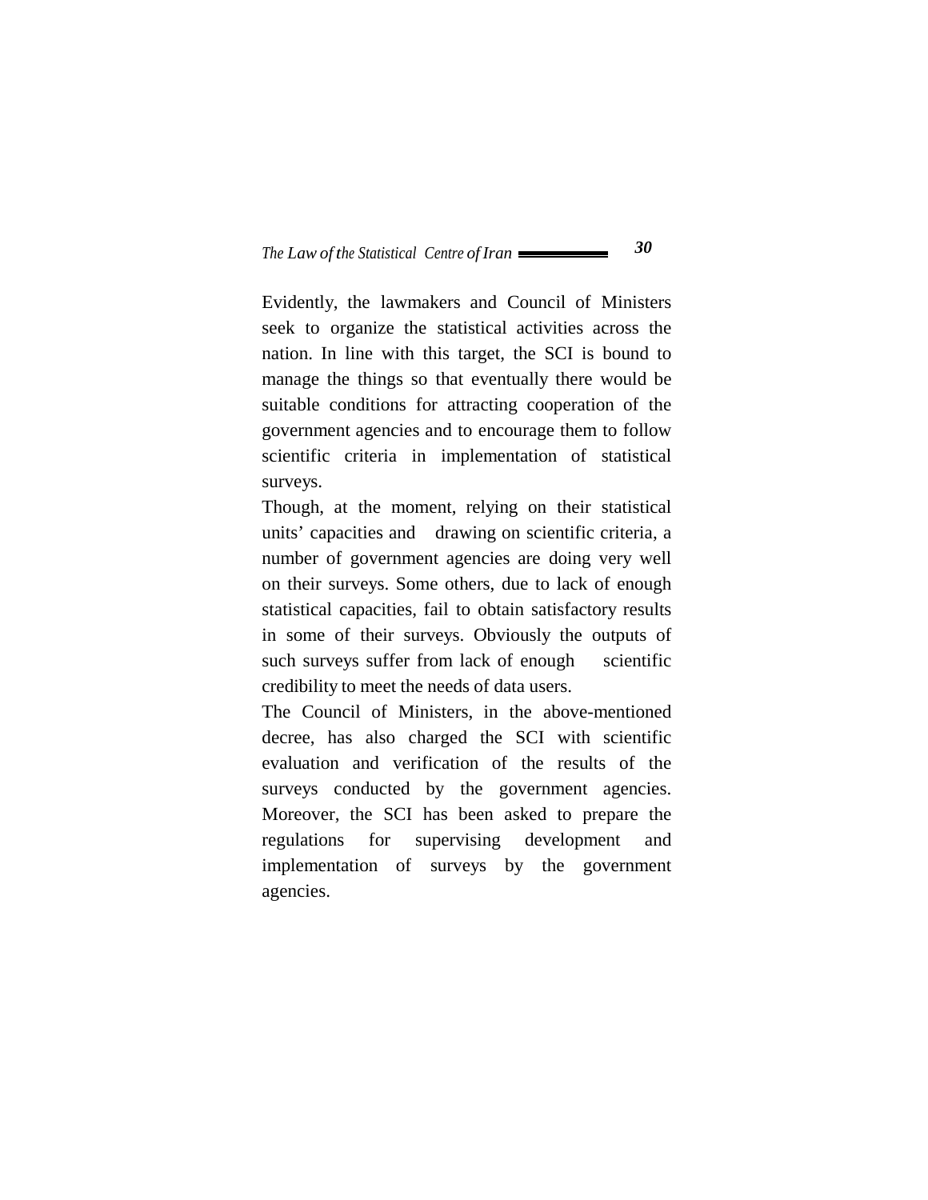Evidently, the lawmakers and Council of Ministers seek to organize the statistical activities across the nation. In line with this target, the SCI is bound to manage the things so that eventually there would be suitable conditions for attracting cooperation of the government agencies and to encourage them to follow scientific criteria in implementation of statistical surveys.

Though, at the moment, relying on their statistical units' capacities and drawing on scientific criteria, a number of government agencies are doing very well on their surveys. Some others, due to lack of enough statistical capacities, fail to obtain satisfactory results in some of their surveys. Obviously the outputs of such surveys suffer from lack of enough scientific credibility to meet the needs of data users.

The Council of Ministers, in the above-mentioned decree, has also charged the SCI with scientific evaluation and verification of the results of the surveys conducted by the government agencies. Moreover, the SCI has been asked to prepare the regulations for supervising development and implementation of surveys by the government agencies.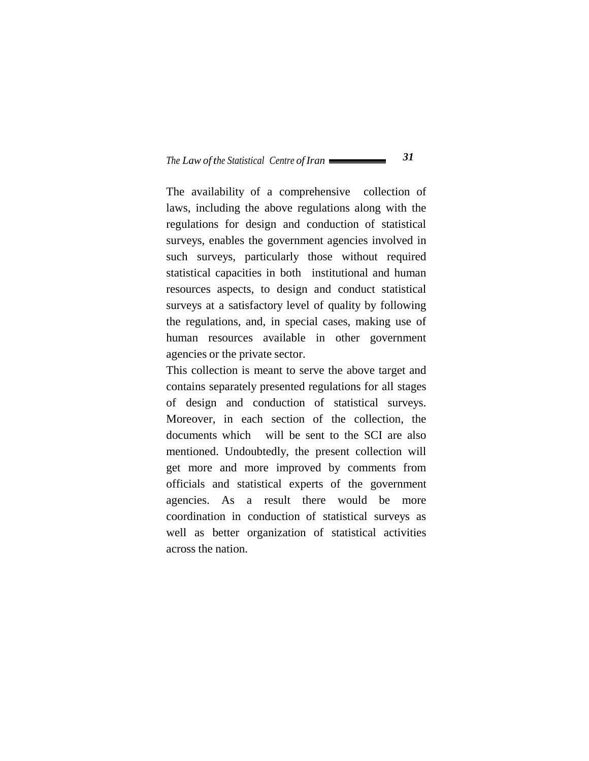The availability of a comprehensive collection of laws, including the above regulations along with the regulations for design and conduction of statistical surveys, enables the government agencies involved in such surveys, particularly those without required statistical capacities in both institutional and human resources aspects, to design and conduct statistical surveys at a satisfactory level of quality by following the regulations, and, in special cases, making use of human resources available in other government agencies or the private sector.

This collection is meant to serve the above target and contains separately presented regulations for all stages of design and conduction of statistical surveys. Moreover, in each section of the collection, the documents which will be sent to the SCI are also mentioned. Undoubtedly, the present collection will get more and more improved by comments from officials and statistical experts of the government agencies. As a result there would be more coordination in conduction of statistical surveys as well as better organization of statistical activities across the nation.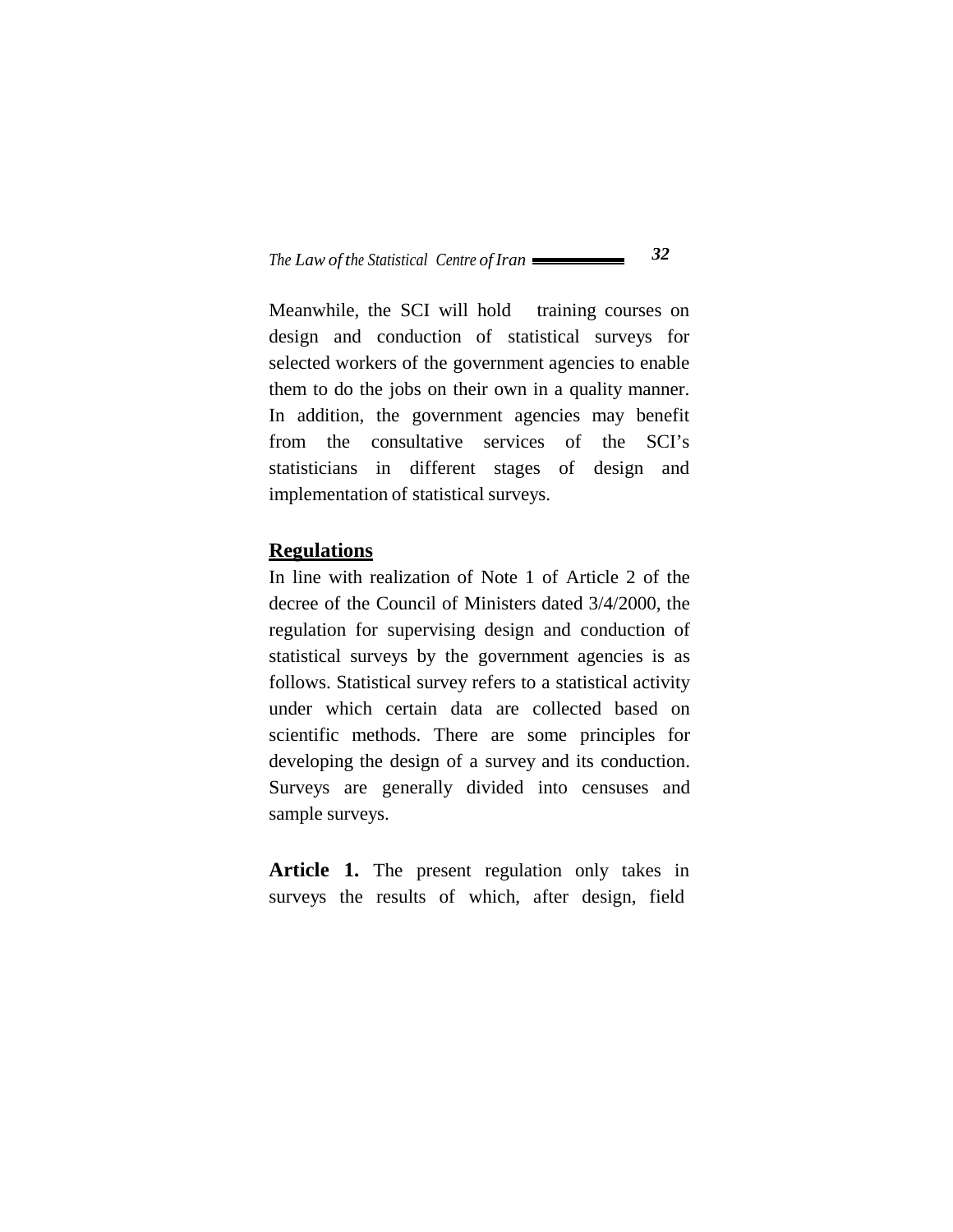Meanwhile, the SCI will hold training courses on design and conduction of statistical surveys for selected workers of the government agencies to enable them to do the jobs on their own in a quality manner. In addition, the government agencies may benefit from the consultative services of the SCI's statisticians in different stages of design and implementation of statistical surveys.

## Regulations

In line with realization of Note 1 of Article 2 of the decree of the Council of Ministers dated 3/4/2000, the regulation for supervising design and conduction of statistical surveys by the government agencies is as follows. Statistical survey refers to a statistical activity under which certain data are collected based on scientific methods. There are some principles for developing the design of a survey and its conduction. Surveys are generally divided into censuses and sample surveys.

**Article 1.** The present regulation only takes in surveys the results of which, after design, field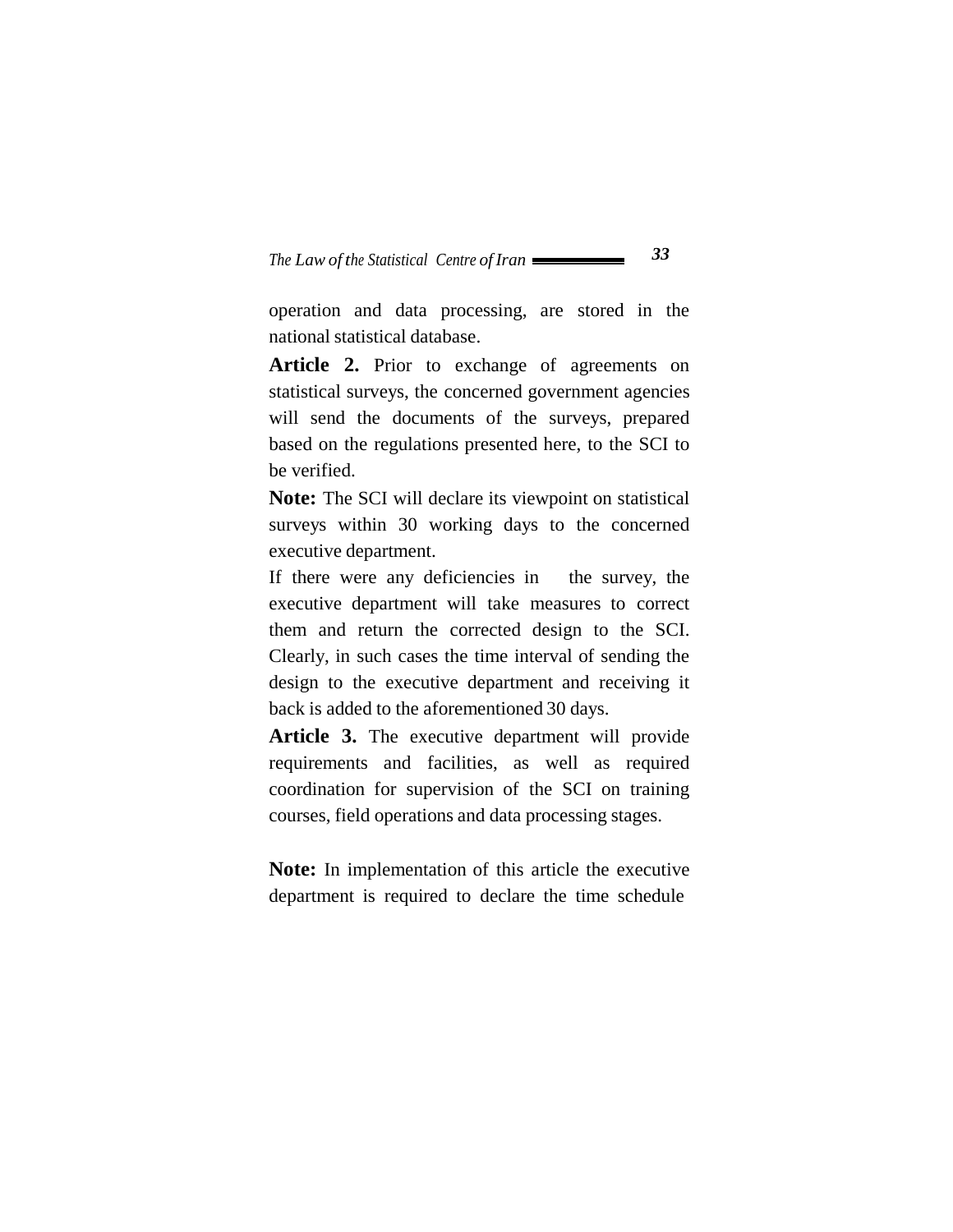operation and data processing, are stored in the national statistical database.

**Article 2.** Prior to exchange of agreements on statistical surveys, the concerned government agencies will send the documents of the surveys, prepared based on the regulations presented here, to the SCI to be verified.

**Note:** The SCI will declare its viewpoint on statistical surveys within 30 working days to the concerned executive department.

If there were any deficiencies in the survey, the executive department will take measures to correct them and return the corrected design to the SCI. Clearly, in such cases the time interval of sending the design to the executive department and receiving it back is added to the aforementioned 30 days.

**Article 3.** The executive department will provide requirements and facilities, as well as required coordination for supervision of the SCI on training courses, field operations and data processing stages.

**Note:** In implementation of this article the executive department is required to declare the time schedule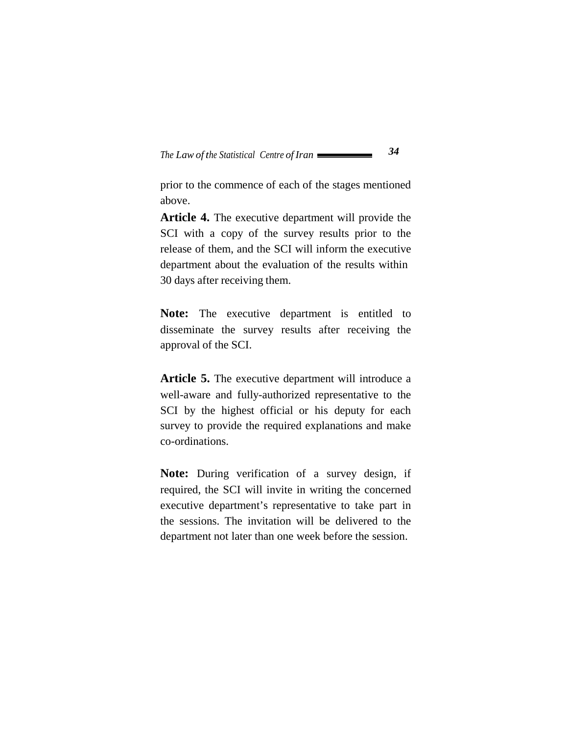prior to the commence of each of the stages mentioned above.

**Article 4.** The executive department will provide the SCI with a copy of the survey results prior to the release of them, and the SCI will inform the executive department about the evaluation of the results within 30 days after receiving them.

**Note:** The executive department is entitled to disseminate the survey results after receiving the approval of the SCI.

**Article 5.** The executive department will introduce a well-aware and fully-authorized representative to the SCI by the highest official or his deputy for each survey to provide the required explanations and make co-ordinations.

**Note:** During verification of a survey design, if required, the SCI will invite in writing the concerned executive department's representative to take part in the sessions. The invitation will be delivered to the department not later than one week before the session.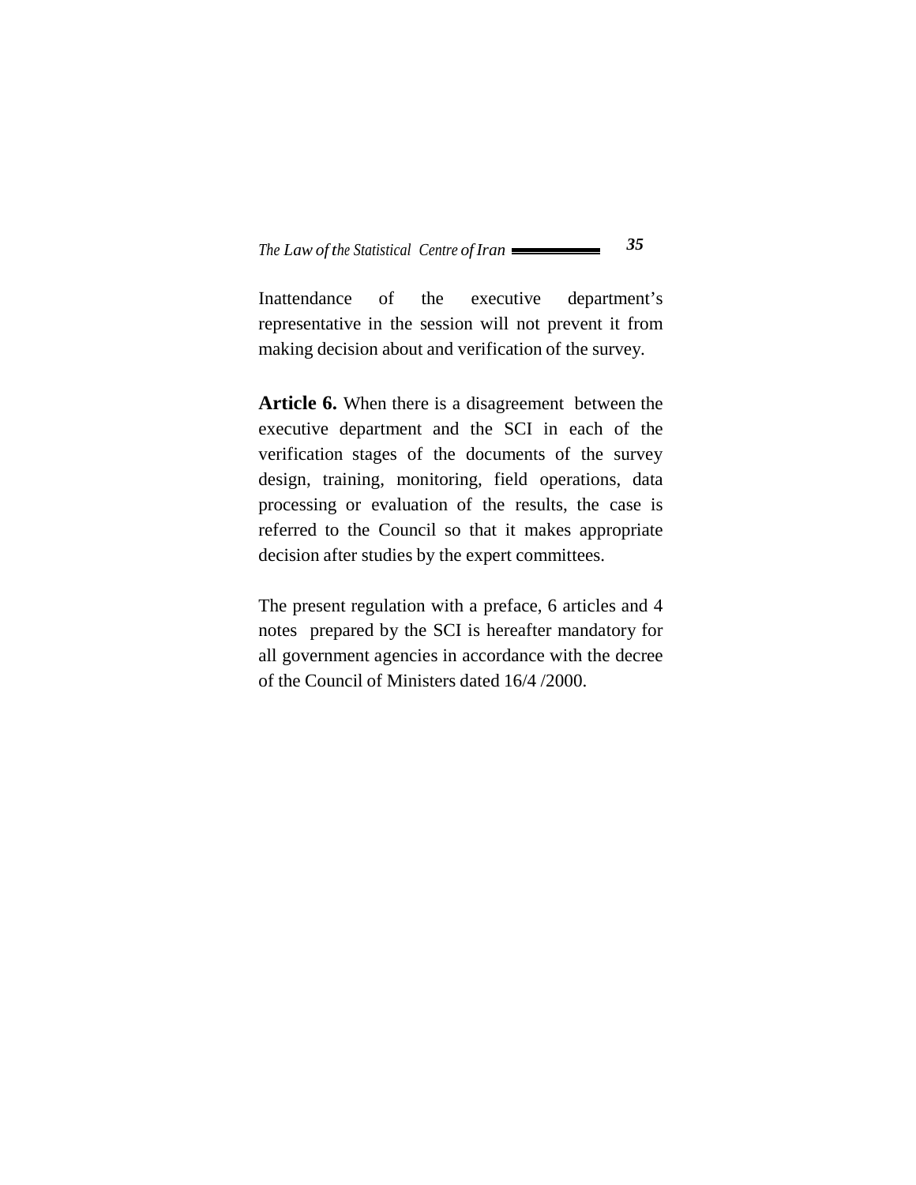Inattendance of the executive department's representative in the session will not prevent it from making decision about and verification of the survey.

**Article 6.** When there is a disagreement between the executive department and the SCI in each of the verification stages of the documents of the survey design, training, monitoring, field operations, data processing or evaluation of the results, the case is referred to the Council so that it makes appropriate decision after studies by the expert committees.

The present regulation with a preface, 6 articles and 4 notes prepared by the SCI is hereafter mandatory for all government agencies in accordance with the decree of the Council of Ministers dated 16/4 /2000.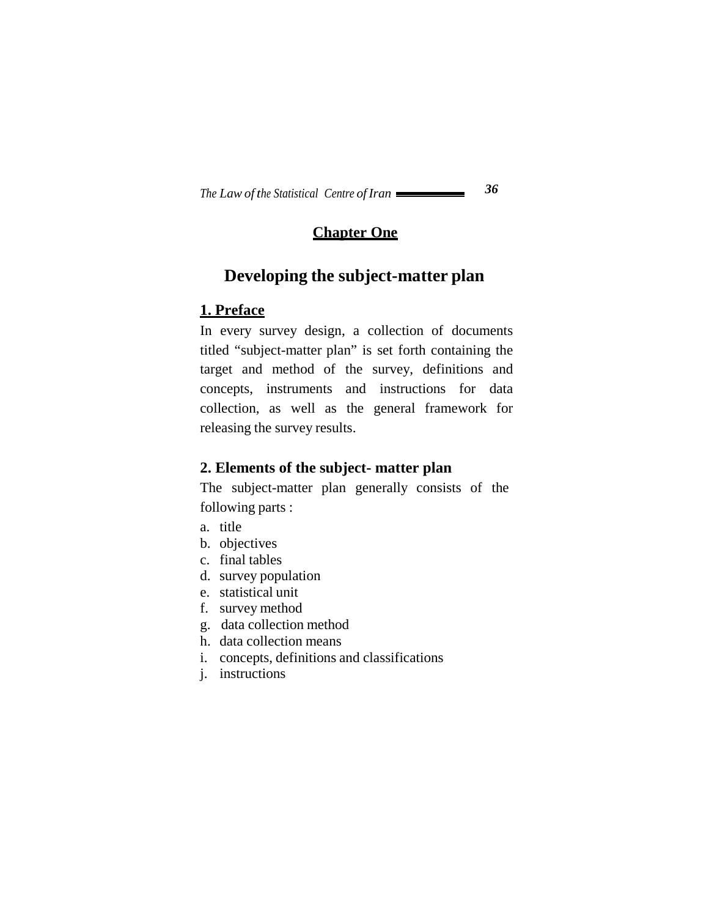## Chapter One

# Developing the subject-matter plan

### 1. Preface

In every survey design, a collection of documents titled "subject-matter plan" is set forth containing the target and method of the survey, definitions and concepts, instruments and instructions for data collection, as well as the general framework for releasing the survey results.

### 2. Elements of the subject- matter plan

The subject-matter plan generally consists of the following parts :

a. title
b. objectives
c. final tables
d. survey population
e. statistical unit
f. survey method
g. data collection method
h. data collection means
i. concepts, definitions and classifications
j. instructions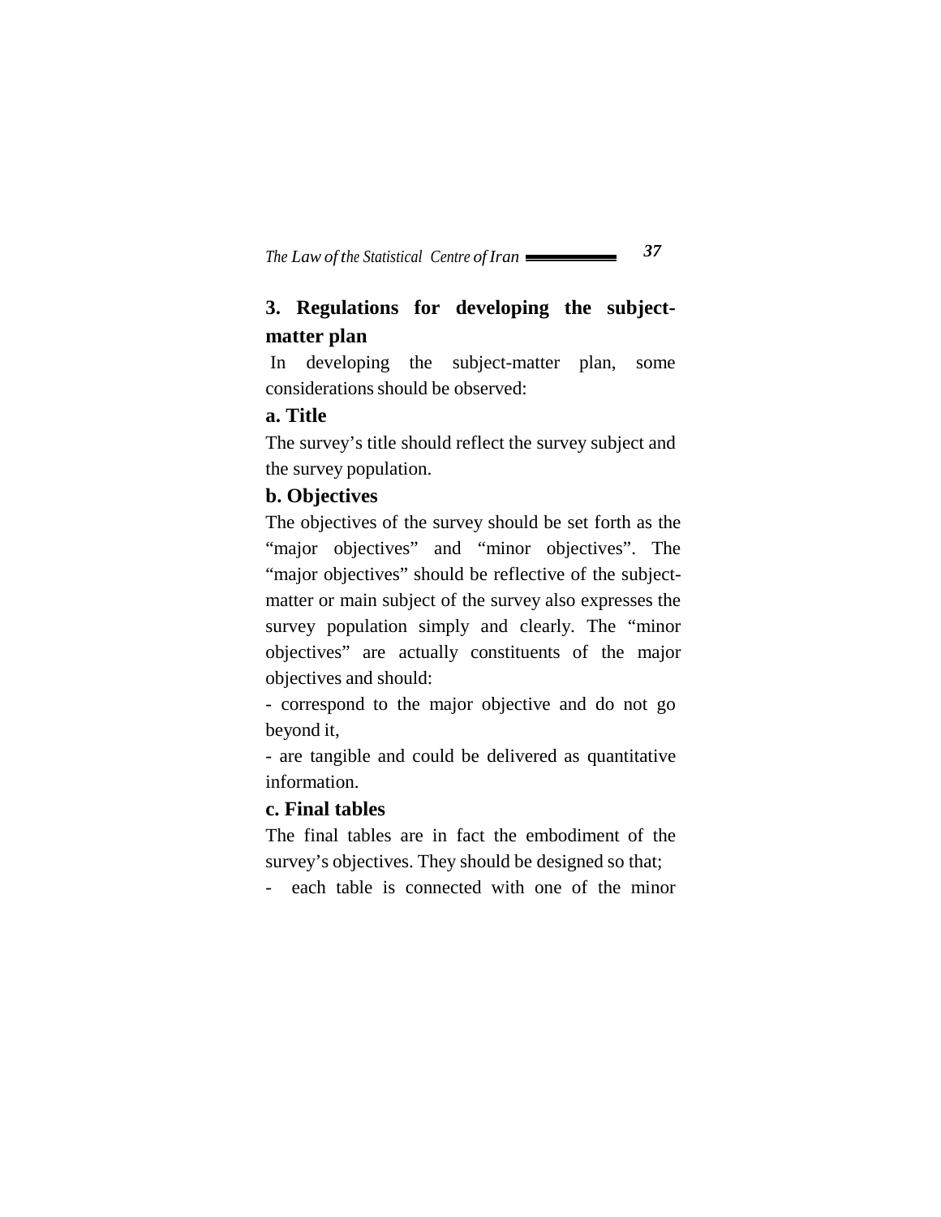## 3. Regulations for developing the subject-matter plan

In developing the subject-matter plan, some considerations should be observed:

### a. Title

The survey's title should reflect the survey subject and the survey population.

### b. Objectives

The objectives of the survey should be set forth as the "major objectives" and "minor objectives". The "major objectives" should be reflective of the subject-matter or main subject of the survey also expresses the survey population simply and clearly. The "minor objectives" are actually constituents of the major objectives and should:

- correspond to the major objective and do not go beyond it,
- are tangible and could be delivered as quantitative information.

### c. Final tables

The final tables are in fact the embodiment of the survey's objectives. They should be designed so that;

- each table is connected with one of the minor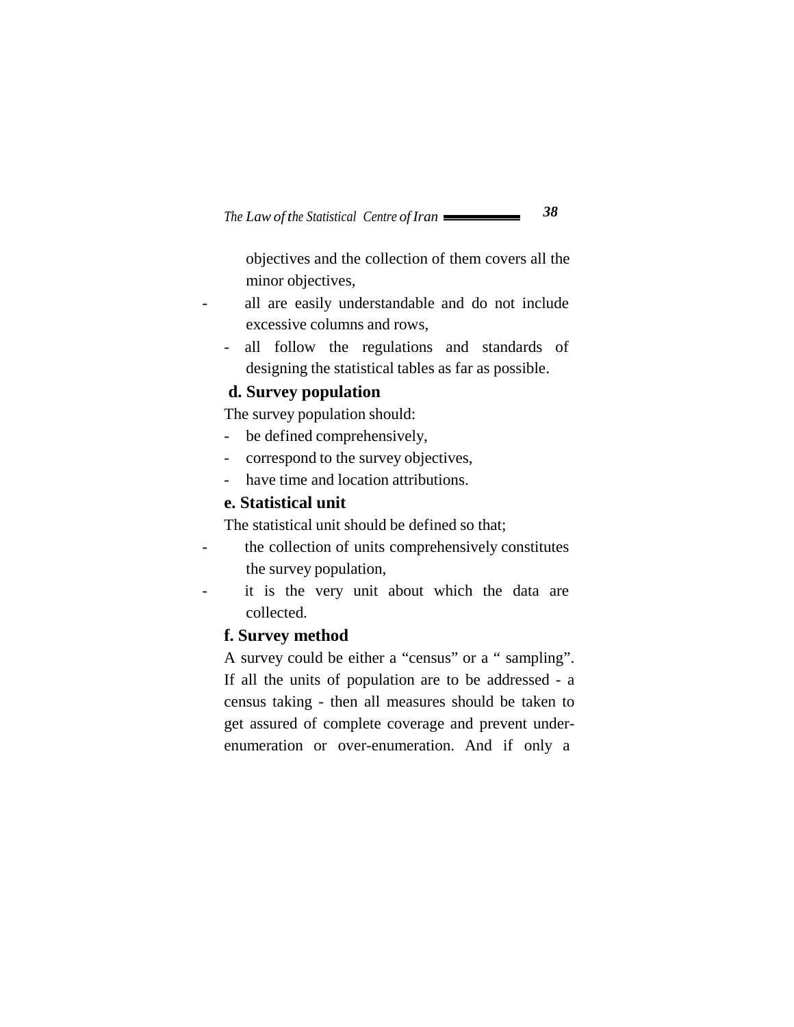objectives and the collection of them covers all the minor objectives,

- all are easily understandable and do not include excessive columns and rows,
- all follow the regulations and standards of designing the statistical tables as far as possible.

### d. Survey population

The survey population should:

- be defined comprehensively,
- correspond to the survey objectives,
- have time and location attributions.

### e. Statistical unit

The statistical unit should be defined so that;

- the collection of units comprehensively constitutes the survey population,
- it is the very unit about which the data are collected.

### f. Survey method

A survey could be either a "census" or a " sampling". If all the units of population are to be addressed - a census taking - then all measures should be taken to get assured of complete coverage and prevent under-enumeration or over-enumeration. And if only a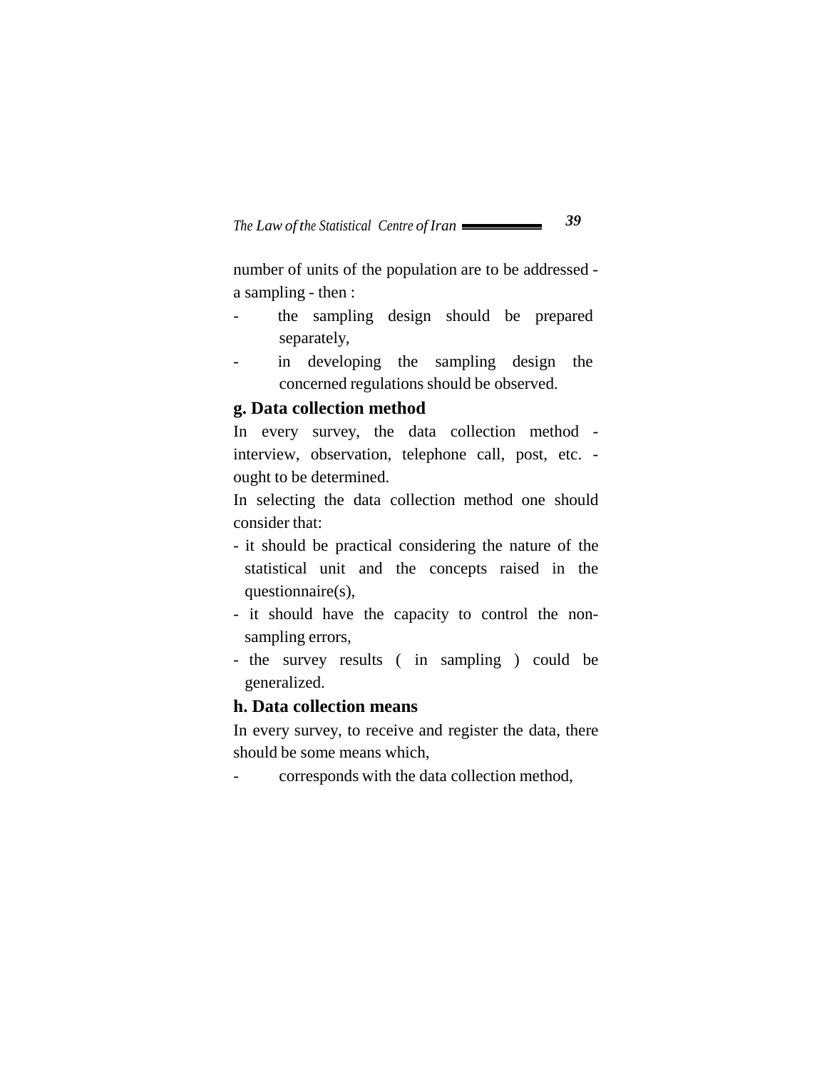number of units of the population are to be addressed - a sampling - then :

- the sampling design should be prepared separately,
- in developing the sampling design the concerned regulations should be observed.

### g. Data collection method

In every survey, the data collection method - interview, observation, telephone call, post, etc. - ought to be determined.

In selecting the data collection method one should consider that:

- it should be practical considering the nature of the statistical unit and the concepts raised in the questionnaire(s),
- it should have the capacity to control the non-sampling errors,
- the survey results ( in sampling ) could be generalized.

### h. Data collection means

In every survey, to receive and register the data, there should be some means which,

- corresponds with the data collection method,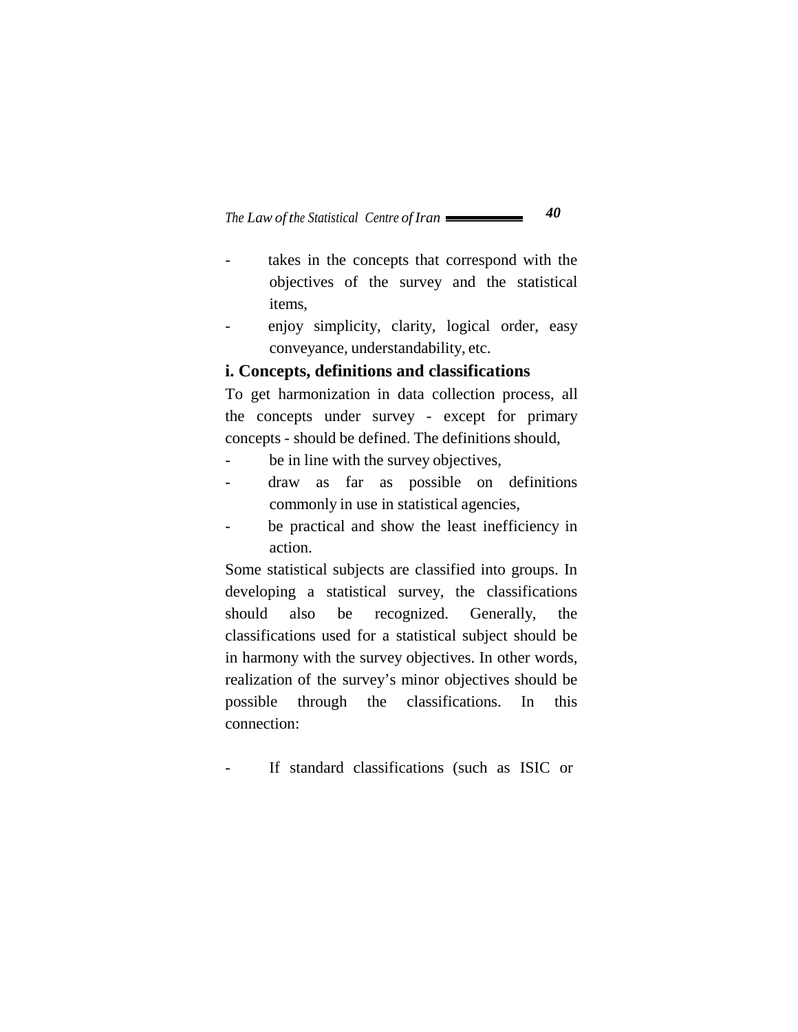- takes in the concepts that correspond with the objectives of the survey and the statistical items,
- enjoy simplicity, clarity, logical order, easy conveyance, understandability, etc.

**i. Concepts, definitions and classifications**

To get harmonization in data collection process, all the concepts under survey - except for primary concepts - should be defined. The definitions should,

- be in line with the survey objectives,
- draw as far as possible on definitions commonly in use in statistical agencies,
- be practical and show the least inefficiency in action.

Some statistical subjects are classified into groups. In developing a statistical survey, the classifications should also be recognized. Generally, the classifications used for a statistical subject should be in harmony with the survey objectives. In other words, realization of the survey's minor objectives should be possible through the classifications. In this connection:

- If standard classifications (such as ISIC or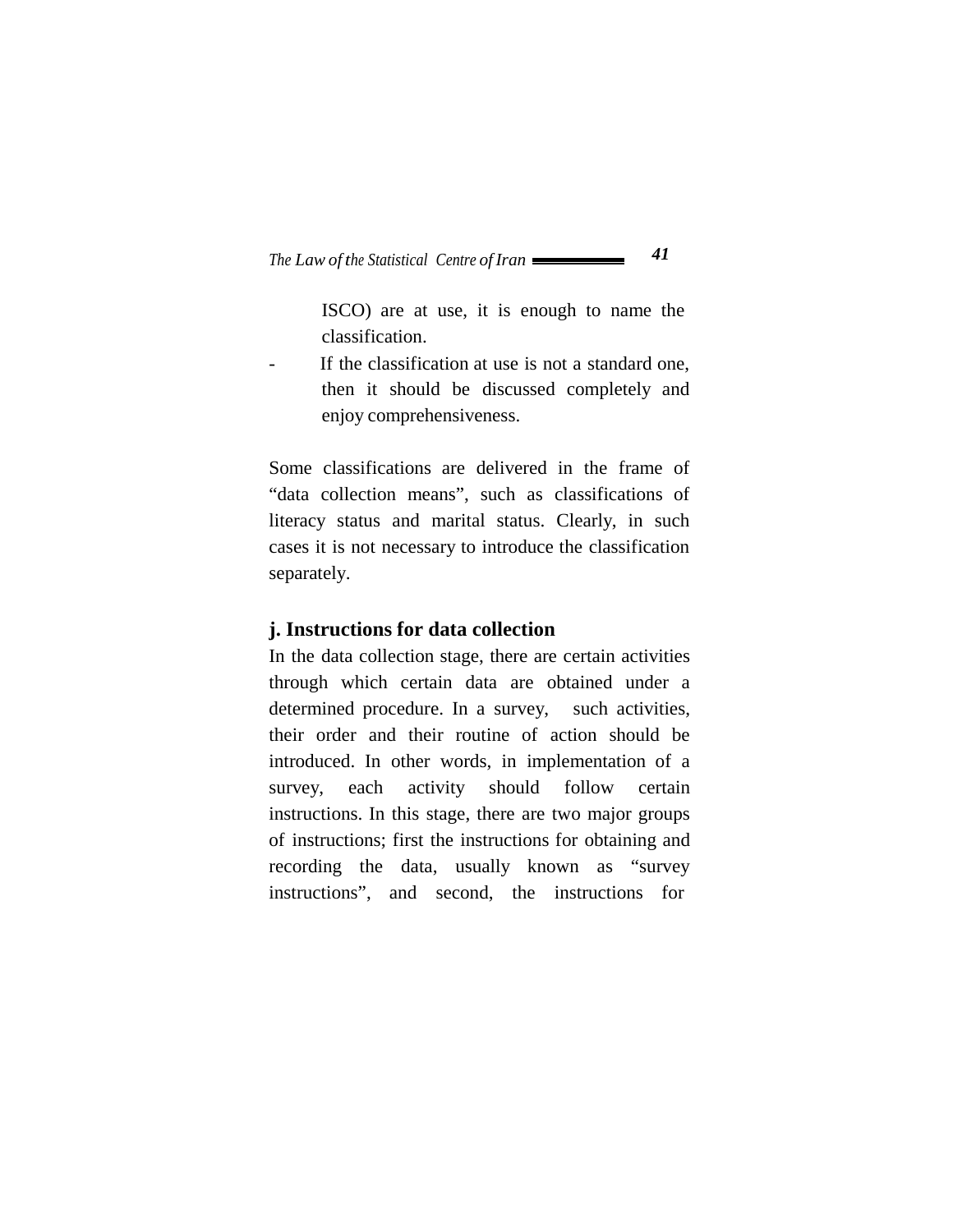ISCO) are at use, it is enough to name the classification.

- If the classification at use is not a standard one, then it should be discussed completely and enjoy comprehensiveness.

Some classifications are delivered in the frame of “data collection means”, such as classifications of literacy status and marital status. Clearly, in such cases it is not necessary to introduce the classification separately.

### j. Instructions for data collection

In the data collection stage, there are certain activities through which certain data are obtained under a determined procedure. In a survey, such activities, their order and their routine of action should be introduced. In other words, in implementation of a survey, each activity should follow certain instructions. In this stage, there are two major groups of instructions; first the instructions for obtaining and recording the data, usually known as “survey instructions”, and second, the instructions for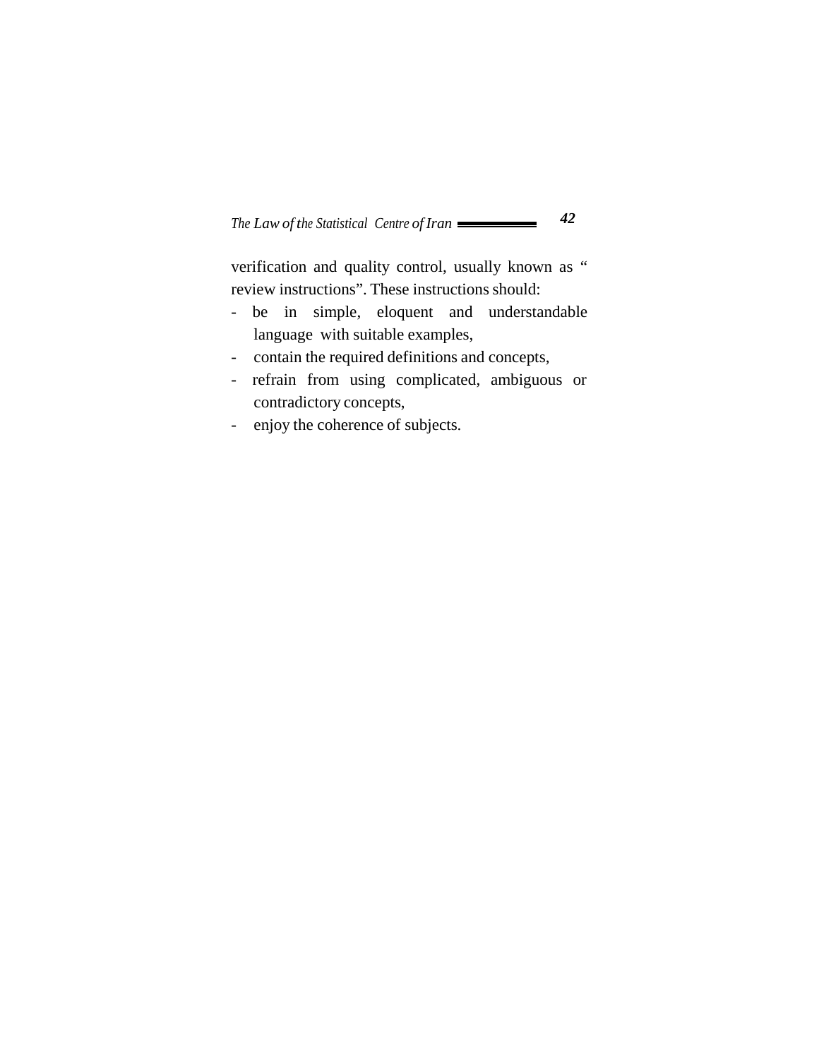verification and quality control, usually known as " review instructions". These instructions should:

- be in simple, eloquent and understandable language with suitable examples,
- contain the required definitions and concepts,
- refrain from using complicated, ambiguous or contradictory concepts,
- enjoy the coherence of subjects.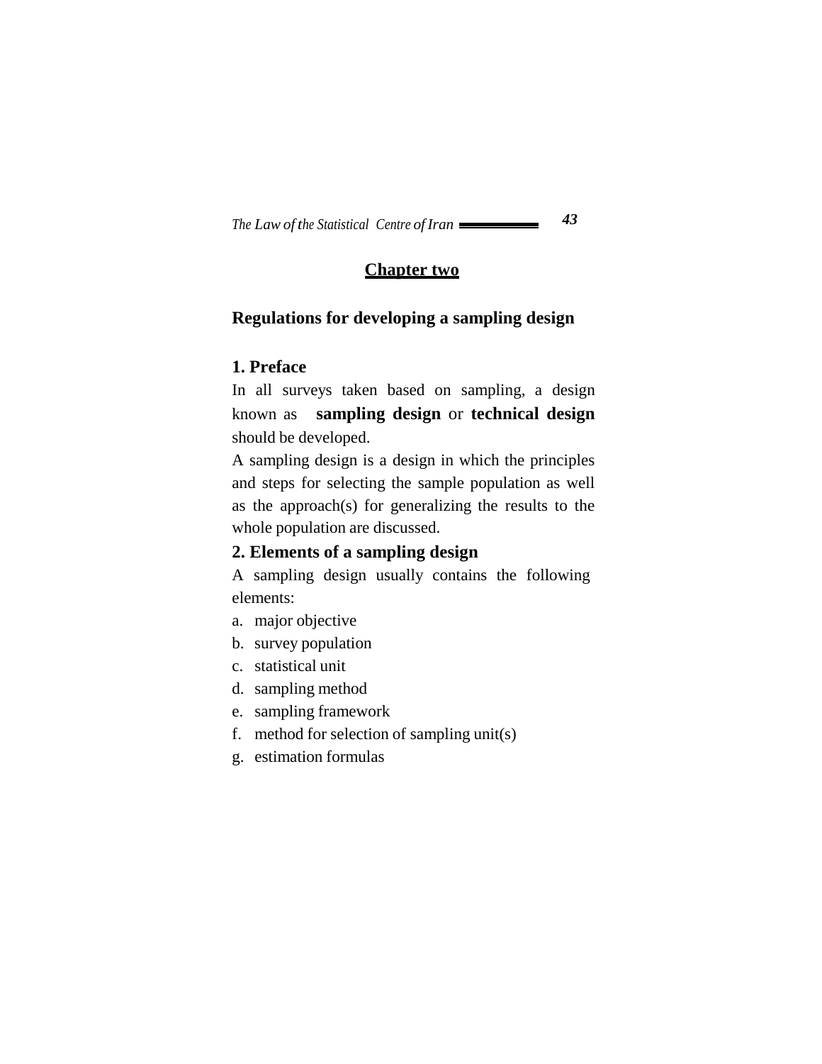## Chapter two

### Regulations for developing a sampling design

#### 1. Preface

In all surveys taken based on sampling, a design known as **sampling design** or **technical design** should be developed.

A sampling design is a design in which the principles and steps for selecting the sample population as well as the approach(s) for generalizing the results to the whole population are discussed.

#### 2. Elements of a sampling design

A sampling design usually contains the following elements:

a. major objective
b. survey population
c. statistical unit
d. sampling method
e. sampling framework
f. method for selection of sampling unit(s)
g. estimation formulas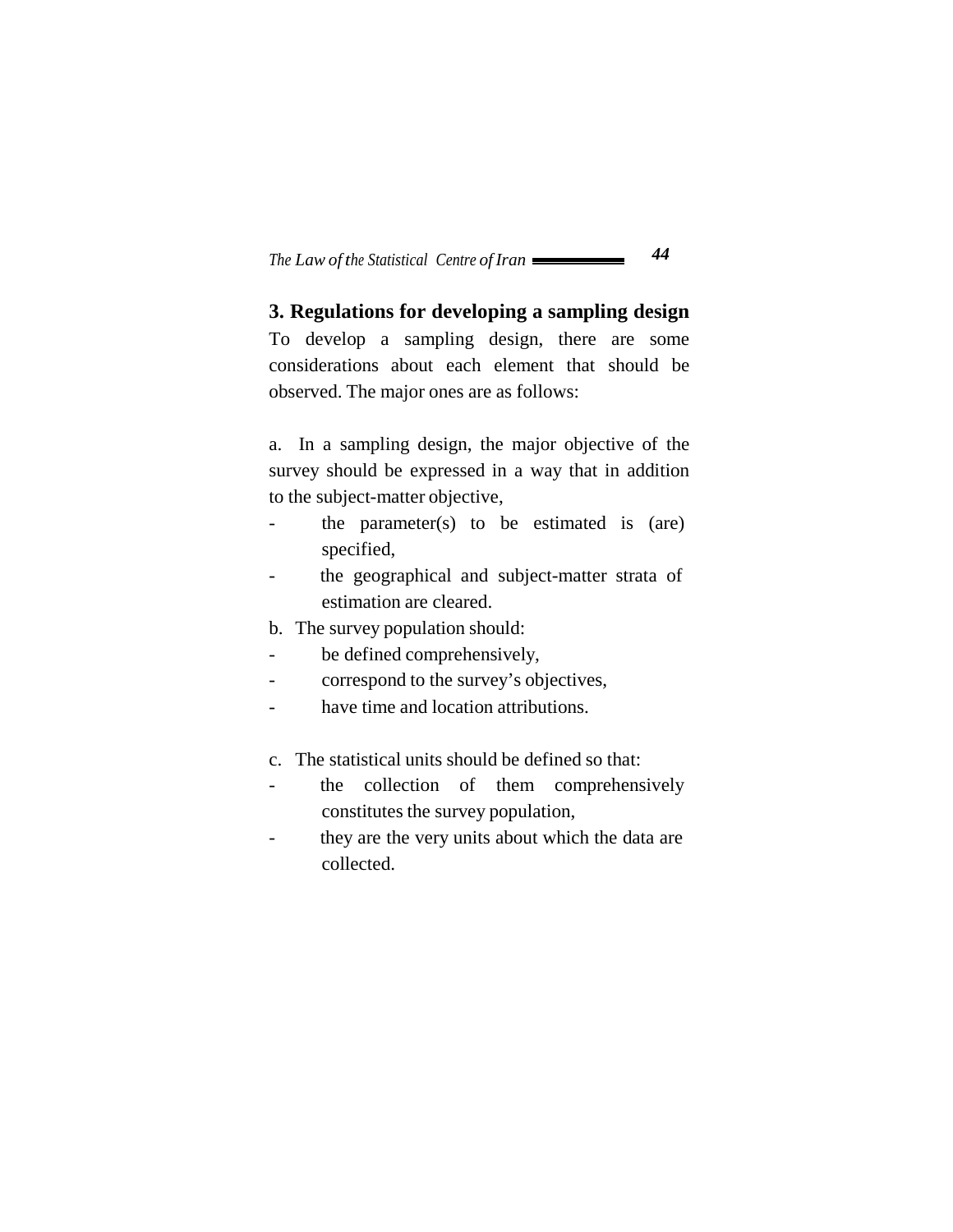### 3. Regulations for developing a sampling design

To develop a sampling design, there are some considerations about each element that should be observed. The major ones are as follows:

a. In a sampling design, the major objective of the survey should be expressed in a way that in addition to the subject-matter objective,

- the parameter(s) to be estimated is (are) specified,
- the geographical and subject-matter strata of estimation are cleared.

b. The survey population should:

- be defined comprehensively,
- correspond to the survey's objectives,
- have time and location attributions.

c. The statistical units should be defined so that:

- the collection of them comprehensively constitutes the survey population,
- they are the very units about which the data are collected.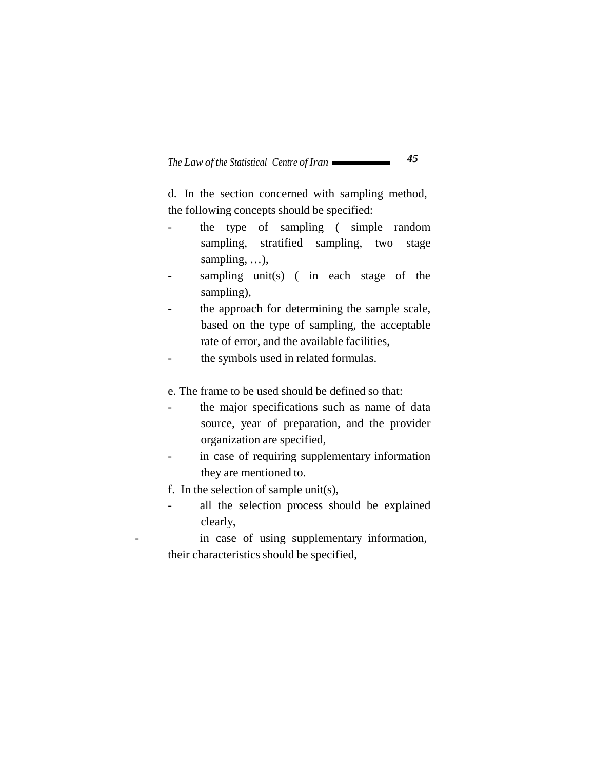d. In the section concerned with sampling method, the following concepts should be specified:

- the type of sampling ( simple random sampling, stratified sampling, two stage sampling, …),
- sampling unit(s) ( in each stage of the sampling),
- the approach for determining the sample scale, based on the type of sampling, the acceptable rate of error, and the available facilities,
- the symbols used in related formulas.

e. The frame to be used should be defined so that:

- the major specifications such as name of data source, year of preparation, and the provider organization are specified,
- in case of requiring supplementary information they are mentioned to.

f. In the selection of sample unit(s),

- all the selection process should be explained clearly,
- in case of using supplementary information, their characteristics should be specified,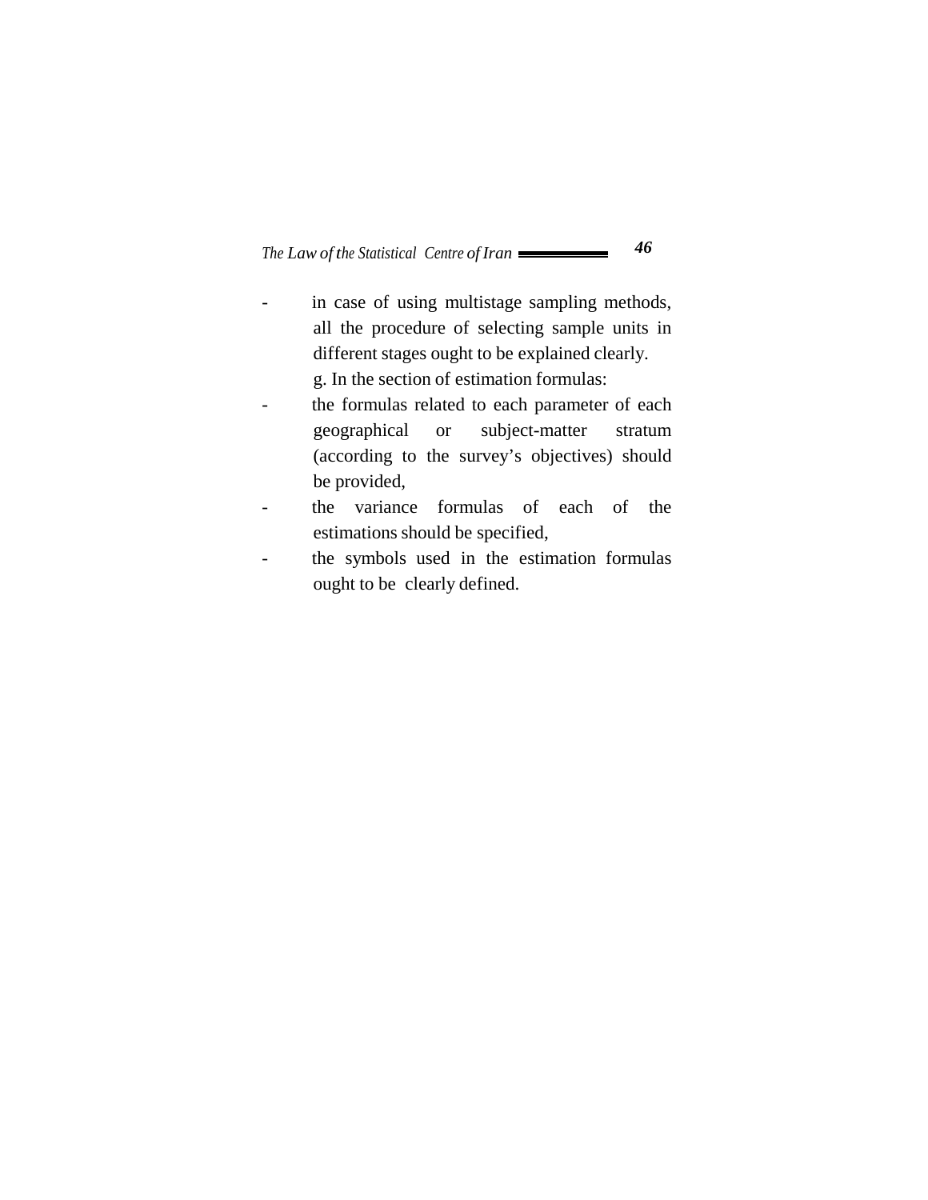- in case of using multistage sampling methods, all the procedure of selecting sample units in different stages ought to be explained clearly.

g. In the section of estimation formulas:

- the formulas related to each parameter of each geographical or subject-matter stratum (according to the survey's objectives) should be provided,
- the variance formulas of each of the estimations should be specified,
- the symbols used in the estimation formulas ought to be clearly defined.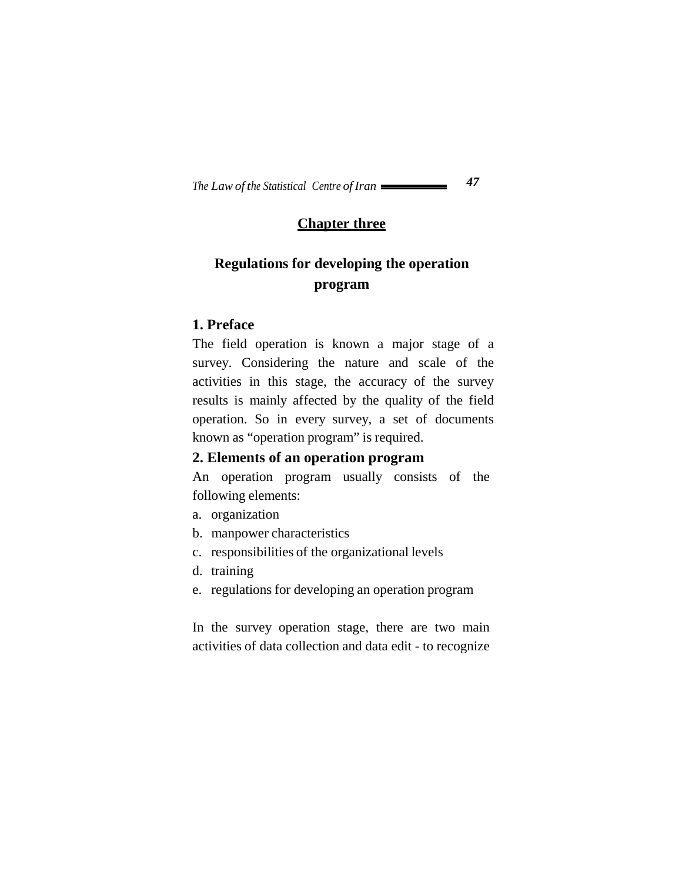## Chapter three

## Regulations for developing the operation program

### 1. Preface

The field operation is known a major stage of a survey. Considering the nature and scale of the activities in this stage, the accuracy of the survey results is mainly affected by the quality of the field operation. So in every survey, a set of documents known as "operation program" is required.

### 2. Elements of an operation program

An operation program usually consists of the following elements:

a. organization
b. manpower characteristics
c. responsibilities of the organizational levels
d. training
e. regulations for developing an operation program

In the survey operation stage, there are two main activities of data collection and data edit - to recognize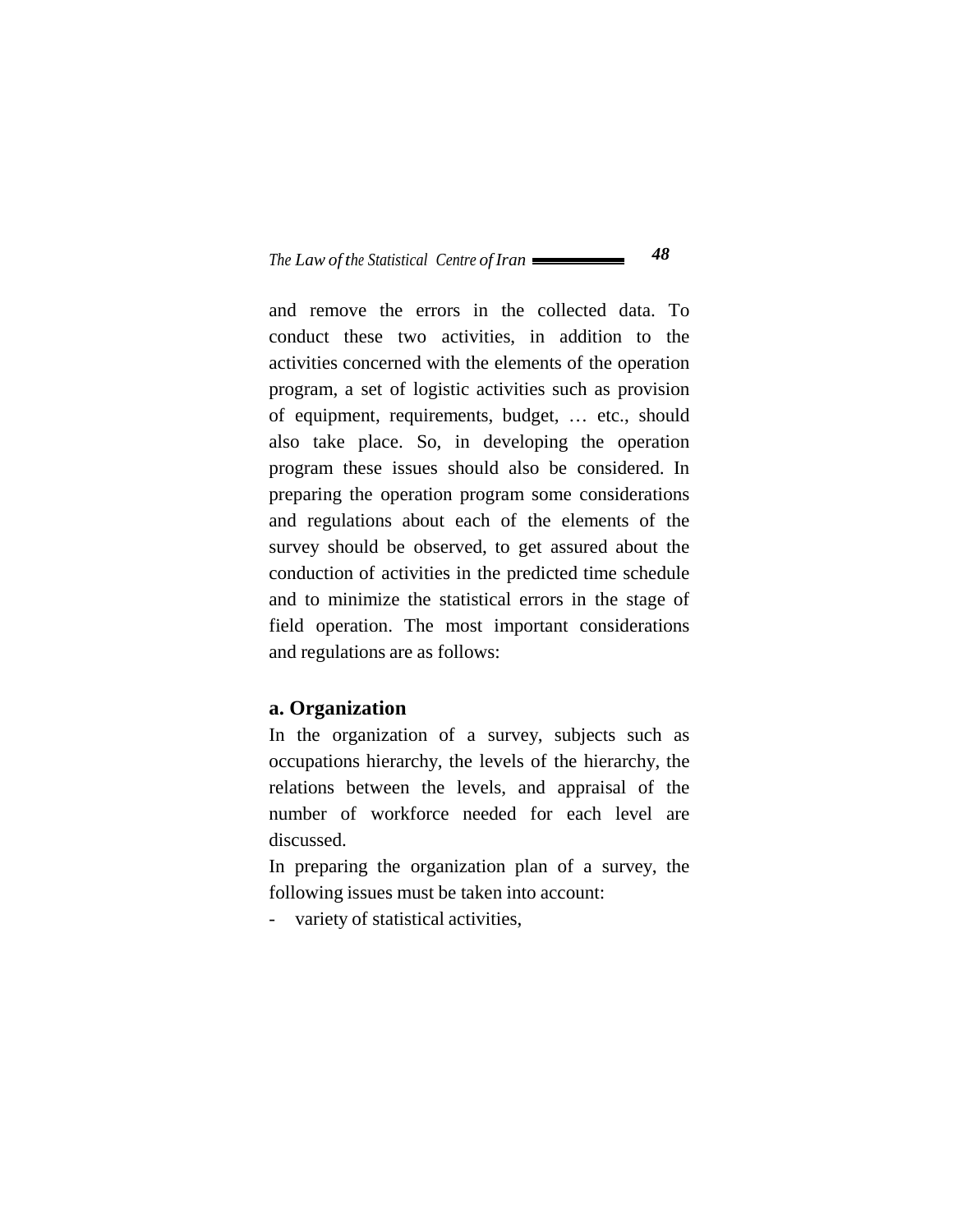and remove the errors in the collected data. To conduct these two activities, in addition to the activities concerned with the elements of the operation program, a set of logistic activities such as provision of equipment, requirements, budget, … etc., should also take place. So, in developing the operation program these issues should also be considered. In preparing the operation program some considerations and regulations about each of the elements of the survey should be observed, to get assured about the conduction of activities in the predicted time schedule and to minimize the statistical errors in the stage of field operation. The most important considerations and regulations are as follows:

### a. Organization

In the organization of a survey, subjects such as occupations hierarchy, the levels of the hierarchy, the relations between the levels, and appraisal of the number of workforce needed for each level are discussed.

In preparing the organization plan of a survey, the following issues must be taken into account:

- variety of statistical activities,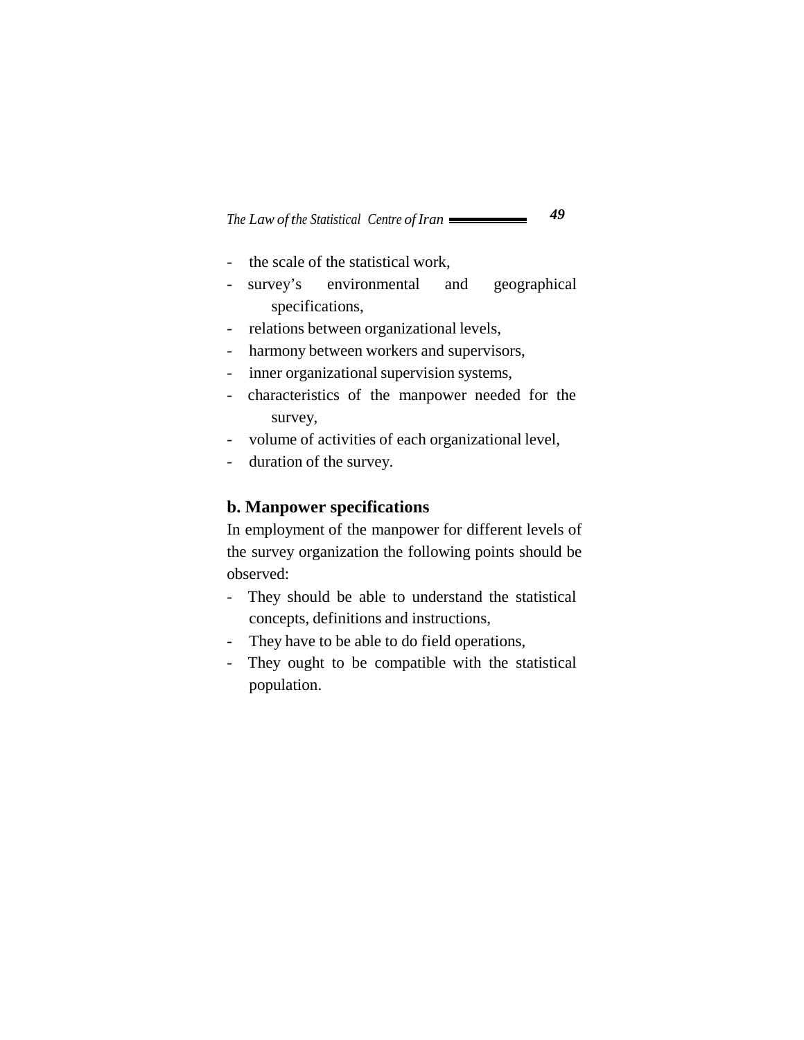- the scale of the statistical work,
- survey's environmental and geographical specifications,
- relations between organizational levels,
- harmony between workers and supervisors,
- inner organizational supervision systems,
- characteristics of the manpower needed for the survey,
- volume of activities of each organizational level,
- duration of the survey.

**b. Manpower specifications**

In employment of the manpower for different levels of the survey organization the following points should be observed:

- They should be able to understand the statistical concepts, definitions and instructions,
- They have to be able to do field operations,
- They ought to be compatible with the statistical population.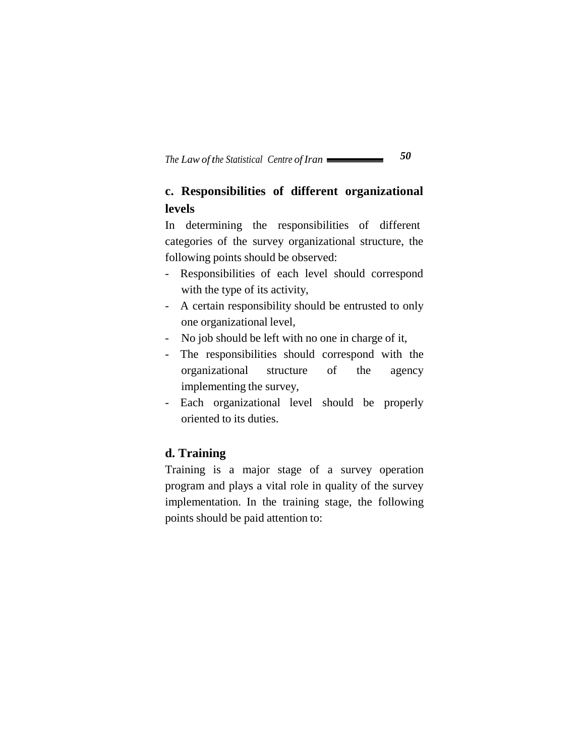### c. Responsibilities of different organizational levels

In determining the responsibilities of different categories of the survey organizational structure, the following points should be observed:

- Responsibilities of each level should correspond with the type of its activity,
- A certain responsibility should be entrusted to only one organizational level,
- No job should be left with no one in charge of it,
- The responsibilities should correspond with the organizational structure of the agency implementing the survey,
- Each organizational level should be properly oriented to its duties.

### d. Training

Training is a major stage of a survey operation program and plays a vital role in quality of the survey implementation. In the training stage, the following points should be paid attention to: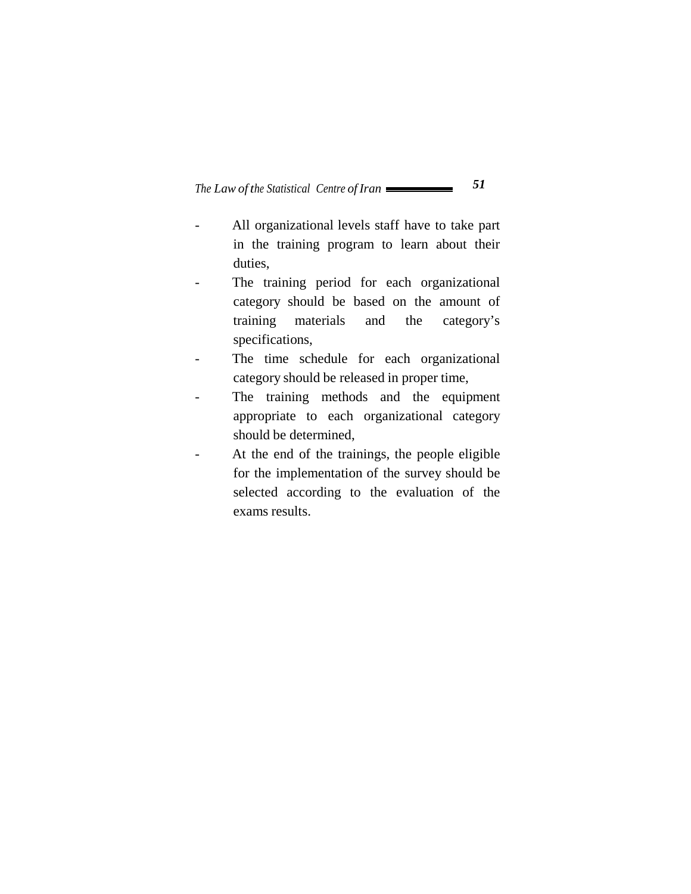- All organizational levels staff have to take part in the training program to learn about their duties,
- The training period for each organizational category should be based on the amount of training materials and the category's specifications,
- The time schedule for each organizational category should be released in proper time,
- The training methods and the equipment appropriate to each organizational category should be determined,
- At the end of the trainings, the people eligible for the implementation of the survey should be selected according to the evaluation of the exams results.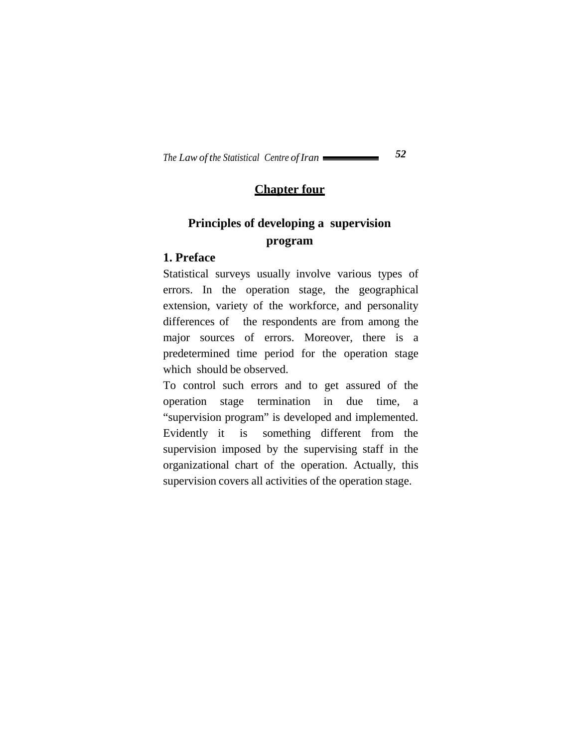## Chapter four

## Principles of developing a supervision program

### 1. Preface

Statistical surveys usually involve various types of errors. In the operation stage, the geographical extension, variety of the workforce, and personality differences of the respondents are from among the major sources of errors. Moreover, there is a predetermined time period for the operation stage which should be observed.

To control such errors and to get assured of the operation stage termination in due time, a "supervision program" is developed and implemented. Evidently it is something different from the supervision imposed by the supervising staff in the organizational chart of the operation. Actually, this supervision covers all activities of the operation stage.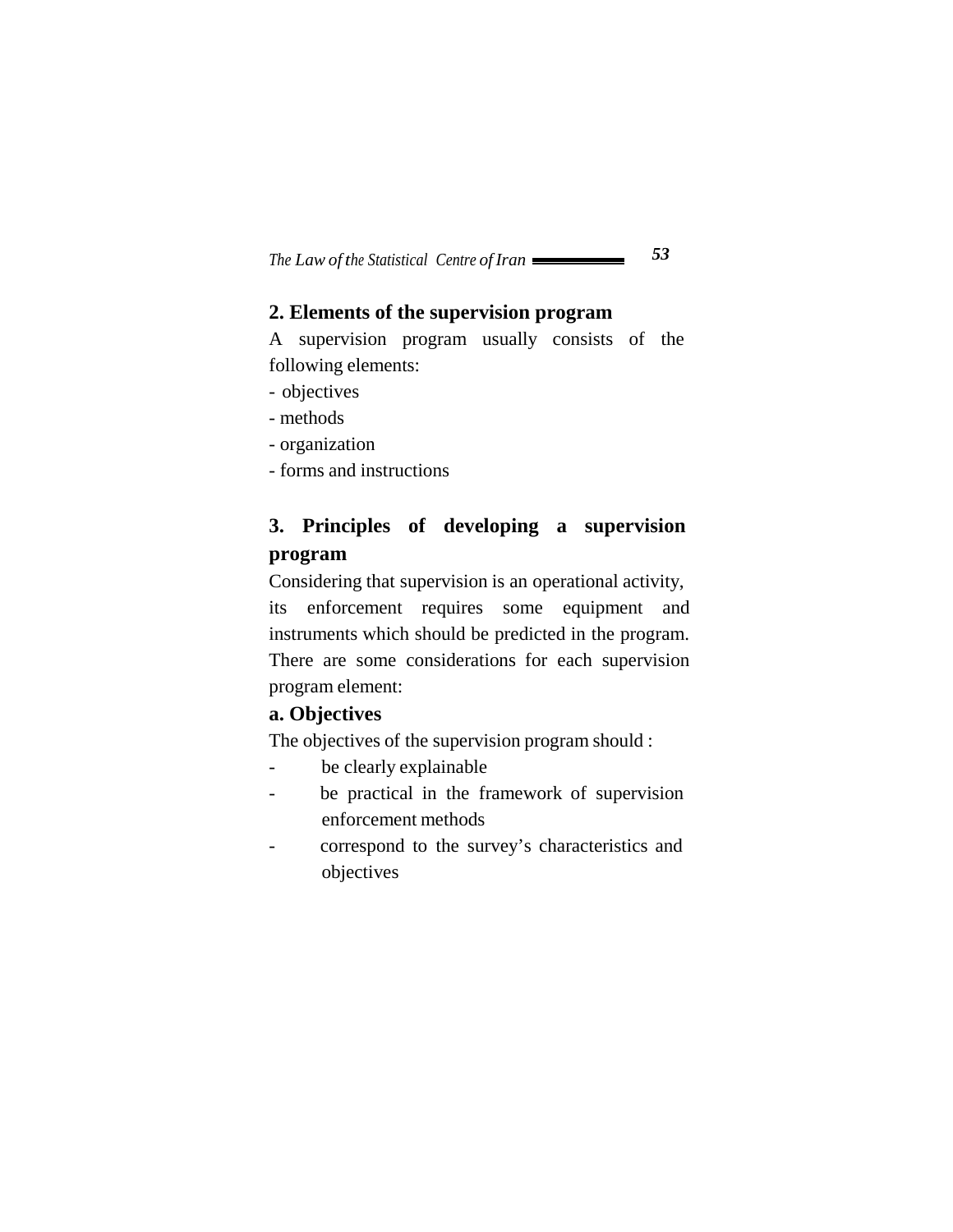## 2. Elements of the supervision program

A supervision program usually consists of the following elements:

- objectives
- methods
- organization
- forms and instructions

## 3. Principles of developing a supervision program

Considering that supervision is an operational activity, its enforcement requires some equipment and instruments which should be predicted in the program. There are some considerations for each supervision program element:

### a. Objectives

The objectives of the supervision program should :

- be clearly explainable
- be practical in the framework of supervision enforcement methods
- correspond to the survey's characteristics and objectives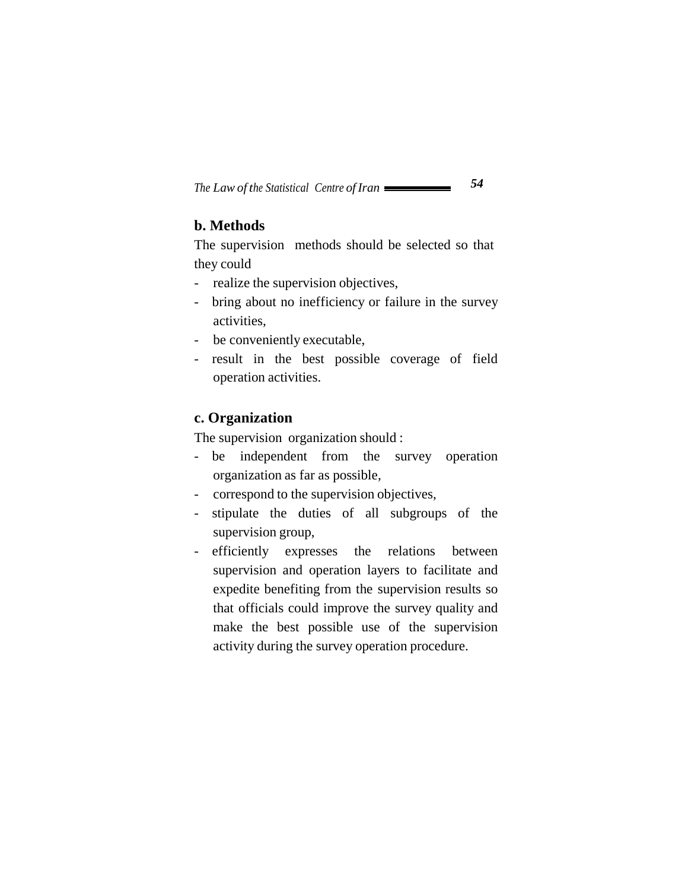**b. Methods**

The supervision methods should be selected so that they could

- realize the supervision objectives,
- bring about no inefficiency or failure in the survey activities,
- be conveniently executable,
- result in the best possible coverage of field operation activities.

**c. Organization**

The supervision organization should :

- be independent from the survey operation organization as far as possible,
- correspond to the supervision objectives,
- stipulate the duties of all subgroups of the supervision group,
- efficiently expresses the relations between supervision and operation layers to facilitate and expedite benefiting from the supervision results so that officials could improve the survey quality and make the best possible use of the supervision activity during the survey operation procedure.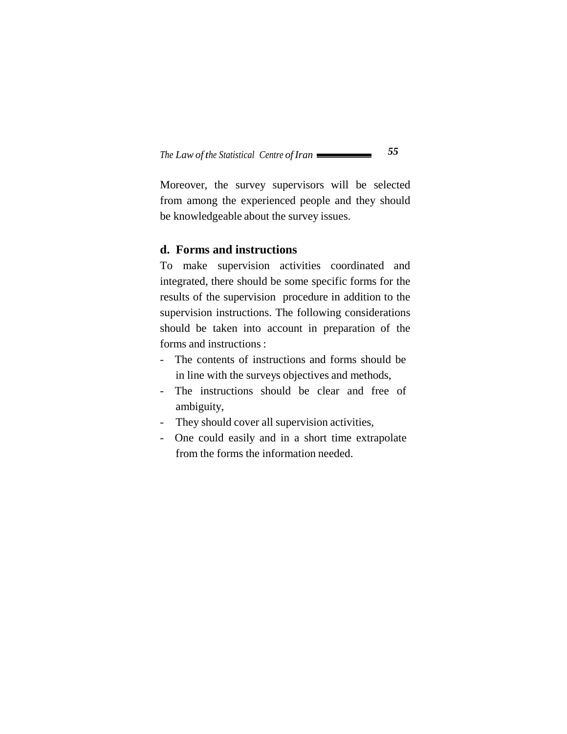Moreover, the survey supervisors will be selected from among the experienced people and they should be knowledgeable about the survey issues.

### d. Forms and instructions

To make supervision activities coordinated and integrated, there should be some specific forms for the results of the supervision procedure in addition to the supervision instructions. The following considerations should be taken into account in preparation of the forms and instructions :

- The contents of instructions and forms should be in line with the surveys objectives and methods,
- The instructions should be clear and free of ambiguity,
- They should cover all supervision activities,
- One could easily and in a short time extrapolate from the forms the information needed.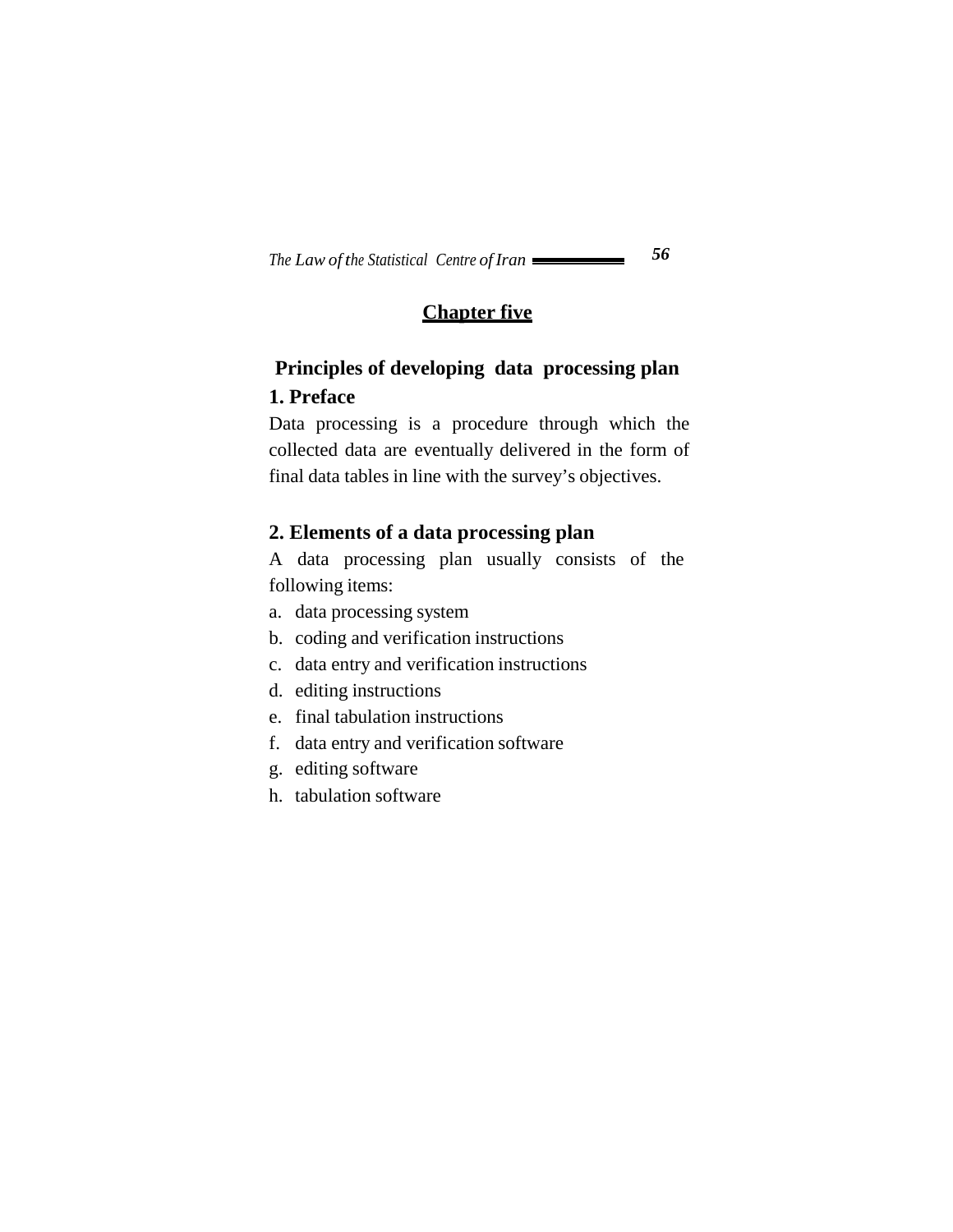# Chapter five

## Principles of developing data processing plan

### 1. Preface

Data processing is a procedure through which the collected data are eventually delivered in the form of final data tables in line with the survey's objectives.

### 2. Elements of a data processing plan

A data processing plan usually consists of the following items:

a. data processing system
b. coding and verification instructions
c. data entry and verification instructions
d. editing instructions
e. final tabulation instructions
f. data entry and verification software
g. editing software
h. tabulation software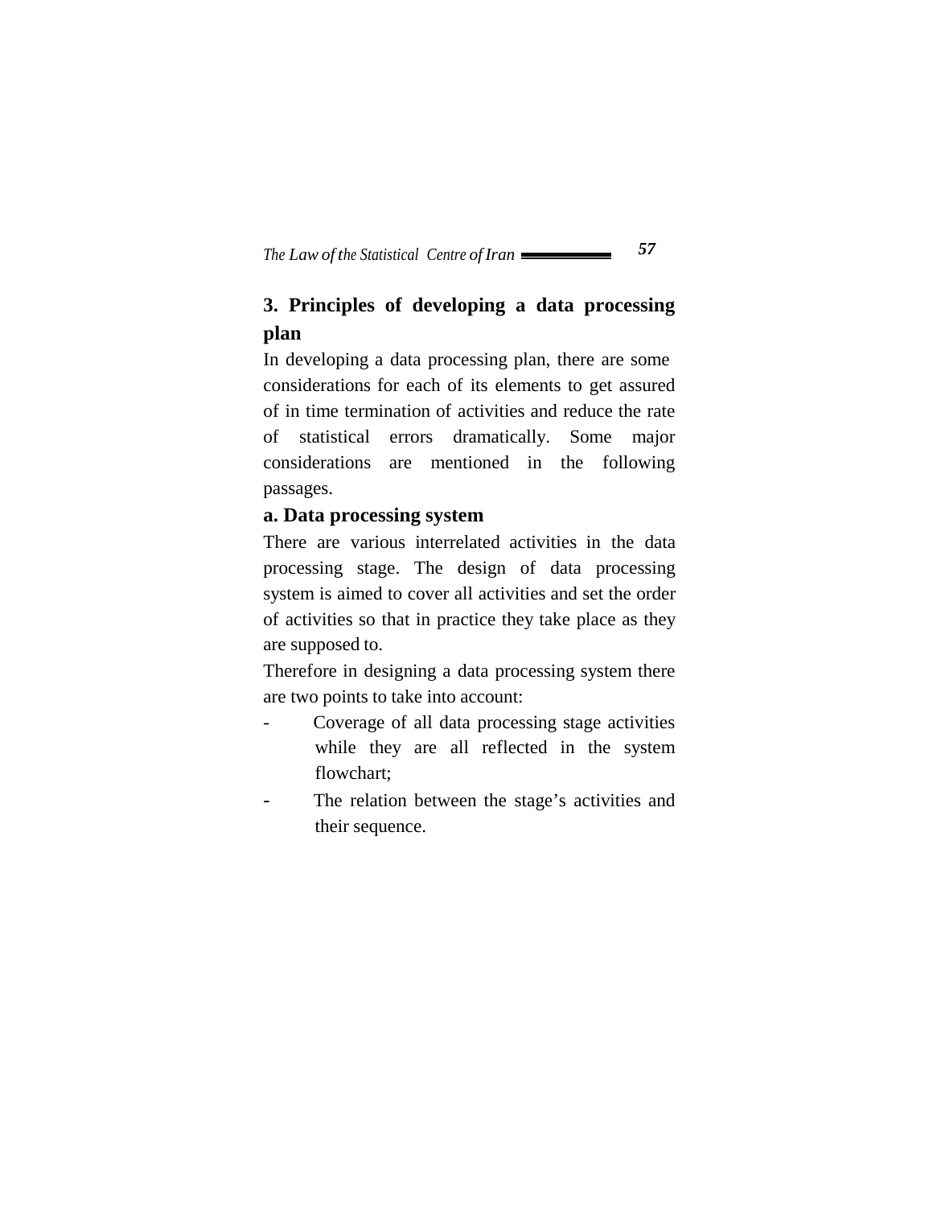## 3. Principles of developing a data processing plan

In developing a data processing plan, there are some considerations for each of its elements to get assured of in time termination of activities and reduce the rate of statistical errors dramatically. Some major considerations are mentioned in the following passages.

### a. Data processing system

There are various interrelated activities in the data processing stage. The design of data processing system is aimed to cover all activities and set the order of activities so that in practice they take place as they are supposed to.

Therefore in designing a data processing system there are two points to take into account:

- Coverage of all data processing stage activities while they are all reflected in the system flowchart;
- The relation between the stage's activities and their sequence.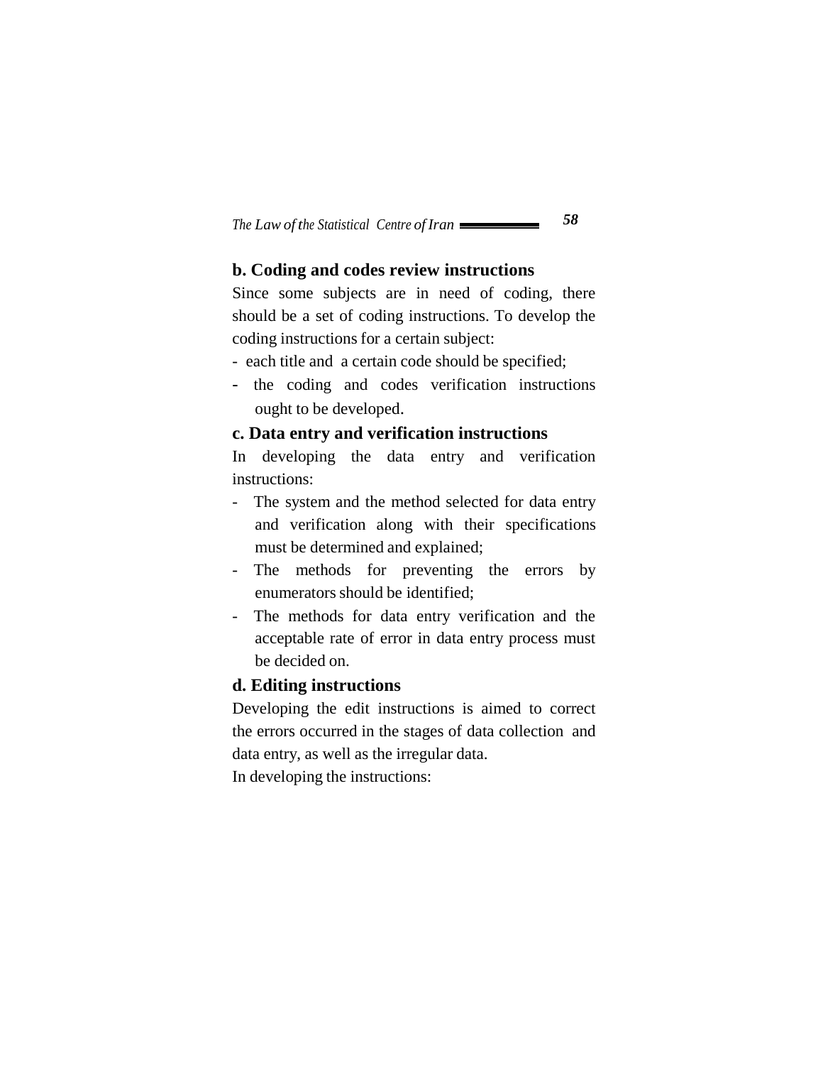**b. Coding and codes review instructions**

Since some subjects are in need of coding, there should be a set of coding instructions. To develop the coding instructions for a certain subject:

- each title and a certain code should be specified;
- the coding and codes verification instructions ought to be developed.

**c. Data entry and verification instructions**

In developing the data entry and verification instructions:

- The system and the method selected for data entry and verification along with their specifications must be determined and explained;
- The methods for preventing the errors by enumerators should be identified;
- The methods for data entry verification and the acceptable rate of error in data entry process must be decided on.

**d. Editing instructions**

Developing the edit instructions is aimed to correct the errors occurred in the stages of data collection and data entry, as well as the irregular data.

In developing the instructions: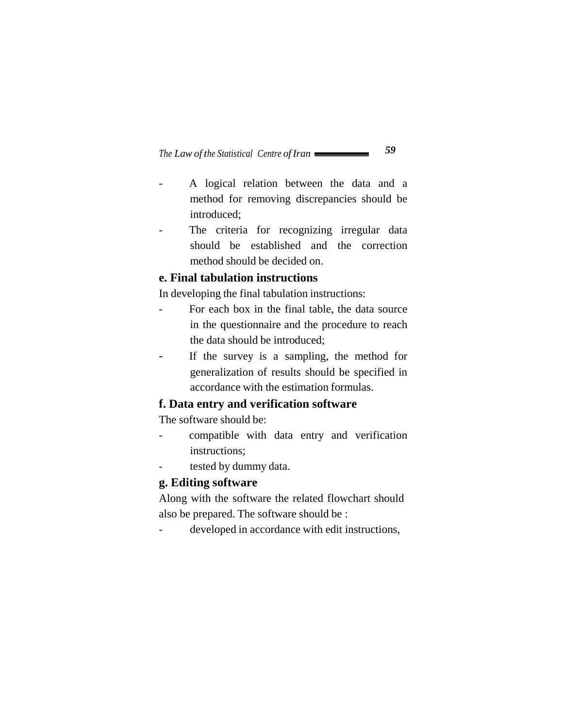- A logical relation between the data and a method for removing discrepancies should be introduced;
- The criteria for recognizing irregular data should be established and the correction method should be decided on.

**e. Final tabulation instructions**

In developing the final tabulation instructions:

- For each box in the final table, the data source in the questionnaire and the procedure to reach the data should be introduced;
- If the survey is a sampling, the method for generalization of results should be specified in accordance with the estimation formulas.

**f. Data entry and verification software**

The software should be:

- compatible with data entry and verification instructions;
- tested by dummy data.

**g. Editing software**

Along with the software the related flowchart should also be prepared. The software should be :

- developed in accordance with edit instructions,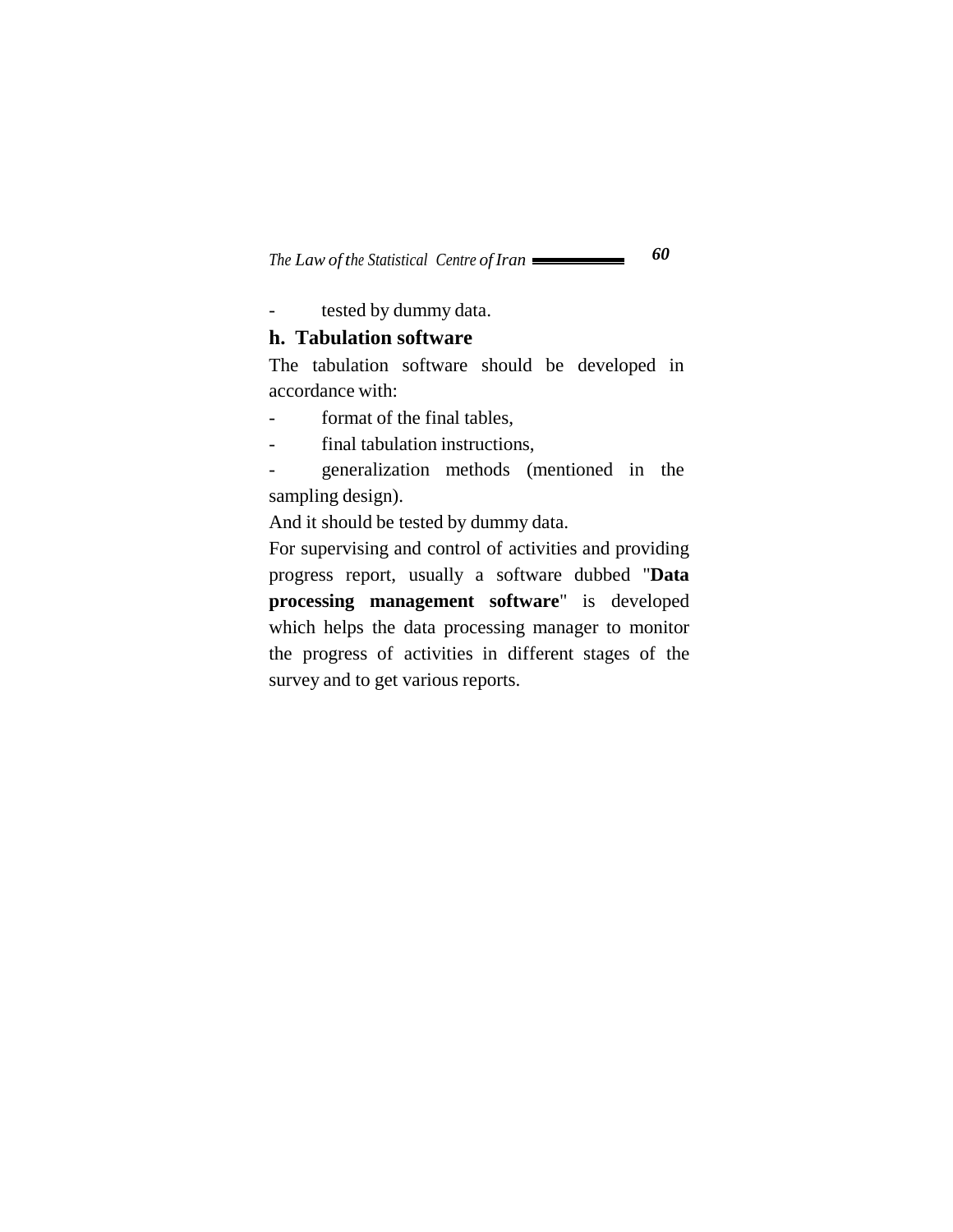- tested by dummy data.

**h. Tabulation software**

The tabulation software should be developed in accordance with:

- format of the final tables,
- final tabulation instructions,
- generalization methods (mentioned in the sampling design).

And it should be tested by dummy data.

For supervising and control of activities and providing progress report, usually a software dubbed "**Data processing management software**" is developed which helps the data processing manager to monitor the progress of activities in different stages of the survey and to get various reports.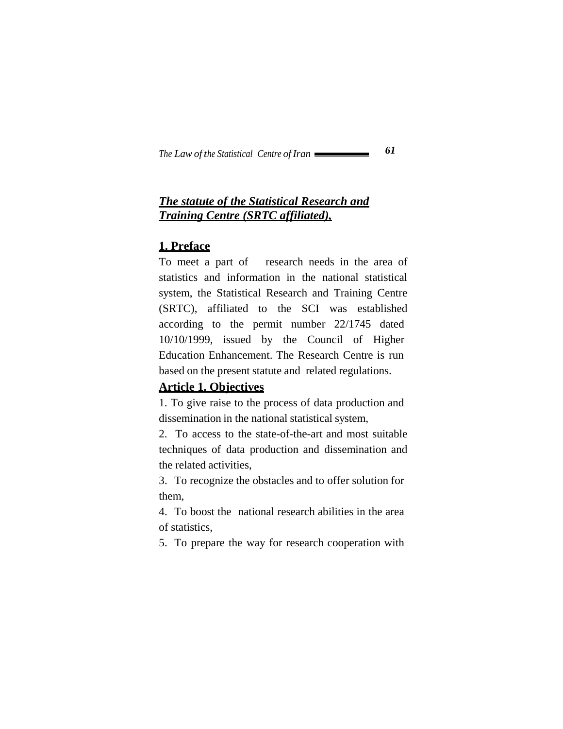## ***The statute of the Statistical Research and Training Centre (SRTC affiliated),***

### 1. Preface

To meet a part of research needs in the area of statistics and information in the national statistical system, the Statistical Research and Training Centre (SRTC), affiliated to the SCI was established according to the permit number 22/1745 dated 10/10/1999, issued by the Council of Higher Education Enhancement. The Research Centre is run based on the present statute and related regulations.

### Article 1. Objectives

1. To give raise to the process of data production and dissemination in the national statistical system,
2. To access to the state-of-the-art and most suitable techniques of data production and dissemination and the related activities,
3. To recognize the obstacles and to offer solution for them,
4. To boost the national research abilities in the area of statistics,
5. To prepare the way for research cooperation with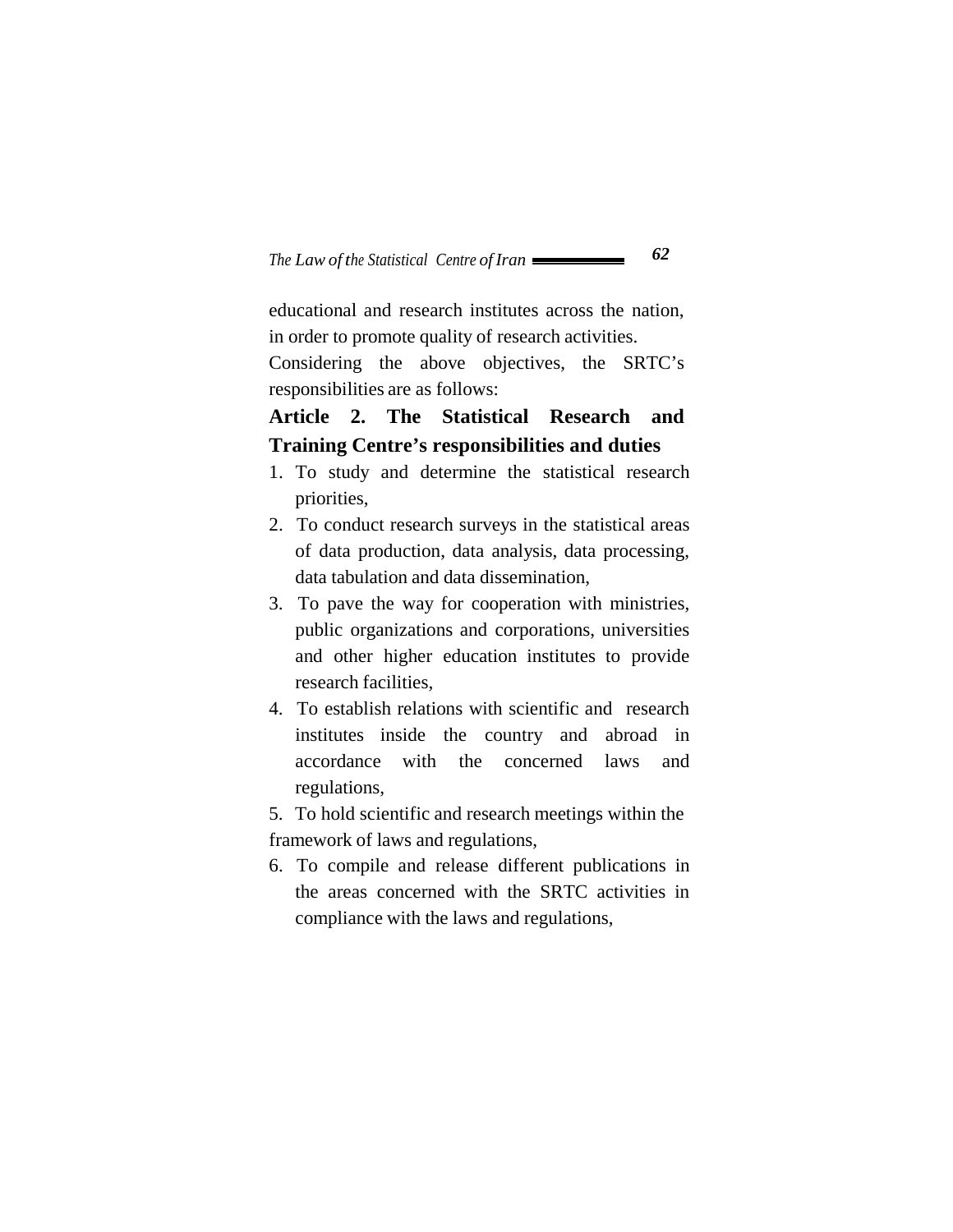educational and research institutes across the nation, in order to promote quality of research activities.

Considering the above objectives, the SRTC's responsibilities are as follows:

**Article 2. The Statistical Research and Training Centre's responsibilities and duties**

1. To study and determine the statistical research priorities,
2. To conduct research surveys in the statistical areas of data production, data analysis, data processing, data tabulation and data dissemination,
3. To pave the way for cooperation with ministries, public organizations and corporations, universities and other higher education institutes to provide research facilities,
4. To establish relations with scientific and research institutes inside the country and abroad in accordance with the concerned laws and regulations,
5. To hold scientific and research meetings within the framework of laws and regulations,
6. To compile and release different publications in the areas concerned with the SRTC activities in compliance with the laws and regulations,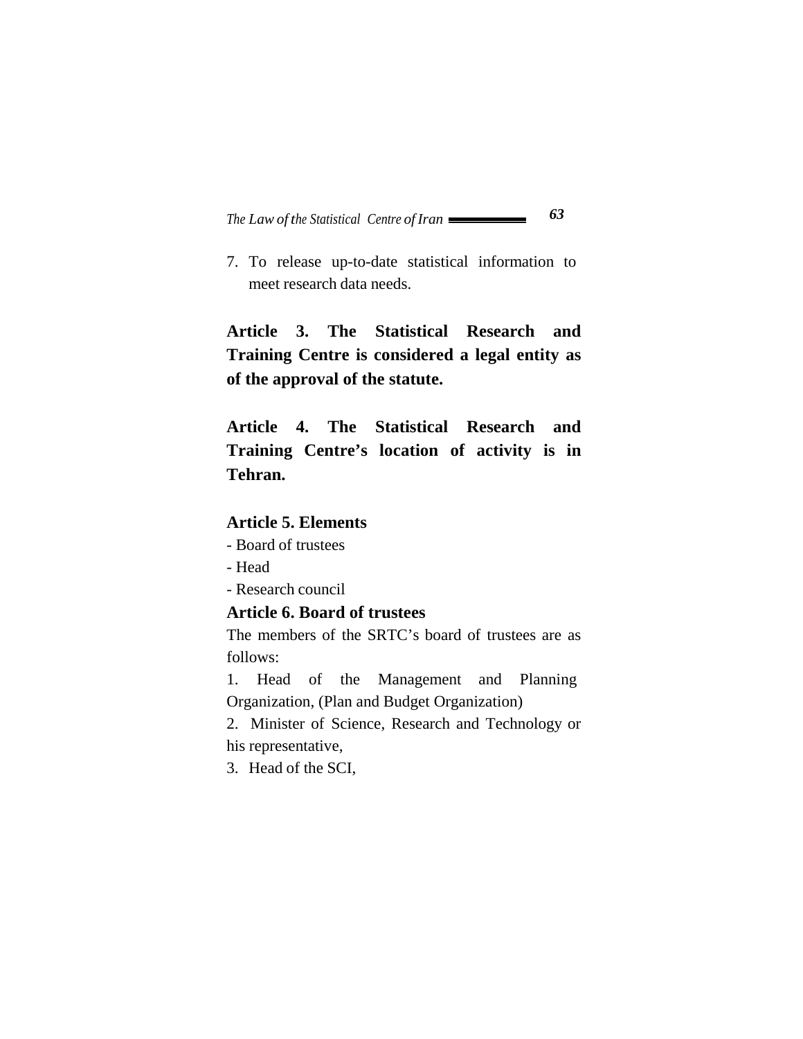7. To release up-to-date statistical information to meet research data needs.

**Article 3. The Statistical Research and Training Centre is considered a legal entity as of the approval of the statute.**

**Article 4. The Statistical Research and Training Centre's location of activity is in Tehran.**

**Article 5. Elements**

- Board of trustees
- Head
- Research council

**Article 6. Board of trustees**

The members of the SRTC's board of trustees are as follows:

1. Head of the Management and Planning Organization, (Plan and Budget Organization)
2. Minister of Science, Research and Technology or his representative,
3. Head of the SCI,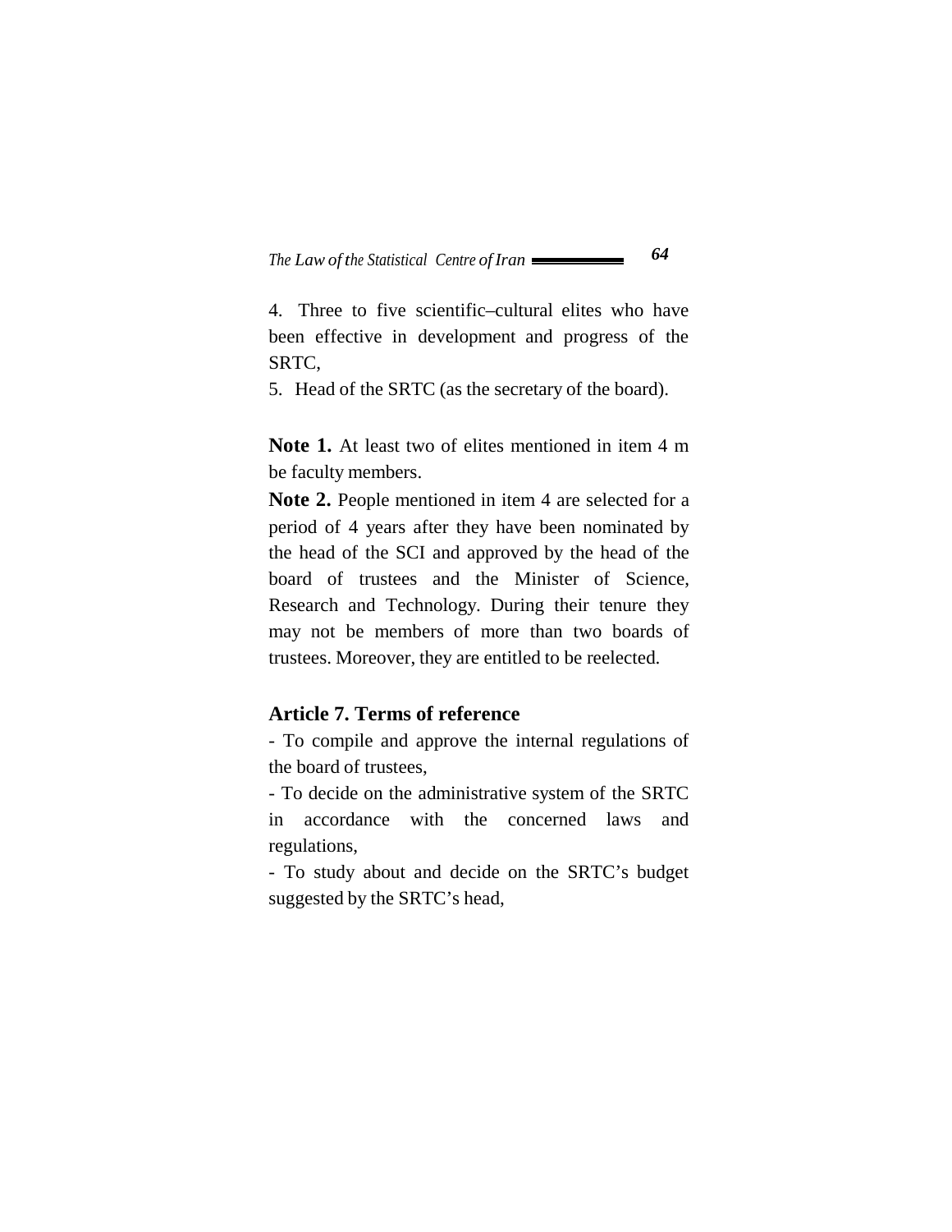4. Three to five scientific–cultural elites who have been effective in development and progress of the SRTC,

5. Head of the SRTC (as the secretary of the board).

**Note 1.** At least two of elites mentioned in item 4 m be faculty members.

**Note 2.** People mentioned in item 4 are selected for a period of 4 years after they have been nominated by the head of the SCI and approved by the head of the board of trustees and the Minister of Science, Research and Technology. During their tenure they may not be members of more than two boards of trustees. Moreover, they are entitled to be reelected.

## Article 7. Terms of reference

- To compile and approve the internal regulations of the board of trustees,
- To decide on the administrative system of the SRTC in accordance with the concerned laws and regulations,
- To study about and decide on the SRTC's budget suggested by the SRTC's head,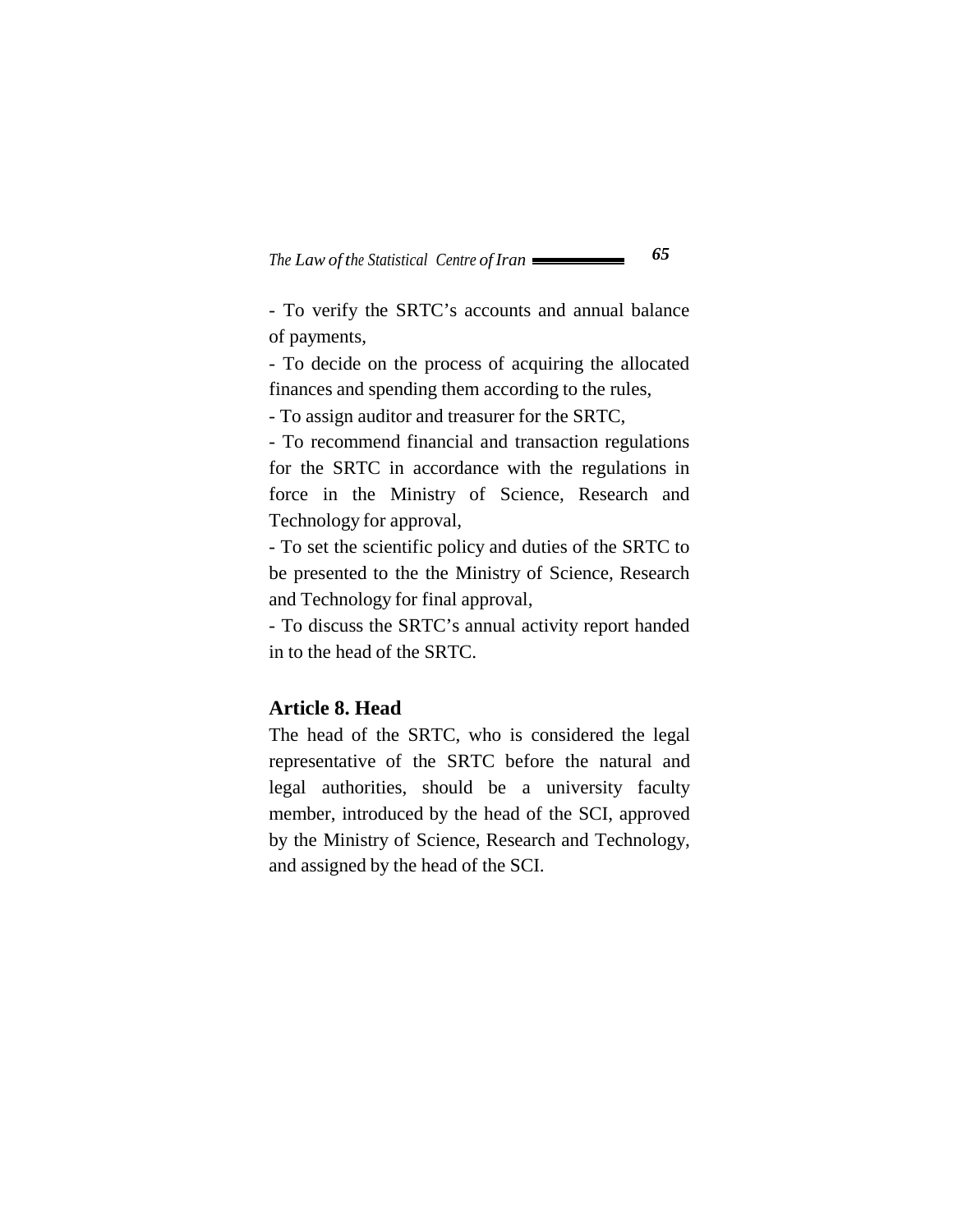- To verify the SRTC's accounts and annual balance of payments,

- To decide on the process of acquiring the allocated finances and spending them according to the rules,

- To assign auditor and treasurer for the SRTC,

- To recommend financial and transaction regulations for the SRTC in accordance with the regulations in force in the Ministry of Science, Research and Technology for approval,

- To set the scientific policy and duties of the SRTC to be presented to the the Ministry of Science, Research and Technology for final approval,

- To discuss the SRTC's annual activity report handed in to the head of the SRTC.

### Article 8. Head

The head of the SRTC, who is considered the legal representative of the SRTC before the natural and legal authorities, should be a university faculty member, introduced by the head of the SCI, approved by the Ministry of Science, Research and Technology, and assigned by the head of the SCI.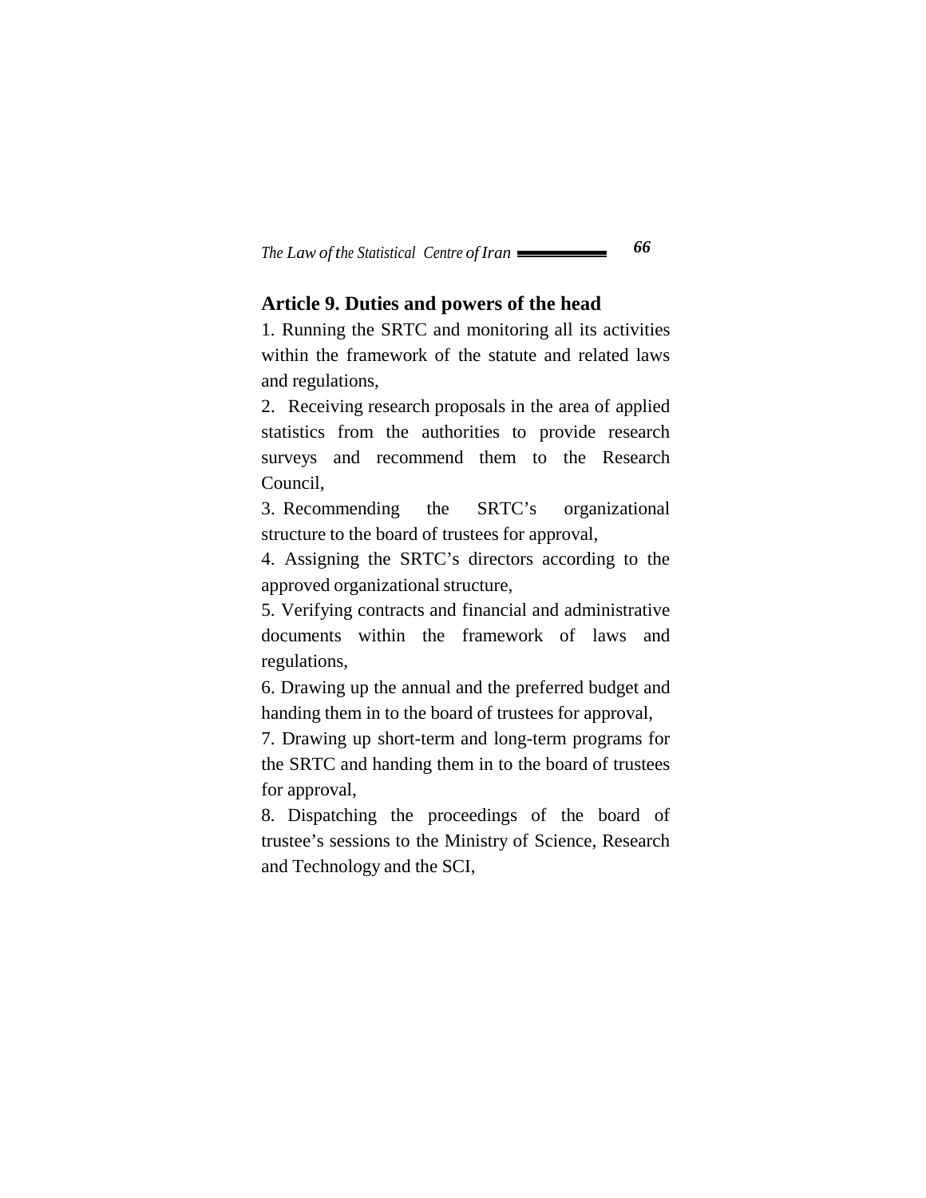## Article 9. Duties and powers of the head

1. Running the SRTC and monitoring all its activities within the framework of the statute and related laws and regulations,

2. Receiving research proposals in the area of applied statistics from the authorities to provide research surveys and recommend them to the Research Council,

3. Recommending the SRTC's organizational structure to the board of trustees for approval,

4. Assigning the SRTC's directors according to the approved organizational structure,

5. Verifying contracts and financial and administrative documents within the framework of laws and regulations,

6. Drawing up the annual and the preferred budget and handing them in to the board of trustees for approval,

7. Drawing up short-term and long-term programs for the SRTC and handing them in to the board of trustees for approval,

8. Dispatching the proceedings of the board of trustee's sessions to the Ministry of Science, Research and Technology and the SCI,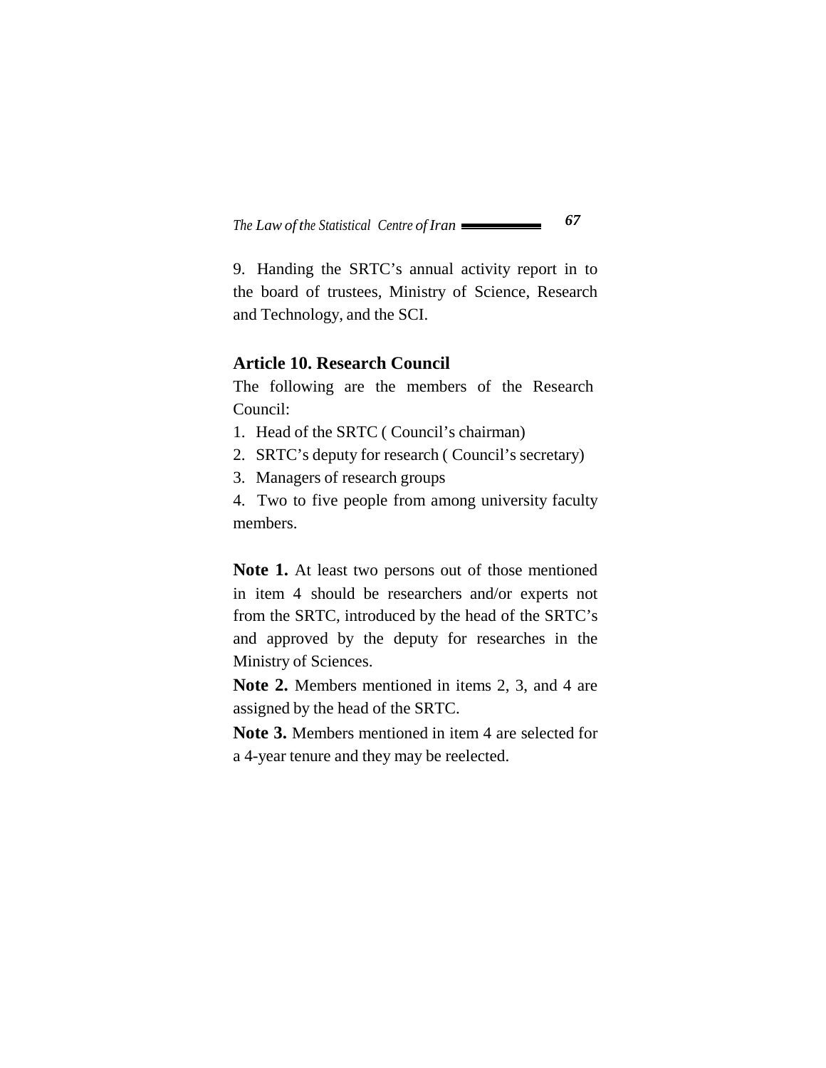9. Handing the SRTC's annual activity report in to the board of trustees, Ministry of Science, Research and Technology, and the SCI.

### Article 10. Research Council

The following are the members of the Research Council:

1. Head of the SRTC ( Council's chairman)
2. SRTC's deputy for research ( Council's secretary)
3. Managers of research groups
4. Two to five people from among university faculty members.

**Note 1.** At least two persons out of those mentioned in item 4 should be researchers and/or experts not from the SRTC, introduced by the head of the SRTC's and approved by the deputy for researches in the Ministry of Sciences.

**Note 2.** Members mentioned in items 2, 3, and 4 are assigned by the head of the SRTC.

**Note 3.** Members mentioned in item 4 are selected for a 4-year tenure and they may be reelected.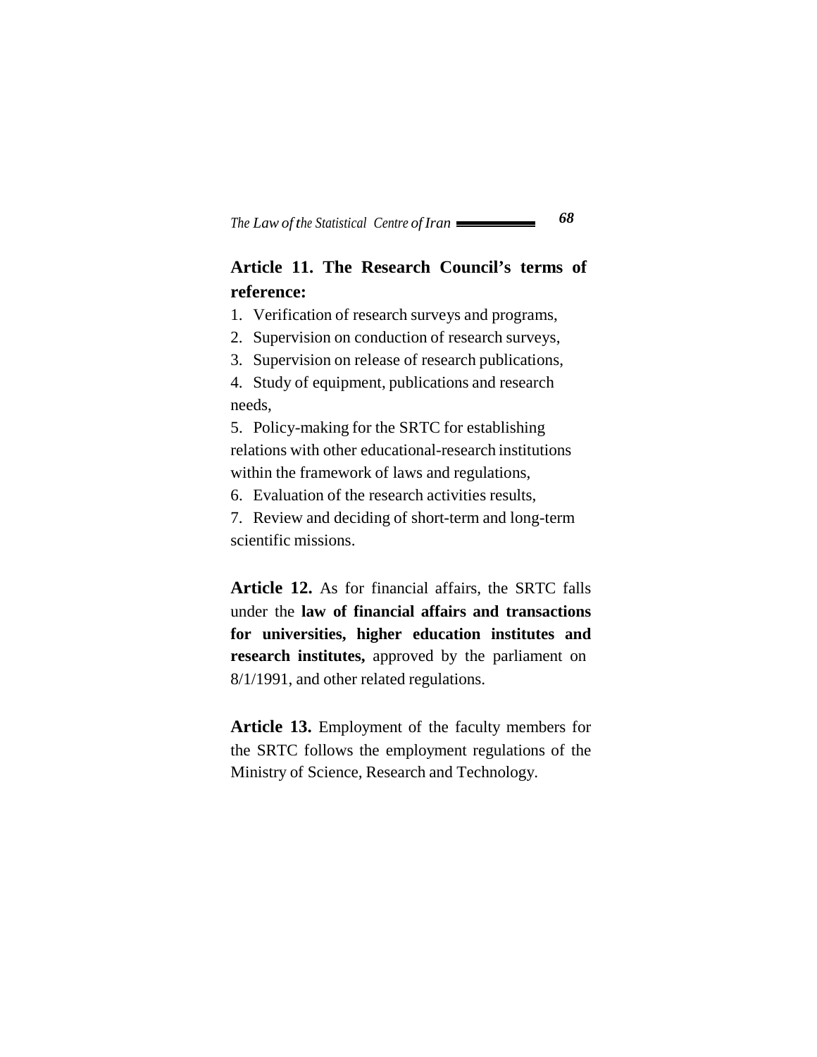**Article 11. The Research Council's terms of reference:**

1. Verification of research surveys and programs,
2. Supervision on conduction of research surveys,
3. Supervision on release of research publications,
4. Study of equipment, publications and research needs,
5. Policy-making for the SRTC for establishing relations with other educational-research institutions within the framework of laws and regulations,
6. Evaluation of the research activities results,
7. Review and deciding of short-term and long-term scientific missions.

**Article 12.** As for financial affairs, the SRTC falls under the **law of financial affairs and transactions for universities, higher education institutes and research institutes,** approved by the parliament on 8/1/1991, and other related regulations.

**Article 13.** Employment of the faculty members for the SRTC follows the employment regulations of the Ministry of Science, Research and Technology.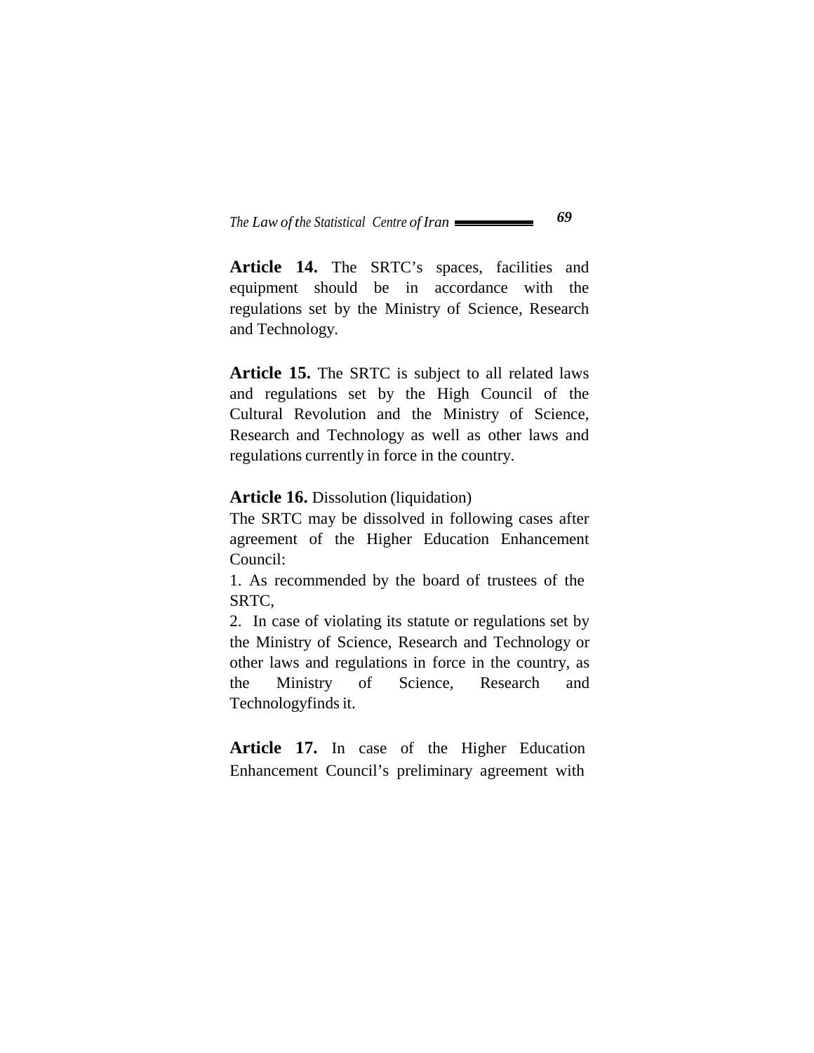**Article 14.** The SRTC's spaces, facilities and equipment should be in accordance with the regulations set by the Ministry of Science, Research and Technology.

**Article 15.** The SRTC is subject to all related laws and regulations set by the High Council of the Cultural Revolution and the Ministry of Science, Research and Technology as well as other laws and regulations currently in force in the country.

**Article 16.** Dissolution (liquidation)

The SRTC may be dissolved in following cases after agreement of the Higher Education Enhancement Council:

1. As recommended by the board of trustees of the SRTC,
2. In case of violating its statute or regulations set by the Ministry of Science, Research and Technology or other laws and regulations in force in the country, as the Ministry of Science, Research and Technologyfinds it.

**Article 17.** In case of the Higher Education Enhancement Council's preliminary agreement with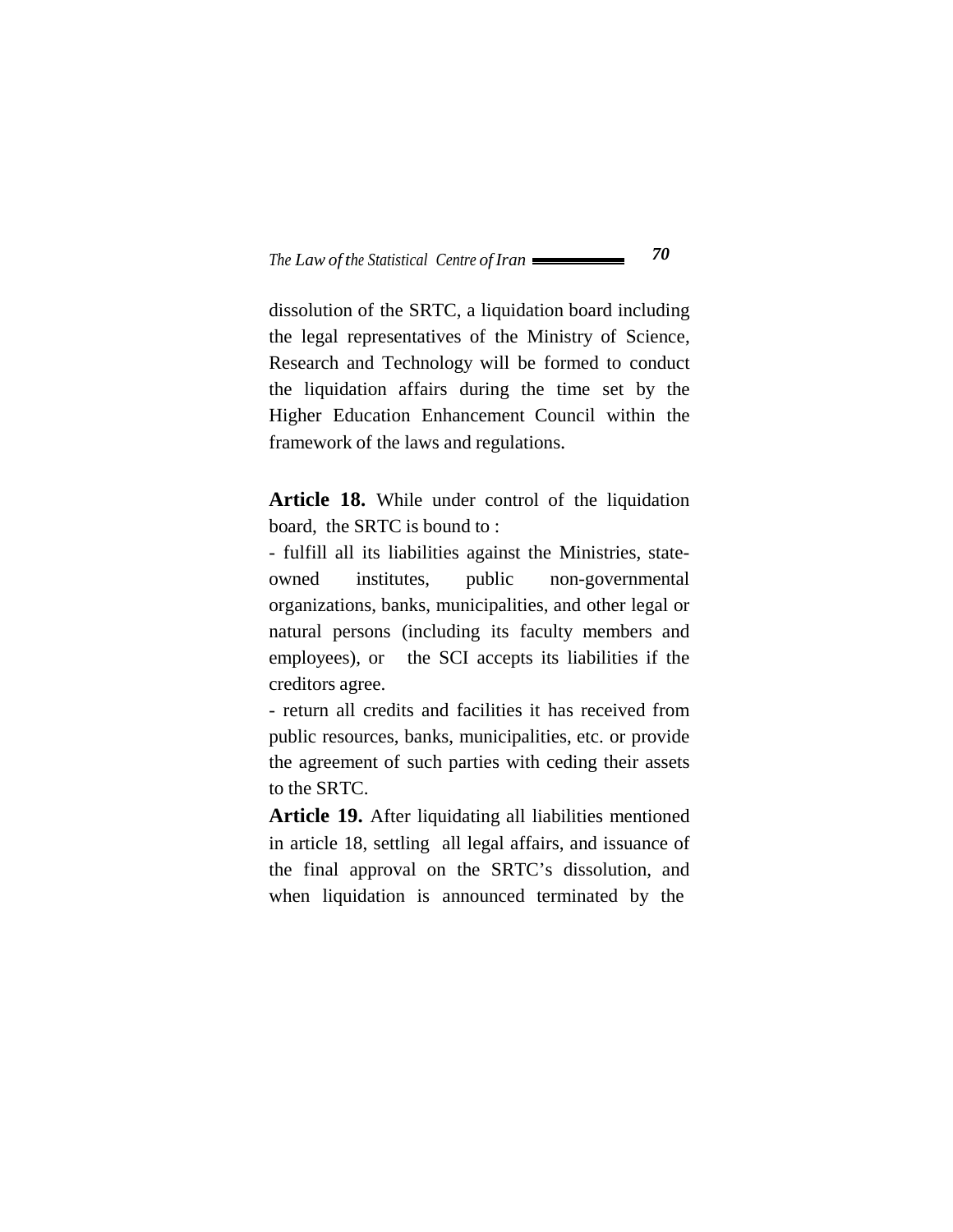dissolution of the SRTC, a liquidation board including the legal representatives of the Ministry of Science, Research and Technology will be formed to conduct the liquidation affairs during the time set by the Higher Education Enhancement Council within the framework of the laws and regulations.

**Article 18.** While under control of the liquidation board, the SRTC is bound to :

- fulfill all its liabilities against the Ministries, state-owned institutes, public non-governmental organizations, banks, municipalities, and other legal or natural persons (including its faculty members and employees), or the SCI accepts its liabilities if the creditors agree.
- return all credits and facilities it has received from public resources, banks, municipalities, etc. or provide the agreement of such parties with ceding their assets to the SRTC.

**Article 19.** After liquidating all liabilities mentioned in article 18, settling all legal affairs, and issuance of the final approval on the SRTC's dissolution, and when liquidation is announced terminated by the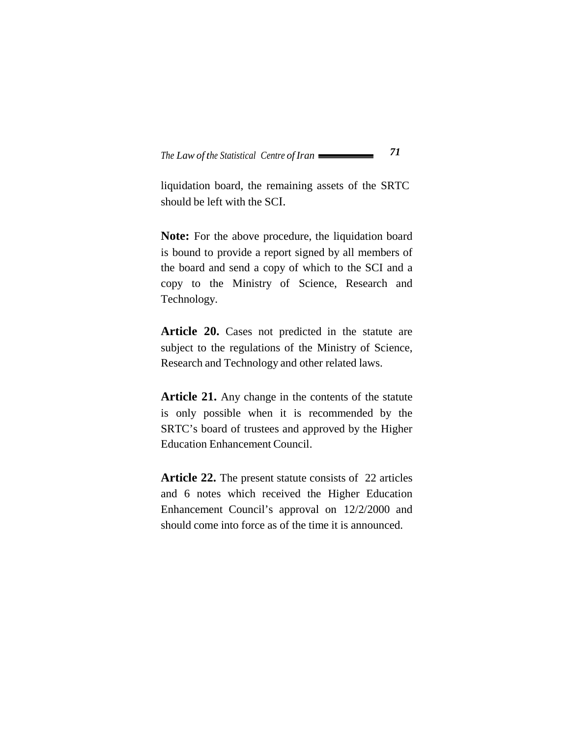liquidation board, the remaining assets of the SRTC should be left with the SCI.

**Note:** For the above procedure, the liquidation board is bound to provide a report signed by all members of the board and send a copy of which to the SCI and a copy to the Ministry of Science, Research and Technology.

**Article 20.** Cases not predicted in the statute are subject to the regulations of the Ministry of Science, Research and Technology and other related laws.

**Article 21.** Any change in the contents of the statute is only possible when it is recommended by the SRTC's board of trustees and approved by the Higher Education Enhancement Council.

**Article 22.** The present statute consists of 22 articles and 6 notes which received the Higher Education Enhancement Council's approval on 12/2/2000 and should come into force as of the time it is announced.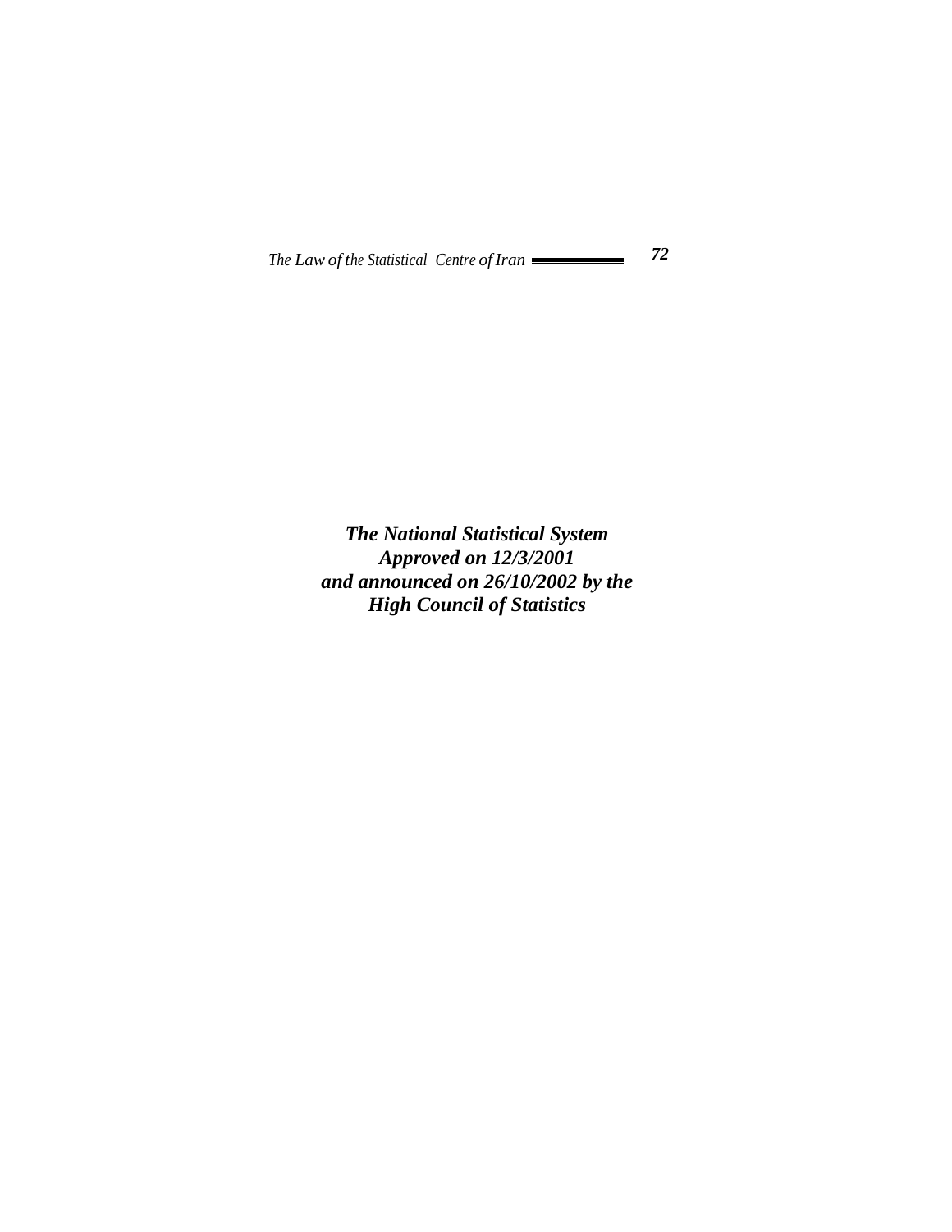***The National Statistical System***
***Approved on 12/3/2001***
***and announced on 26/10/2002 by the***
***High Council of Statistics***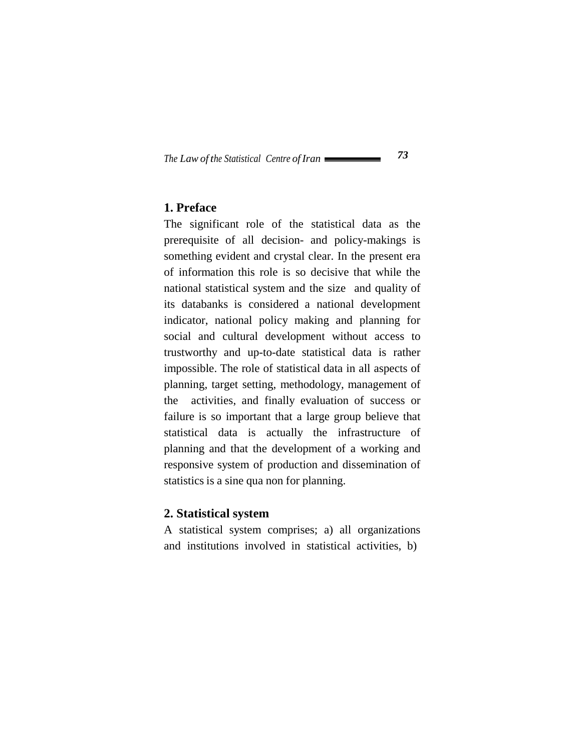## 1. Preface

The significant role of the statistical data as the prerequisite of all decision- and policy-makings is something evident and crystal clear. In the present era of information this role is so decisive that while the national statistical system and the size and quality of its databanks is considered a national development indicator, national policy making and planning for social and cultural development without access to trustworthy and up-to-date statistical data is rather impossible. The role of statistical data in all aspects of planning, target setting, methodology, management of the activities, and finally evaluation of success or failure is so important that a large group believe that statistical data is actually the infrastructure of planning and that the development of a working and responsive system of production and dissemination of statistics is a sine qua non for planning.

## 2. Statistical system

A statistical system comprises; a) all organizations and institutions involved in statistical activities, b)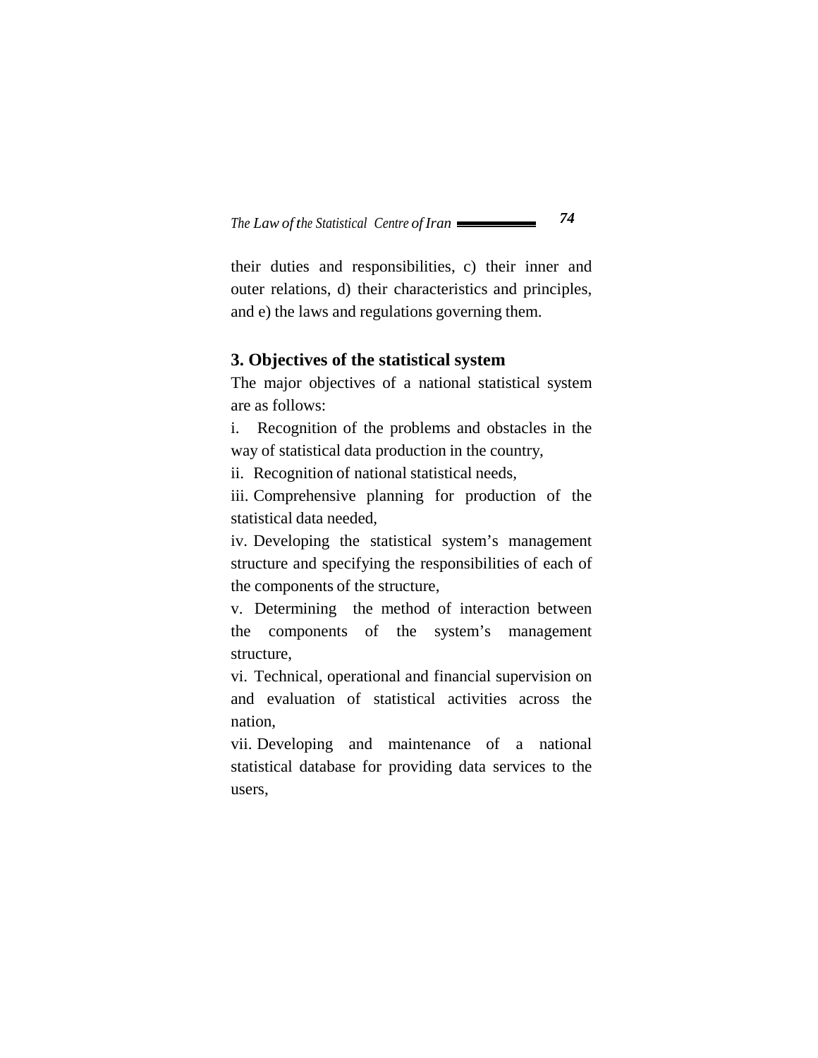their duties and responsibilities, c) their inner and outer relations, d) their characteristics and principles, and e) the laws and regulations governing them.

### 3. Objectives of the statistical system

The major objectives of a national statistical system are as follows:

i. Recognition of the problems and obstacles in the way of statistical data production in the country,

ii. Recognition of national statistical needs,

iii. Comprehensive planning for production of the statistical data needed,

iv. Developing the statistical system's management structure and specifying the responsibilities of each of the components of the structure,

v. Determining the method of interaction between the components of the system's management structure,

vi. Technical, operational and financial supervision on and evaluation of statistical activities across the nation,

vii. Developing and maintenance of a national statistical database for providing data services to the users,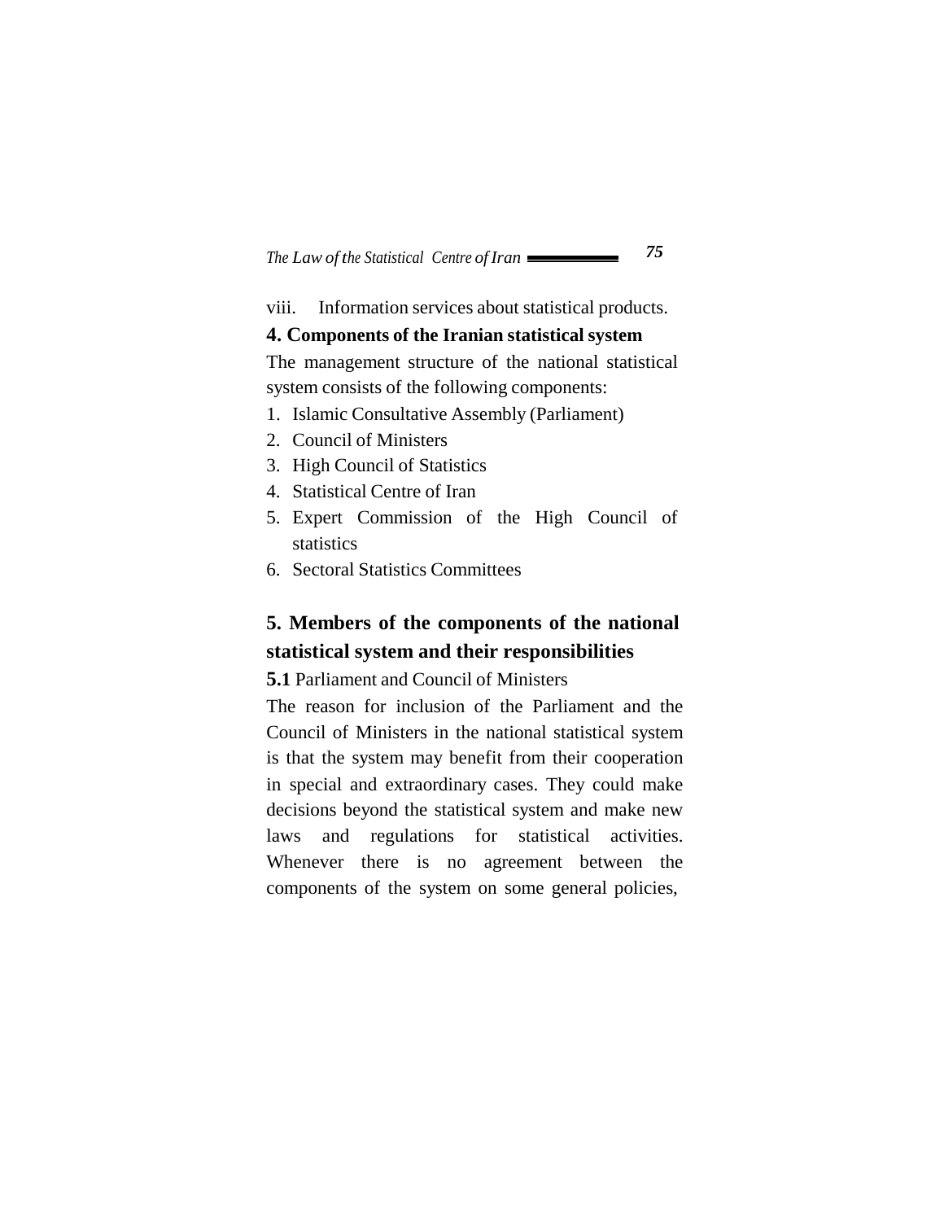viii. Information services about statistical products.

## 4. Components of the Iranian statistical system

The management structure of the national statistical system consists of the following components:

1. Islamic Consultative Assembly (Parliament)
2. Council of Ministers
3. High Council of Statistics
4. Statistical Centre of Iran
5. Expert Commission of the High Council of statistics
6. Sectoral Statistics Committees

## 5. Members of the components of the national statistical system and their responsibilities

**5.1** Parliament and Council of Ministers

The reason for inclusion of the Parliament and the Council of Ministers in the national statistical system is that the system may benefit from their cooperation in special and extraordinary cases. They could make decisions beyond the statistical system and make new laws and regulations for statistical activities. Whenever there is no agreement between the components of the system on some general policies,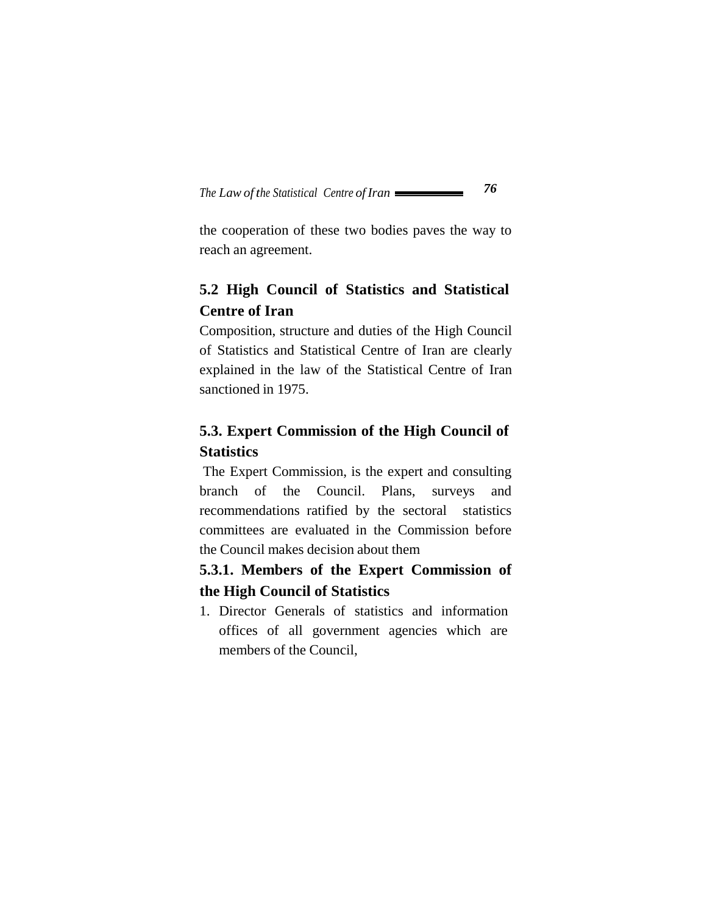the cooperation of these two bodies paves the way to reach an agreement.

## 5.2 High Council of Statistics and Statistical Centre of Iran

Composition, structure and duties of the High Council of Statistics and Statistical Centre of Iran are clearly explained in the law of the Statistical Centre of Iran sanctioned in 1975.

## 5.3. Expert Commission of the High Council of Statistics

The Expert Commission, is the expert and consulting branch of the Council. Plans, surveys and recommendations ratified by the sectoral statistics committees are evaluated in the Commission before the Council makes decision about them

### 5.3.1. Members of the Expert Commission of the High Council of Statistics

1. Director Generals of statistics and information offices of all government agencies which are members of the Council,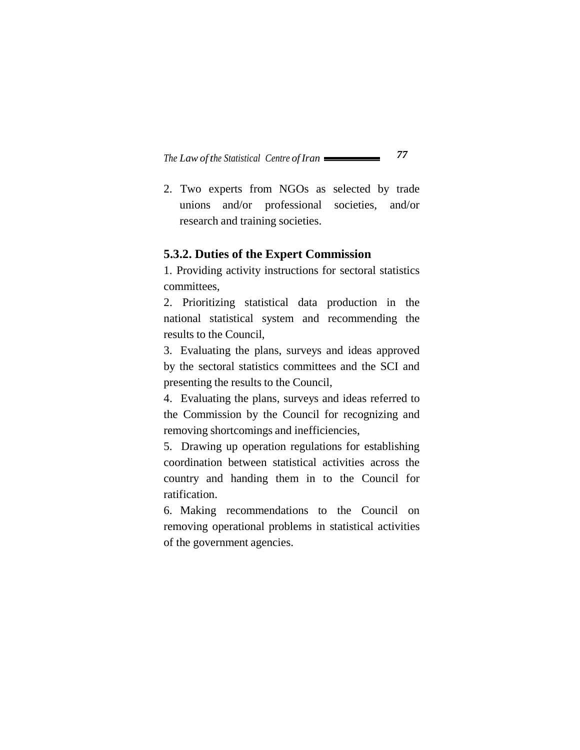2. Two experts from NGOs as selected by trade unions and/or professional societies, and/or research and training societies.

### 5.3.2. Duties of the Expert Commission

1. Providing activity instructions for sectoral statistics committees,

2. Prioritizing statistical data production in the national statistical system and recommending the results to the Council,

3. Evaluating the plans, surveys and ideas approved by the sectoral statistics committees and the SCI and presenting the results to the Council,

4. Evaluating the plans, surveys and ideas referred to the Commission by the Council for recognizing and removing shortcomings and inefficiencies,

5. Drawing up operation regulations for establishing coordination between statistical activities across the country and handing them in to the Council for ratification.

6. Making recommendations to the Council on removing operational problems in statistical activities of the government agencies.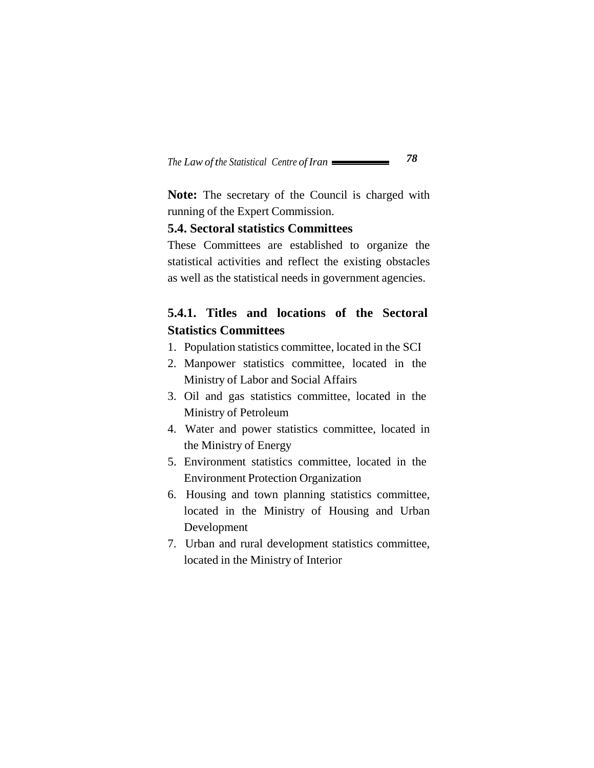**Note:** The secretary of the Council is charged with running of the Expert Commission.

### 5.4. Sectoral statistics Committees

These Committees are established to organize the statistical activities and reflect the existing obstacles as well as the statistical needs in government agencies.

#### 5.4.1. Titles and locations of the Sectoral Statistics Committees

1. Population statistics committee, located in the SCI
2. Manpower statistics committee, located in the Ministry of Labor and Social Affairs
3. Oil and gas statistics committee, located in the Ministry of Petroleum
4. Water and power statistics committee, located in the Ministry of Energy
5. Environment statistics committee, located in the Environment Protection Organization
6. Housing and town planning statistics committee, located in the Ministry of Housing and Urban Development
7. Urban and rural development statistics committee, located in the Ministry of Interior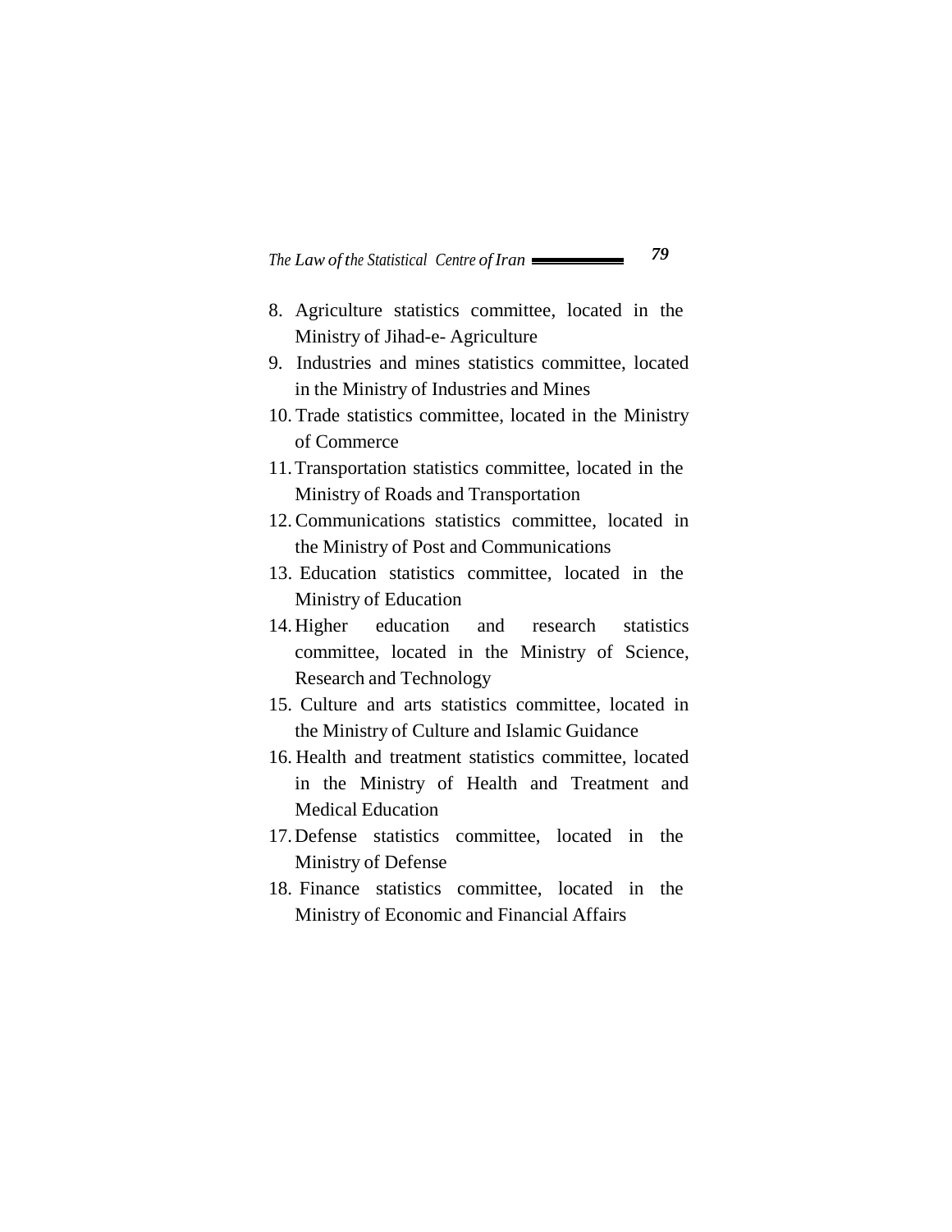8. Agriculture statistics committee, located in the Ministry of Jihad-e- Agriculture
9. Industries and mines statistics committee, located in the Ministry of Industries and Mines
10. Trade statistics committee, located in the Ministry of Commerce
11. Transportation statistics committee, located in the Ministry of Roads and Transportation
12. Communications statistics committee, located in the Ministry of Post and Communications
13. Education statistics committee, located in the Ministry of Education
14. Higher education and research statistics committee, located in the Ministry of Science, Research and Technology
15. Culture and arts statistics committee, located in the Ministry of Culture and Islamic Guidance
16. Health and treatment statistics committee, located in the Ministry of Health and Treatment and Medical Education
17. Defense statistics committee, located in the Ministry of Defense
18. Finance statistics committee, located in the Ministry of Economic and Financial Affairs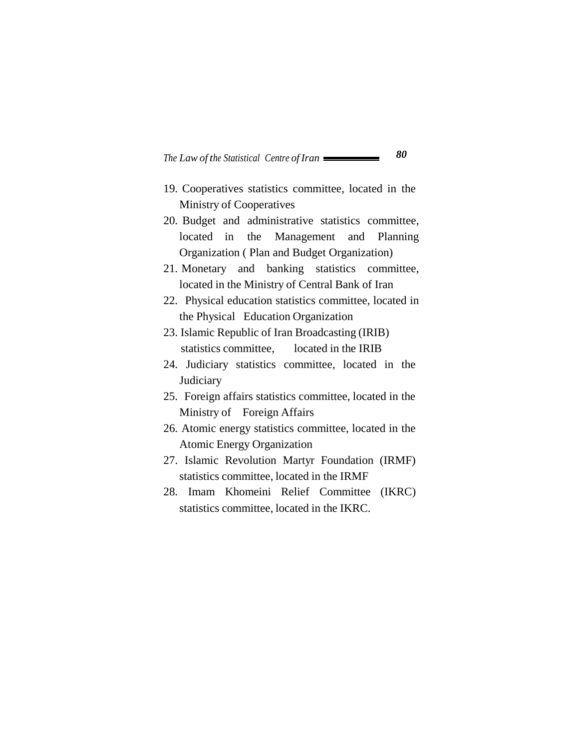19. Cooperatives statistics committee, located in the Ministry of Cooperatives
20. Budget and administrative statistics committee, located in the Management and Planning Organization ( Plan and Budget Organization)
21. Monetary and banking statistics committee, located in the Ministry of Central Bank of Iran
22. Physical education statistics committee, located in the Physical Education Organization
23. Islamic Republic of Iran Broadcasting (IRIB) statistics committee, located in the IRIB
24. Judiciary statistics committee, located in the Judiciary
25. Foreign affairs statistics committee, located in the Ministry of Foreign Affairs
26. Atomic energy statistics committee, located in the Atomic Energy Organization
27. Islamic Revolution Martyr Foundation (IRMF) statistics committee, located in the IRMF
28. Imam Khomeini Relief Committee (IKRC) statistics committee, located in the IKRC.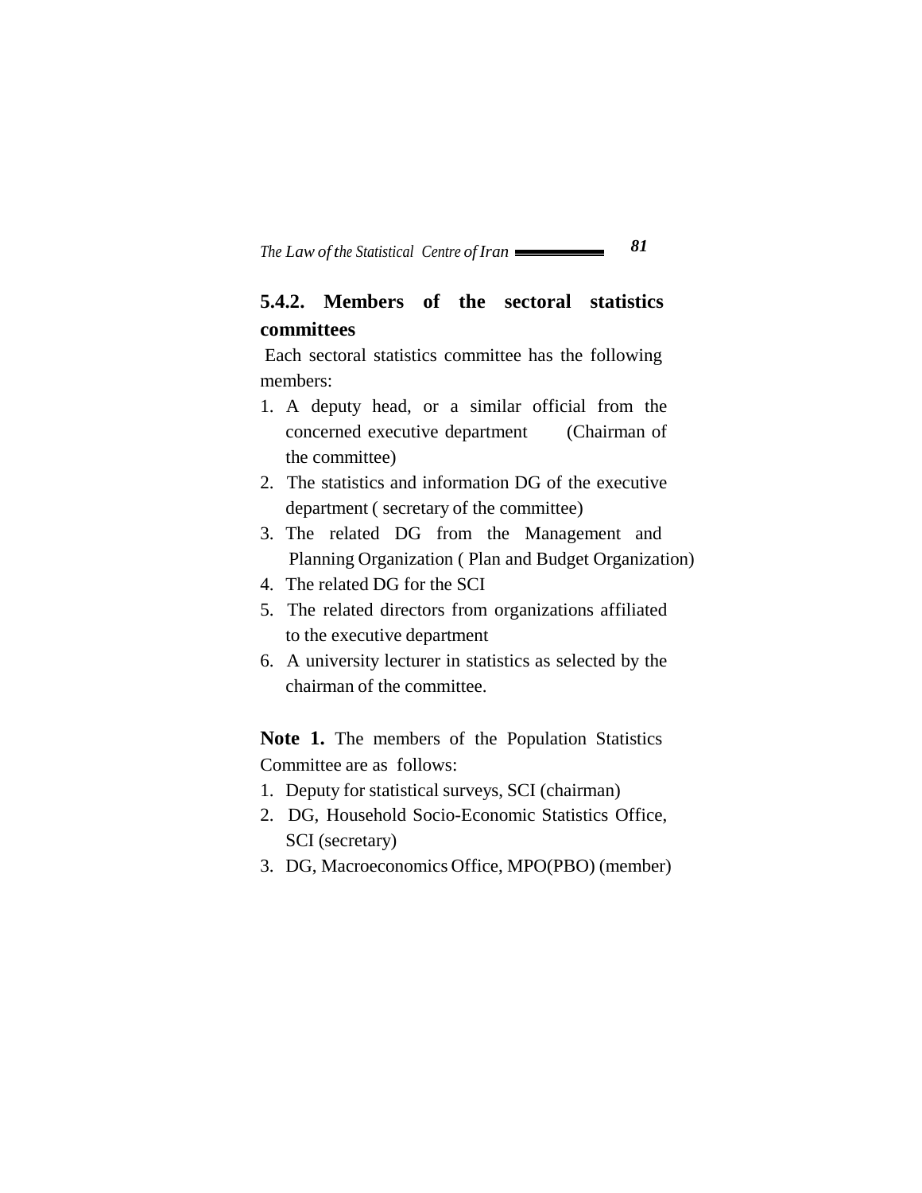### 5.4.2. Members of the sectoral statistics committees

Each sectoral statistics committee has the following members:

1. A deputy head, or a similar official from the concerned executive department (Chairman of the committee)
2. The statistics and information DG of the executive department ( secretary of the committee)
3. The related DG from the Management and Planning Organization ( Plan and Budget Organization)
4. The related DG for the SCI
5. The related directors from organizations affiliated to the executive department
6. A university lecturer in statistics as selected by the chairman of the committee.

**Note 1.** The members of the Population Statistics Committee are as follows:

1. Deputy for statistical surveys, SCI (chairman)
2. DG, Household Socio-Economic Statistics Office, SCI (secretary)
3. DG, Macroeconomics Office, MPO(PBO) (member)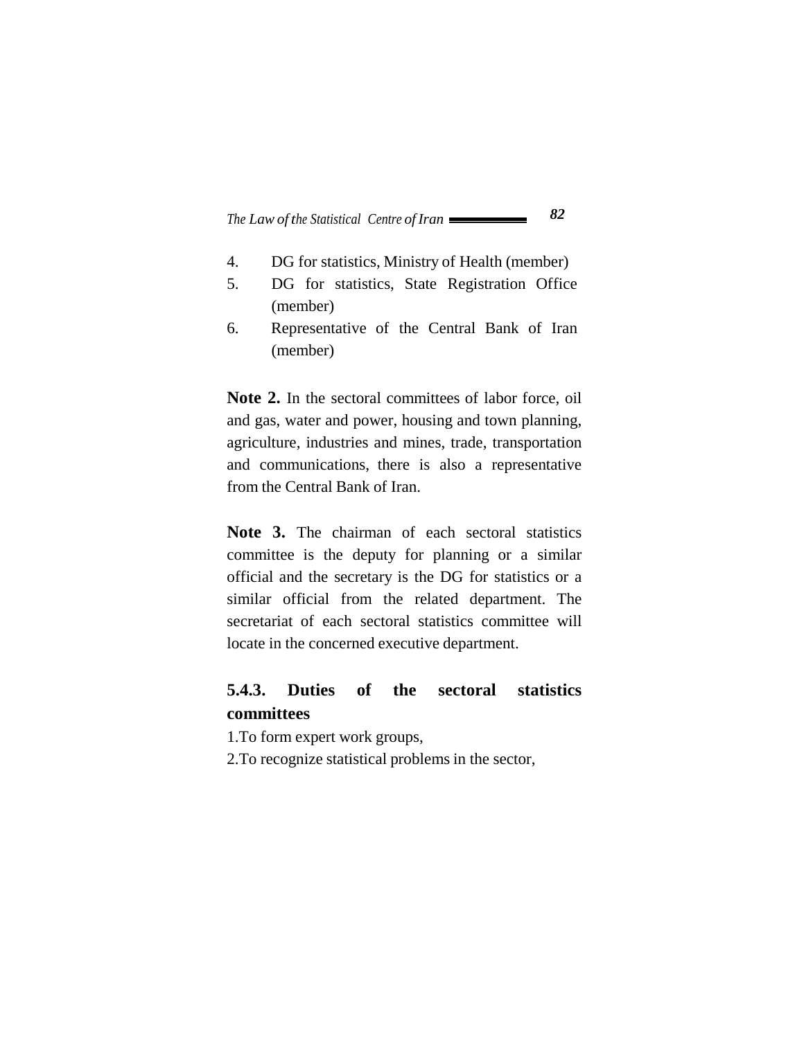4. DG for statistics, Ministry of Health (member)
5. DG for statistics, State Registration Office (member)
6. Representative of the Central Bank of Iran (member)

**Note 2.** In the sectoral committees of labor force, oil and gas, water and power, housing and town planning, agriculture, industries and mines, trade, transportation and communications, there is also a representative from the Central Bank of Iran.

**Note 3.** The chairman of each sectoral statistics committee is the deputy for planning or a similar official and the secretary is the DG for statistics or a similar official from the related department. The secretariat of each sectoral statistics committee will locate in the concerned executive department.

### 5.4.3. Duties of the sectoral statistics committees

1.To form expert work groups,

2.To recognize statistical problems in the sector,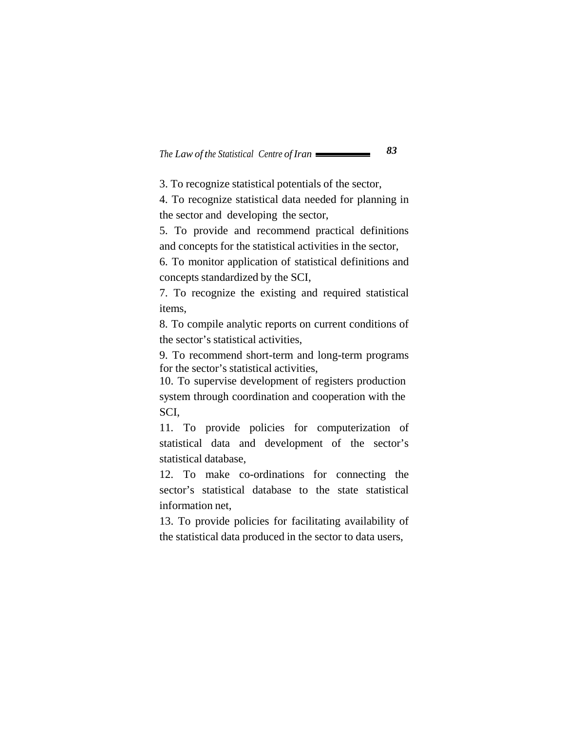3. To recognize statistical potentials of the sector,

4. To recognize statistical data needed for planning in the sector and developing the sector,

5. To provide and recommend practical definitions and concepts for the statistical activities in the sector,

6. To monitor application of statistical definitions and concepts standardized by the SCI,

7. To recognize the existing and required statistical items,

8. To compile analytic reports on current conditions of the sector's statistical activities,

9. To recommend short-term and long-term programs for the sector's statistical activities,

10. To supervise development of registers production system through coordination and cooperation with the SCI,

11. To provide policies for computerization of statistical data and development of the sector's statistical database,

12. To make co-ordinations for connecting the sector's statistical database to the state statistical information net,

13. To provide policies for facilitating availability of the statistical data produced in the sector to data users,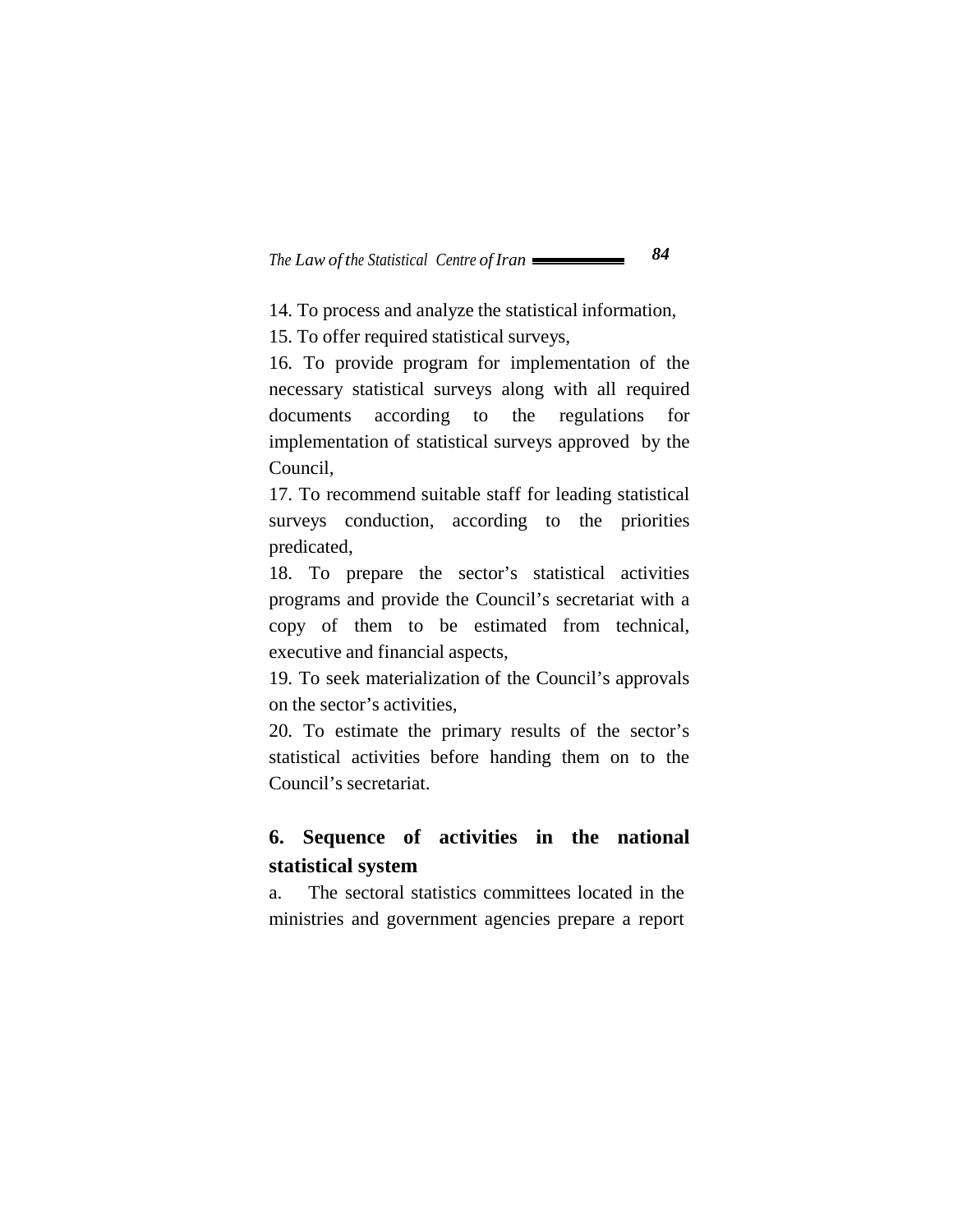14. To process and analyze the statistical information,

15. To offer required statistical surveys,

16. To provide program for implementation of the necessary statistical surveys along with all required documents according to the regulations for implementation of statistical surveys approved by the Council,

17. To recommend suitable staff for leading statistical surveys conduction, according to the priorities predicated,

18. To prepare the sector's statistical activities programs and provide the Council's secretariat with a copy of them to be estimated from technical, executive and financial aspects,

19. To seek materialization of the Council's approvals on the sector's activities,

20. To estimate the primary results of the sector's statistical activities before handing them on to the Council's secretariat.

## 6. Sequence of activities in the national statistical system

a. The sectoral statistics committees located in the ministries and government agencies prepare a report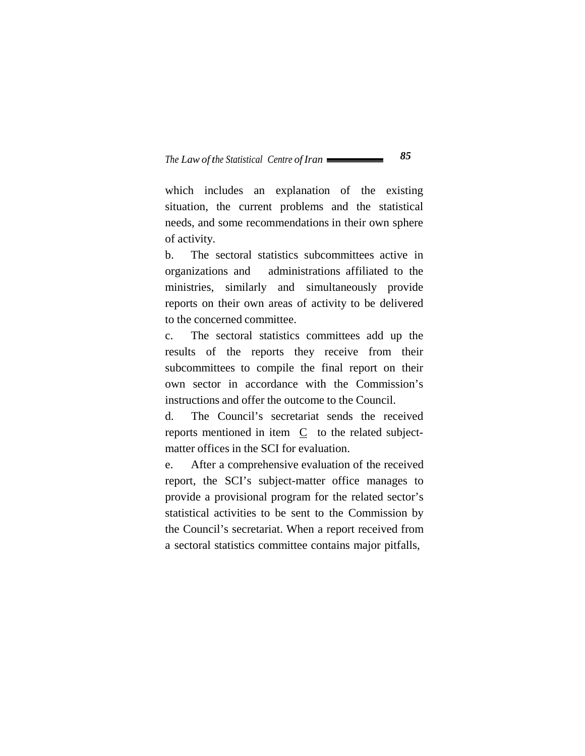which includes an explanation of the existing situation, the current problems and the statistical needs, and some recommendations in their own sphere of activity.

b. The sectoral statistics subcommittees active in organizations and administrations affiliated to the ministries, similarly and simultaneously provide reports on their own areas of activity to be delivered to the concerned committee.

c. The sectoral statistics committees add up the results of the reports they receive from their subcommittees to compile the final report on their own sector in accordance with the Commission's instructions and offer the outcome to the Council.

d. The Council's secretariat sends the received reports mentioned in item C to the related subject-matter offices in the SCI for evaluation.

e. After a comprehensive evaluation of the received report, the SCI's subject-matter office manages to provide a provisional program for the related sector's statistical activities to be sent to the Commission by the Council's secretariat. When a report received from a sectoral statistics committee contains major pitfalls,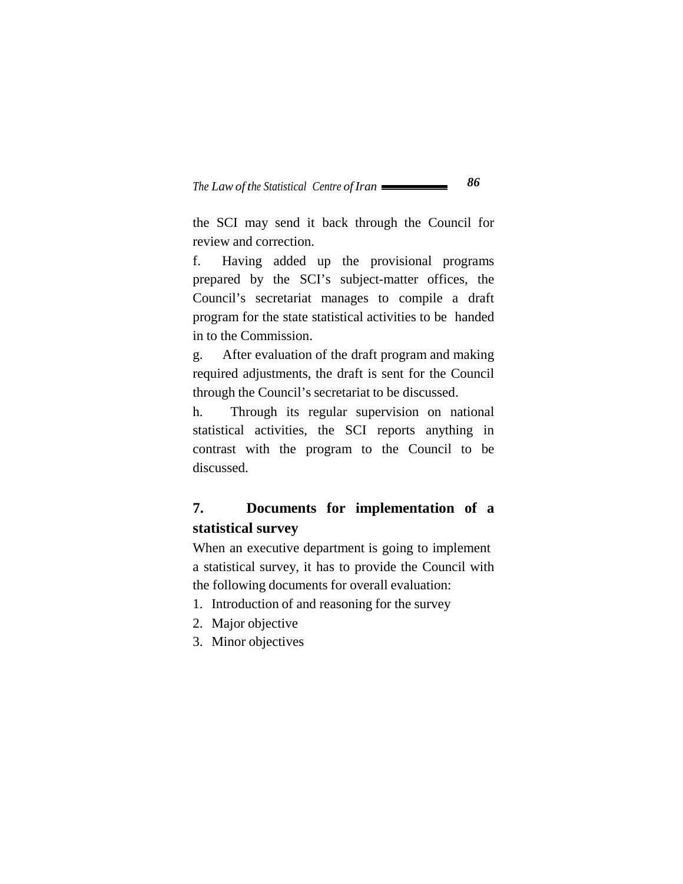the SCI may send it back through the Council for review and correction.

f. Having added up the provisional programs prepared by the SCI's subject-matter offices, the Council's secretariat manages to compile a draft program for the state statistical activities to be handed in to the Commission.

g. After evaluation of the draft program and making required adjustments, the draft is sent for the Council through the Council's secretariat to be discussed.

h. Through its regular supervision on national statistical activities, the SCI reports anything in contrast with the program to the Council to be discussed.

## 7. Documents for implementation of a statistical survey

When an executive department is going to implement a statistical survey, it has to provide the Council with the following documents for overall evaluation:

1. Introduction of and reasoning for the survey
2. Major objective
3. Minor objectives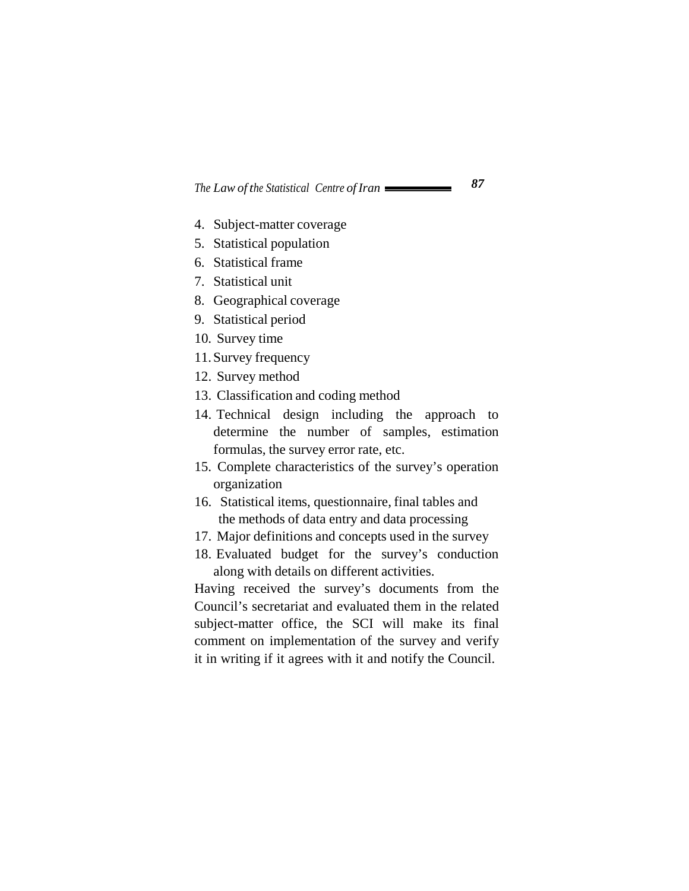4. Subject-matter coverage
5. Statistical population
6. Statistical frame
7. Statistical unit
8. Geographical coverage
9. Statistical period
10. Survey time
11. Survey frequency
12. Survey method
13. Classification and coding method
14. Technical design including the approach to determine the number of samples, estimation formulas, the survey error rate, etc.
15. Complete characteristics of the survey's operation organization
16. Statistical items, questionnaire, final tables and the methods of data entry and data processing
17. Major definitions and concepts used in the survey
18. Evaluated budget for the survey's conduction along with details on different activities.

Having received the survey's documents from the Council's secretariat and evaluated them in the related subject-matter office, the SCI will make its final comment on implementation of the survey and verify it in writing if it agrees with it and notify the Council.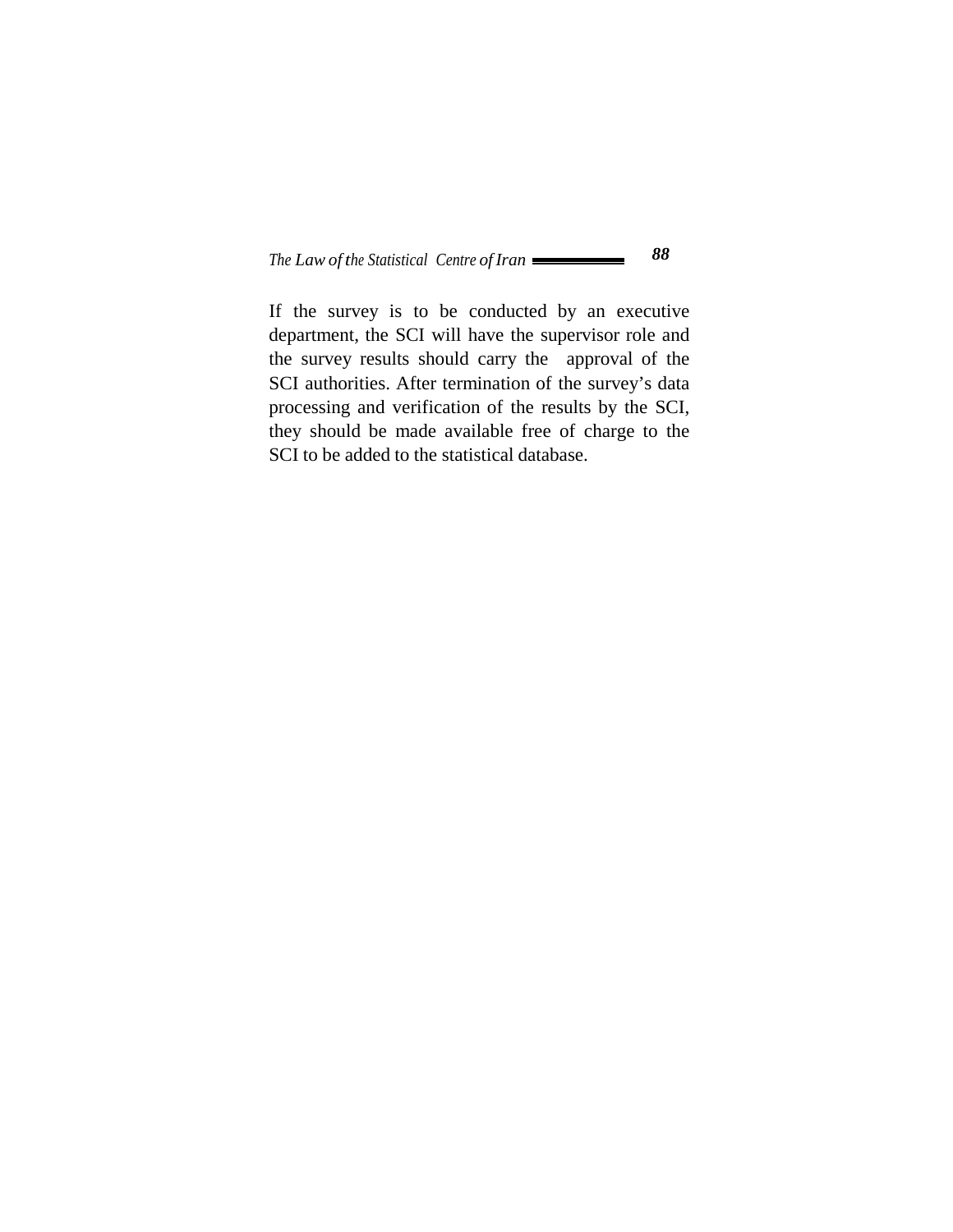If the survey is to be conducted by an executive department, the SCI will have the supervisor role and the survey results should carry the approval of the SCI authorities. After termination of the survey's data processing and verification of the results by the SCI, they should be made available free of charge to the SCI to be added to the statistical database.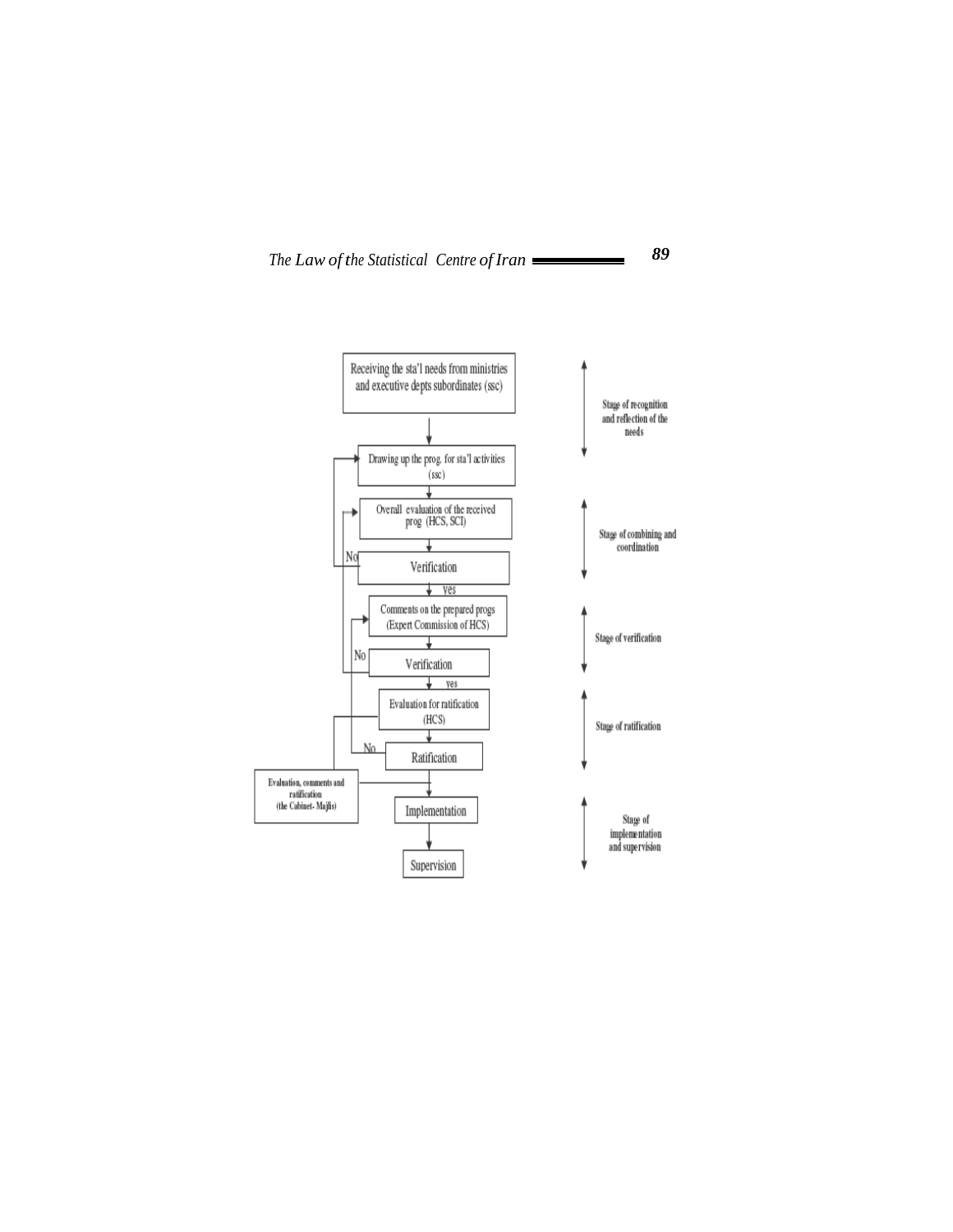Receiving the sta'l needs from ministries and executive depts subordinates (ssc)

Stage of recognition and reflection of the needs

Drawing up the prog. for sta'l activities (ssc)

Overall evaluation of the received prog (HCS, SCI)

Stage of combining and coordination

No

Verification

yes

Comments on the prepared progs (Expert Commission of HCS)

Stage of verification

No

Verification

yes

Evaluation for ratification (HCS)

Stage of ratification

No

Ratification

Evaluation, comments and ratification (the Cabinet- Majlis)

Implementation

Stage of implementation and supervision

Supervision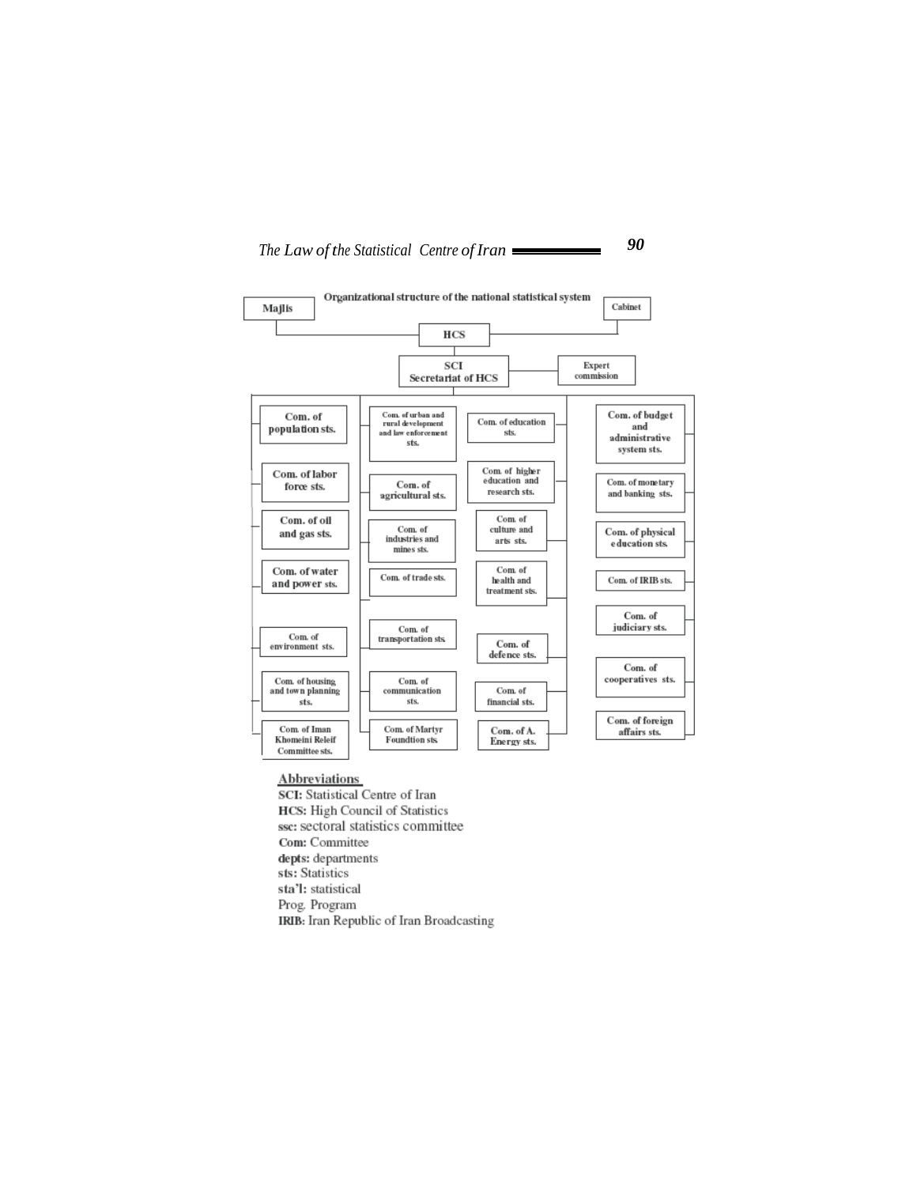**Organizational structure of the national statistical system**

- Majlis
- Cabinet
- HCS
  - SCI – Secretariat of HCS
    - Expert commission

Committees:

- Com. of population sts.
- Com. of labor force sts.
- Com. of oil and gas sts.
- Com. of water and power sts.
- Com. of environment sts.
- Com. of housing and town planning sts.
- Com. of Iman Khomeini Releif Committee sts.
- Com. of urban and rural development and law enforcement sts.
- Com. of agricultural sts.
- Com. of industries and mines sts.
- Com. of trade sts.
- Com. of transportation sts.
- Com. of communication sts.
- Com. of Martyr Foundtion sts.
- Com. of education sts.
- Com. of higher education and research sts.
- Com. of culture and arts sts.
- Com. of health and treatment sts.
- Com. of defence sts.
- Com. of financial sts.
- Com. of A. Energy sts.
- Com. of budget and administrative system sts.
- Com. of monetary and banking sts.
- Com. of physical education sts.
- Com. of IRIB sts.
- Com. of judiciary sts.
- Com. of cooperatives sts.
- Com. of foreign affairs sts.

**Abbreviations**

**SCI:** Statistical Centre of Iran
**HCS:** High Council of Statistics
**ssc:** sectoral statistics committee
**Com:** Committee
**depts:** departments
**sts:** Statistics
**sta'l:** statistical
Prog. Program
**IRIB:** Iran Republic of Iran Broadcasting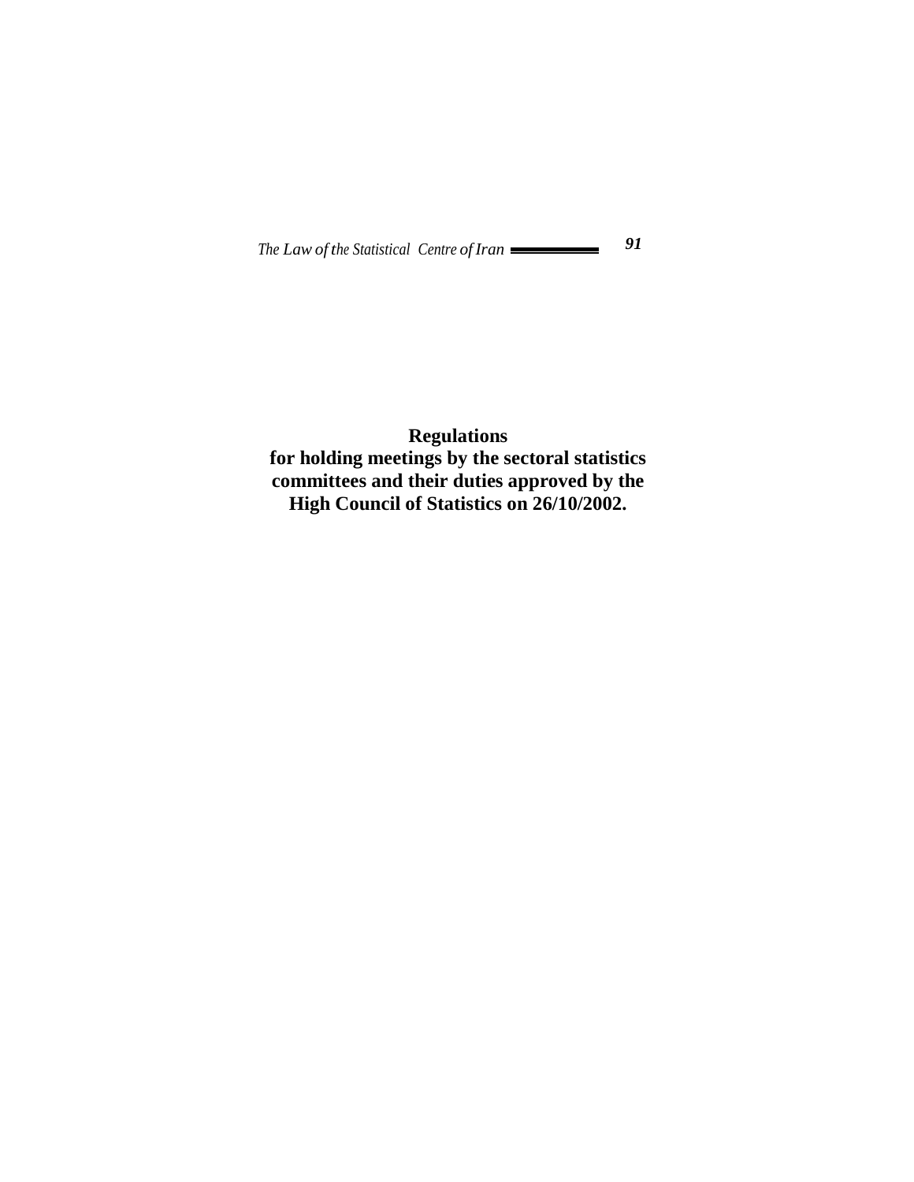# Regulations for holding meetings by the sectoral statistics committees and their duties approved by the High Council of Statistics on 26/10/2002.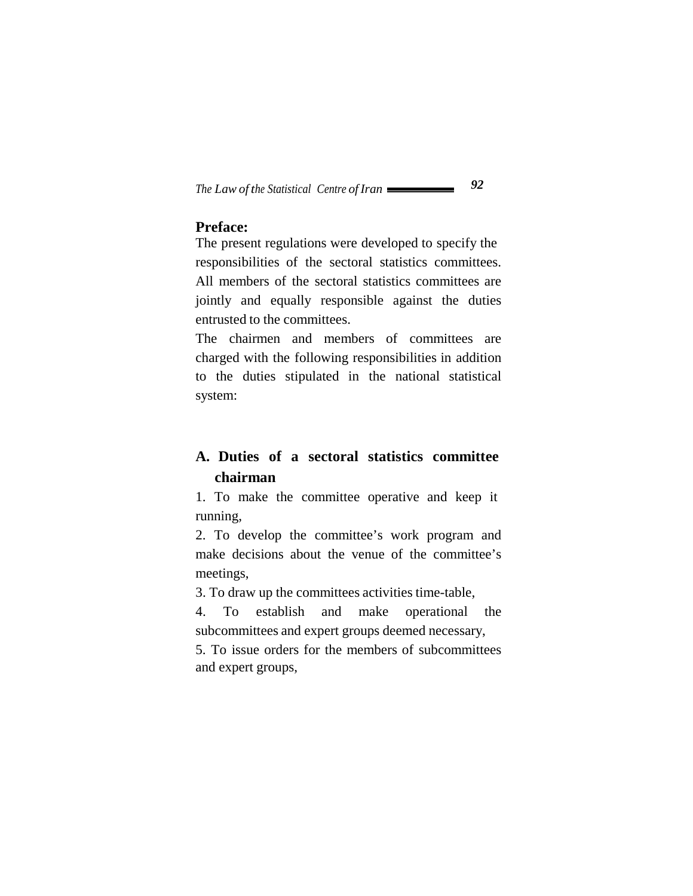**Preface:**

The present regulations were developed to specify the responsibilities of the sectoral statistics committees. All members of the sectoral statistics committees are jointly and equally responsible against the duties entrusted to the committees.

The chairmen and members of committees are charged with the following responsibilities in addition to the duties stipulated in the national statistical system:

## A. Duties of a sectoral statistics committee chairman

1. To make the committee operative and keep it running,
2. To develop the committee's work program and make decisions about the venue of the committee's meetings,
3. To draw up the committees activities time-table,
4. To establish and make operational the subcommittees and expert groups deemed necessary,
5. To issue orders for the members of subcommittees and expert groups,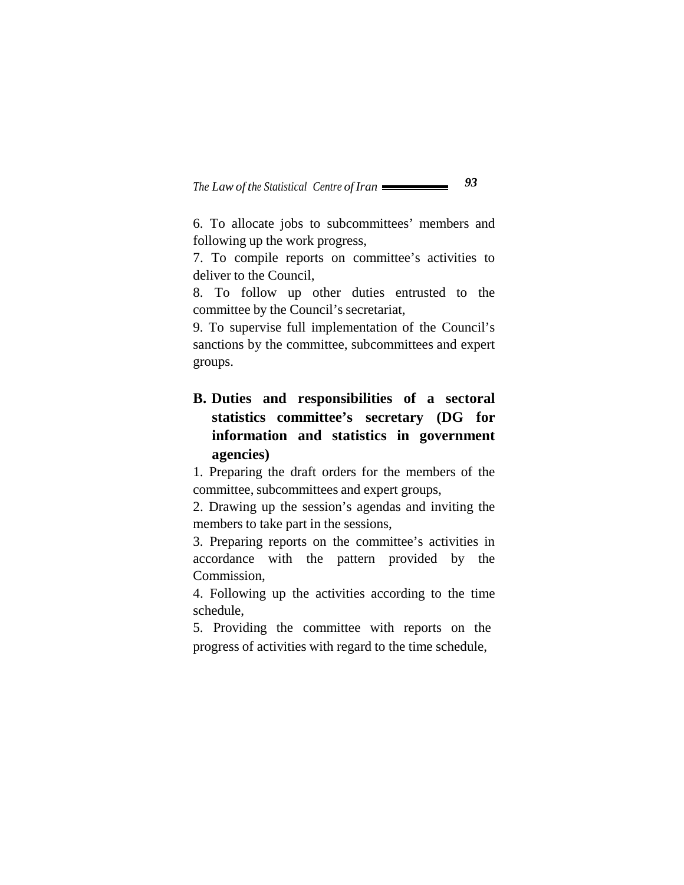6. To allocate jobs to subcommittees' members and following up the work progress,

7. To compile reports on committee's activities to deliver to the Council,

8. To follow up other duties entrusted to the committee by the Council's secretariat,

9. To supervise full implementation of the Council's sanctions by the committee, subcommittees and expert groups.

## B. Duties and responsibilities of a sectoral statistics committee's secretary (DG for information and statistics in government agencies)

1. Preparing the draft orders for the members of the committee, subcommittees and expert groups,

2. Drawing up the session's agendas and inviting the members to take part in the sessions,

3. Preparing reports on the committee's activities in accordance with the pattern provided by the Commission,

4. Following up the activities according to the time schedule,

5. Providing the committee with reports on the progress of activities with regard to the time schedule,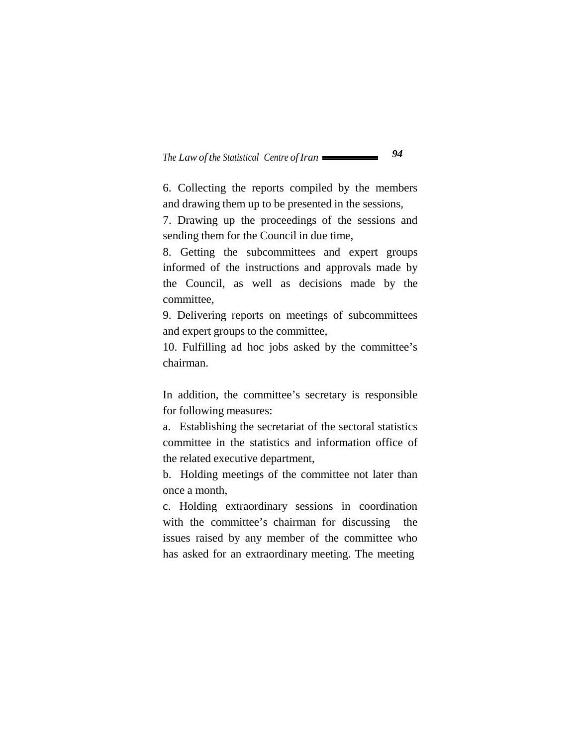6. Collecting the reports compiled by the members and drawing them up to be presented in the sessions,

7. Drawing up the proceedings of the sessions and sending them for the Council in due time,

8. Getting the subcommittees and expert groups informed of the instructions and approvals made by the Council, as well as decisions made by the committee,

9. Delivering reports on meetings of subcommittees and expert groups to the committee,

10. Fulfilling ad hoc jobs asked by the committee's chairman.

In addition, the committee's secretary is responsible for following measures:

a. Establishing the secretariat of the sectoral statistics committee in the statistics and information office of the related executive department,

b. Holding meetings of the committee not later than once a month,

c. Holding extraordinary sessions in coordination with the committee's chairman for discussing the issues raised by any member of the committee who has asked for an extraordinary meeting. The meeting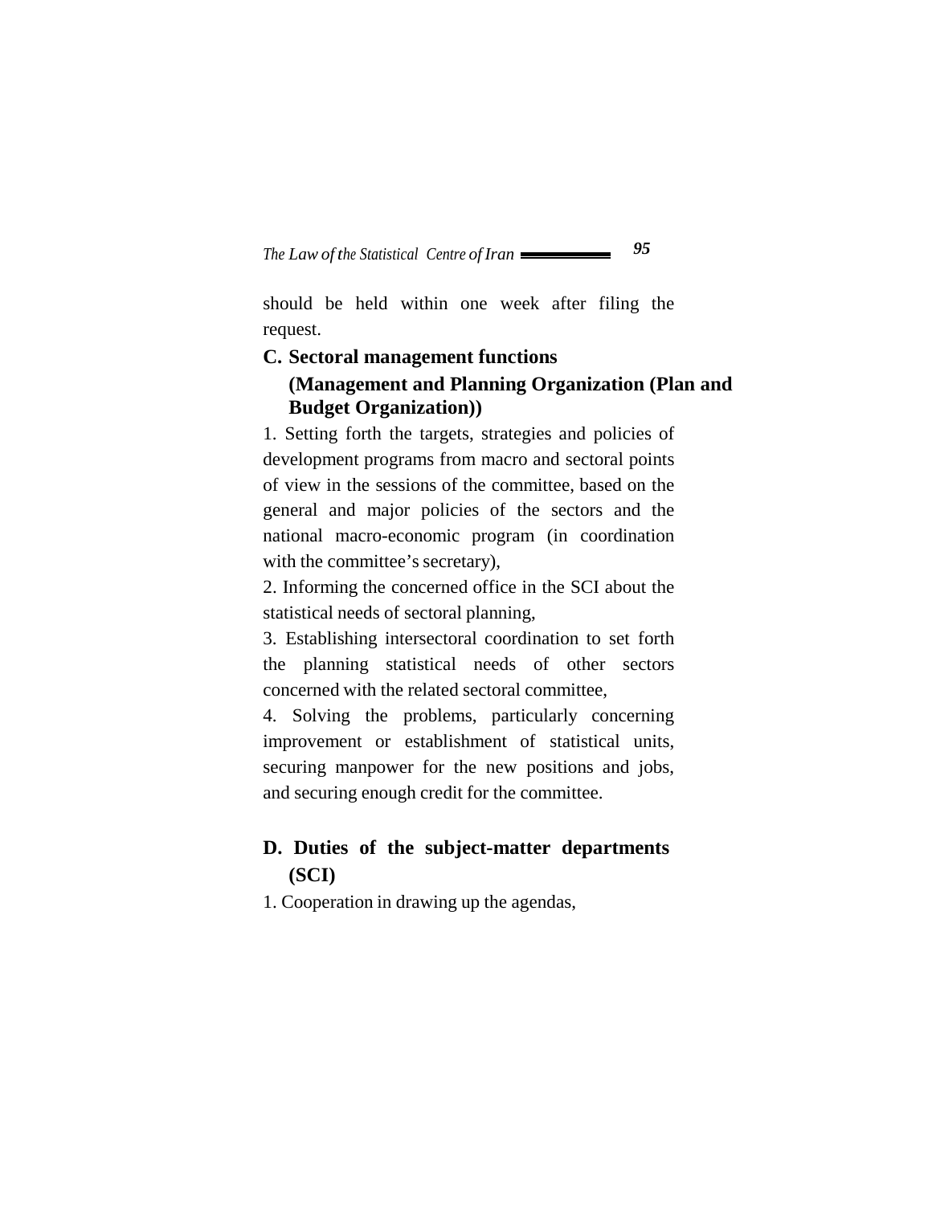should be held within one week after filing the request.

**C. Sectoral management functions**
**(Management and Planning Organization (Plan and Budget Organization))**

1. Setting forth the targets, strategies and policies of development programs from macro and sectoral points of view in the sessions of the committee, based on the general and major policies of the sectors and the national macro-economic program (in coordination with the committee's secretary),
2. Informing the concerned office in the SCI about the statistical needs of sectoral planning,
3. Establishing intersectoral coordination to set forth the planning statistical needs of other sectors concerned with the related sectoral committee,
4. Solving the problems, particularly concerning improvement or establishment of statistical units, securing manpower for the new positions and jobs, and securing enough credit for the committee.

**D. Duties of the subject-matter departments (SCI)**

1. Cooperation in drawing up the agendas,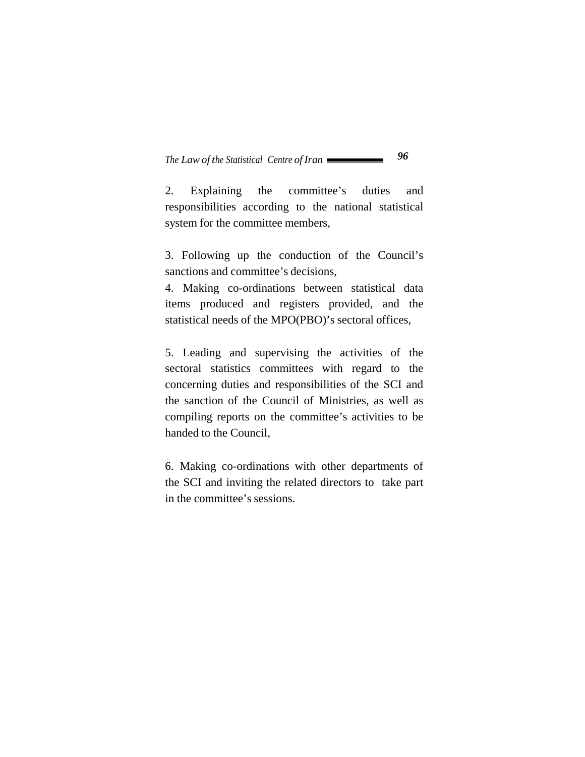2. Explaining the committee's duties and responsibilities according to the national statistical system for the committee members,

3. Following up the conduction of the Council's sanctions and committee's decisions,

4. Making co-ordinations between statistical data items produced and registers provided, and the statistical needs of the MPO(PBO)'s sectoral offices,

5. Leading and supervising the activities of the sectoral statistics committees with regard to the concerning duties and responsibilities of the SCI and the sanction of the Council of Ministries, as well as compiling reports on the committee's activities to be handed to the Council,

6. Making co-ordinations with other departments of the SCI and inviting the related directors to take part in the committee's sessions.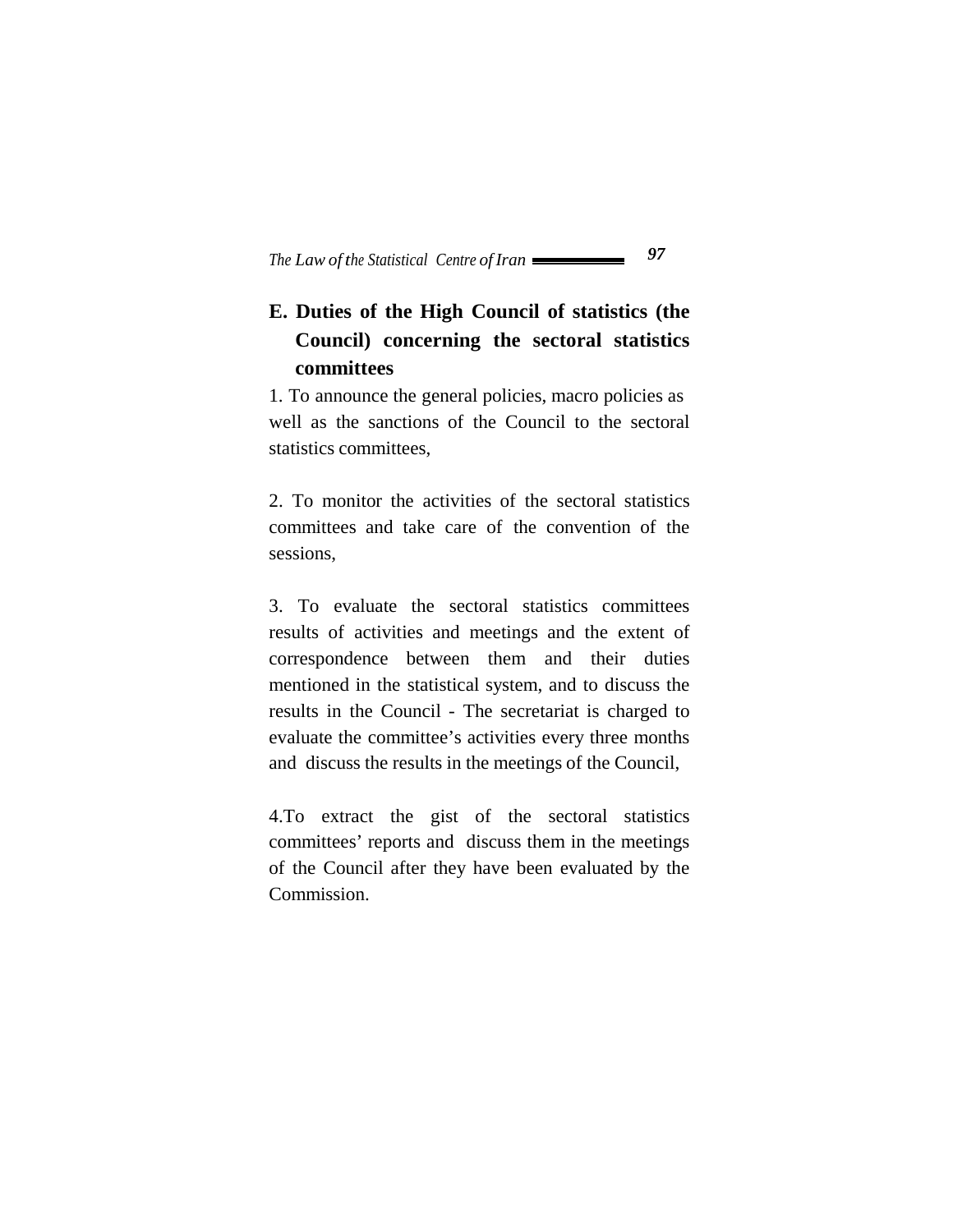## E. Duties of the High Council of statistics (the Council) concerning the sectoral statistics committees

1. To announce the general policies, macro policies as well as the sanctions of the Council to the sectoral statistics committees,

2. To monitor the activities of the sectoral statistics committees and take care of the convention of the sessions,

3. To evaluate the sectoral statistics committees results of activities and meetings and the extent of correspondence between them and their duties mentioned in the statistical system, and to discuss the results in the Council - The secretariat is charged to evaluate the committee's activities every three months and discuss the results in the meetings of the Council,

4. To extract the gist of the sectoral statistics committees' reports and discuss them in the meetings of the Council after they have been evaluated by the Commission.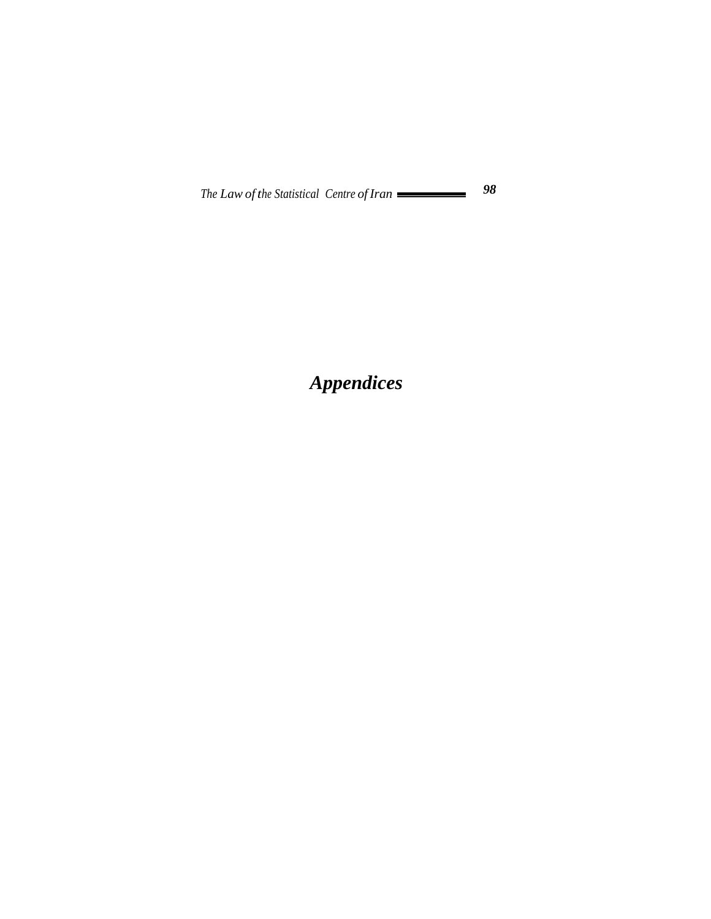# *Appendices*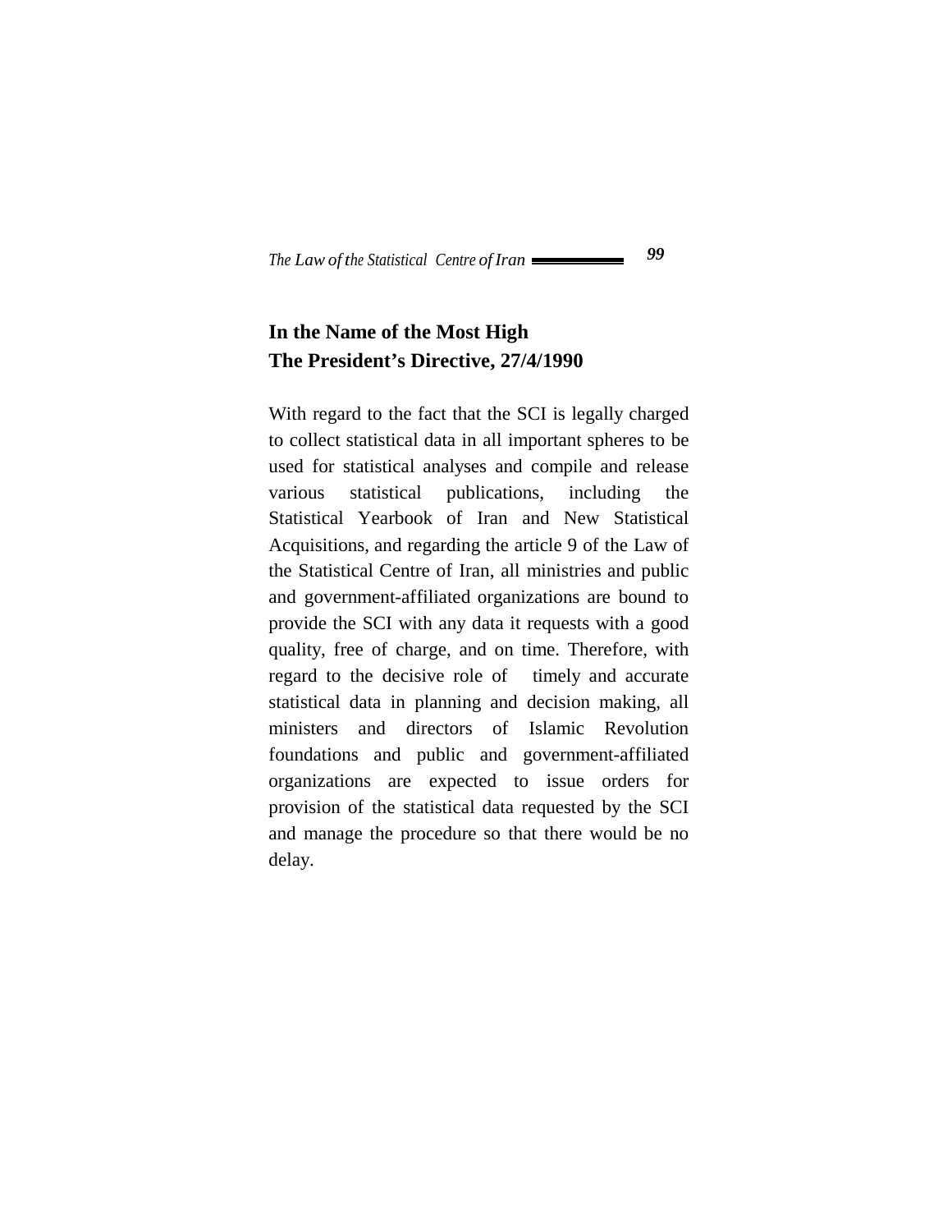**In the Name of the Most High**
**The President's Directive, 27/4/1990**

With regard to the fact that the SCI is legally charged to collect statistical data in all important spheres to be used for statistical analyses and compile and release various statistical publications, including the Statistical Yearbook of Iran and New Statistical Acquisitions, and regarding the article 9 of the Law of the Statistical Centre of Iran, all ministries and public and government-affiliated organizations are bound to provide the SCI with any data it requests with a good quality, free of charge, and on time. Therefore, with regard to the decisive role of timely and accurate statistical data in planning and decision making, all ministers and directors of Islamic Revolution foundations and public and government-affiliated organizations are expected to issue orders for provision of the statistical data requested by the SCI and manage the procedure so that there would be no delay.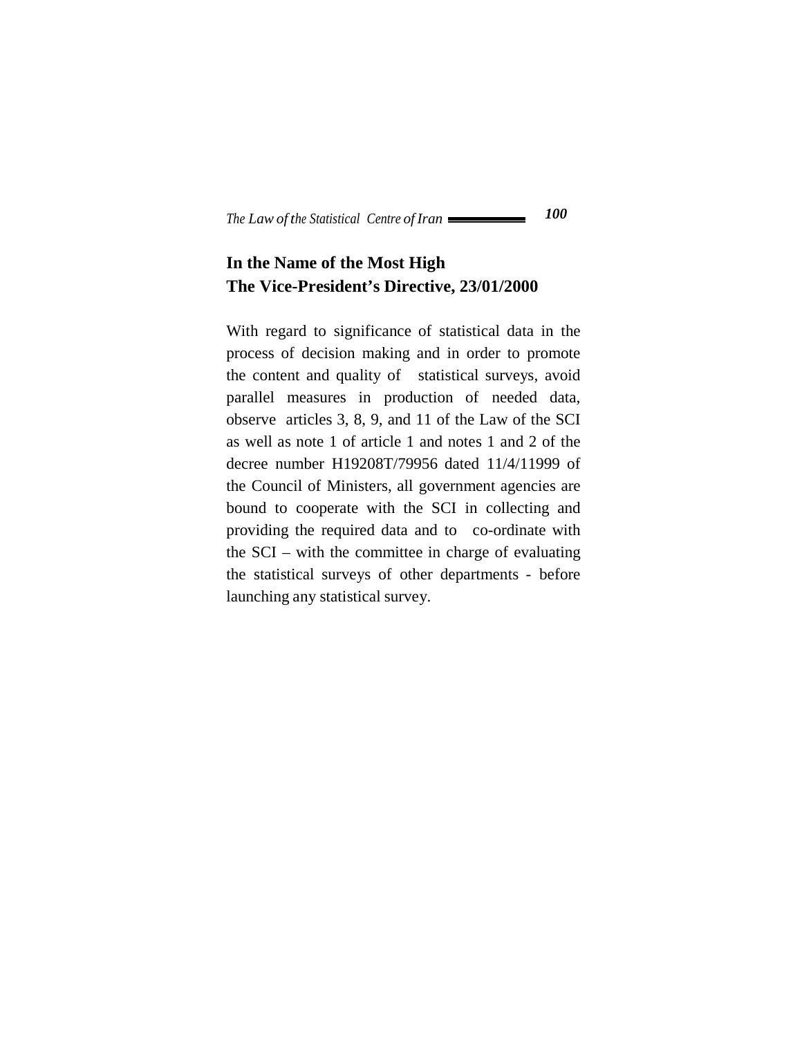## In the Name of the Most High
## The Vice-President's Directive, 23/01/2000

With regard to significance of statistical data in the process of decision making and in order to promote the content and quality of statistical surveys, avoid parallel measures in production of needed data, observe articles 3, 8, 9, and 11 of the Law of the SCI as well as note 1 of article 1 and notes 1 and 2 of the decree number H19208T/79956 dated 11/4/11999 of the Council of Ministers, all government agencies are bound to cooperate with the SCI in collecting and providing the required data and to co-ordinate with the SCI – with the committee in charge of evaluating the statistical surveys of other departments - before launching any statistical survey.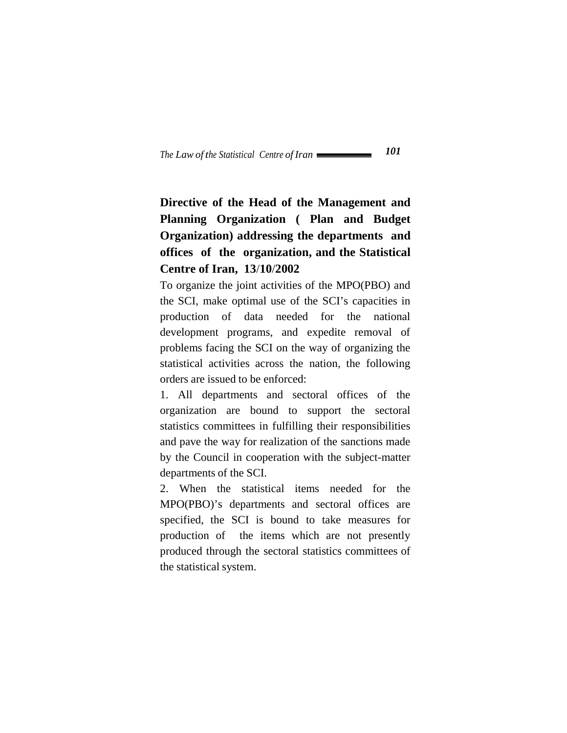## Directive of the Head of the Management and Planning Organization ( Plan and Budget Organization) addressing the departments and offices of the organization, and the Statistical Centre of Iran, 13/10/2002

To organize the joint activities of the MPO(PBO) and the SCI, make optimal use of the SCI's capacities in production of data needed for the national development programs, and expedite removal of problems facing the SCI on the way of organizing the statistical activities across the nation, the following orders are issued to be enforced:

1. All departments and sectoral offices of the organization are bound to support the sectoral statistics committees in fulfilling their responsibilities and pave the way for realization of the sanctions made by the Council in cooperation with the subject-matter departments of the SCI.

2. When the statistical items needed for the MPO(PBO)'s departments and sectoral offices are specified, the SCI is bound to take measures for production of the items which are not presently produced through the sectoral statistics committees of the statistical system.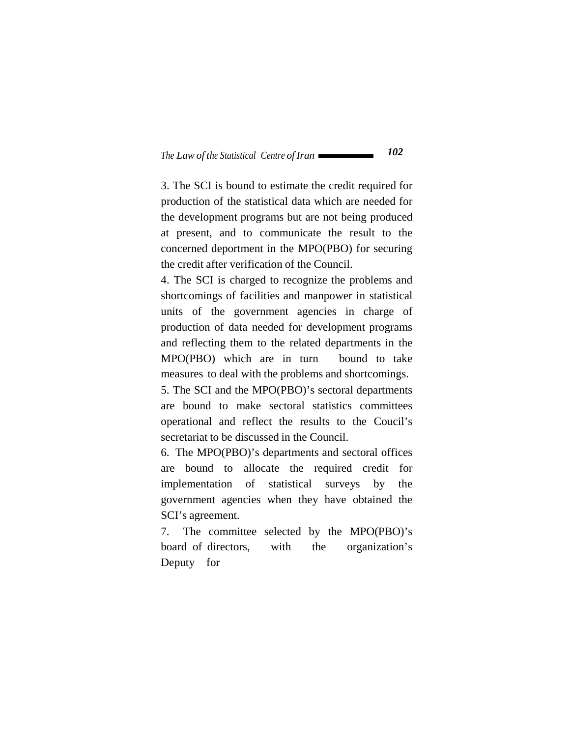3. The SCI is bound to estimate the credit required for production of the statistical data which are needed for the development programs but are not being produced at present, and to communicate the result to the concerned deportment in the MPO(PBO) for securing the credit after verification of the Council.

4. The SCI is charged to recognize the problems and shortcomings of facilities and manpower in statistical units of the government agencies in charge of production of data needed for development programs and reflecting them to the related departments in the MPO(PBO) which are in turn bound to take measures to deal with the problems and shortcomings.

5. The SCI and the MPO(PBO)'s sectoral departments are bound to make sectoral statistics committees operational and reflect the results to the Coucil's secretariat to be discussed in the Council.

6. The MPO(PBO)'s departments and sectoral offices are bound to allocate the required credit for implementation of statistical surveys by the government agencies when they have obtained the SCI's agreement.

7. The committee selected by the MPO(PBO)'s board of directors, with the organization's Deputy for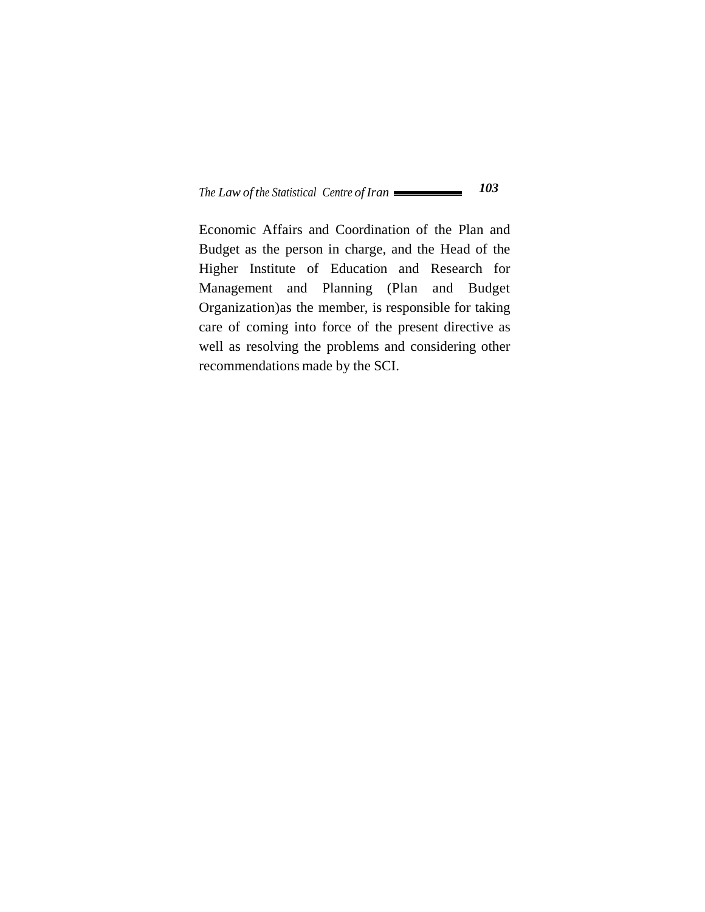Economic Affairs and Coordination of the Plan and Budget as the person in charge, and the Head of the Higher Institute of Education and Research for Management and Planning (Plan and Budget Organization)as the member, is responsible for taking care of coming into force of the present directive as well as resolving the problems and considering other recommendations made by the SCI.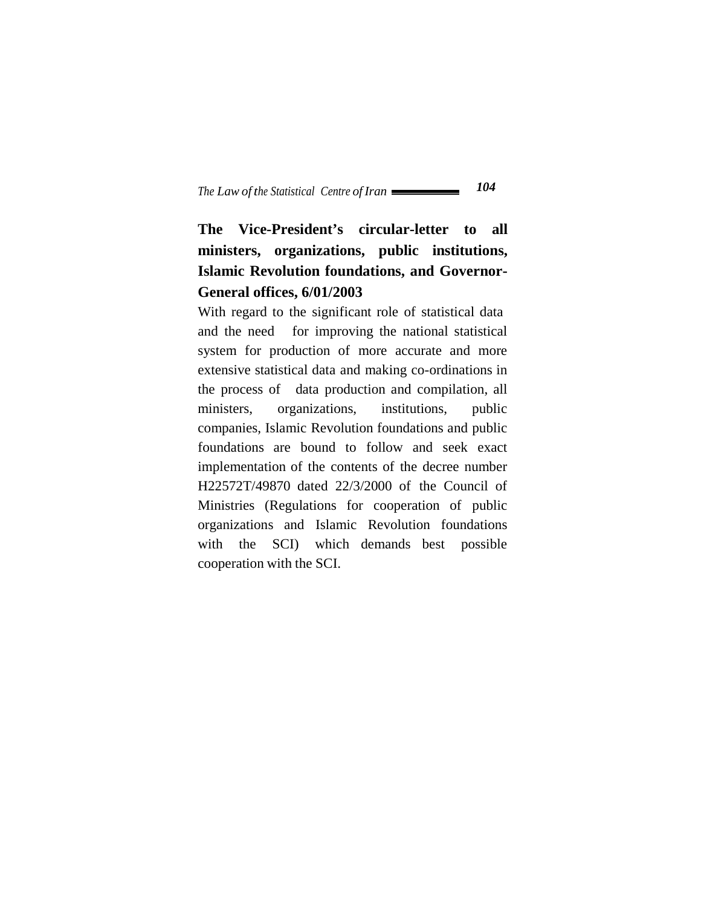## The Vice-President's circular-letter to all ministers, organizations, public institutions, Islamic Revolution foundations, and Governor-General offices, 6/01/2003

With regard to the significant role of statistical data and the need for improving the national statistical system for production of more accurate and more extensive statistical data and making co-ordinations in the process of data production and compilation, all ministers, organizations, institutions, public companies, Islamic Revolution foundations and public foundations are bound to follow and seek exact implementation of the contents of the decree number H22572T/49870 dated 22/3/2000 of the Council of Ministries (Regulations for cooperation of public organizations and Islamic Revolution foundations with the SCI) which demands best possible cooperation with the SCI.